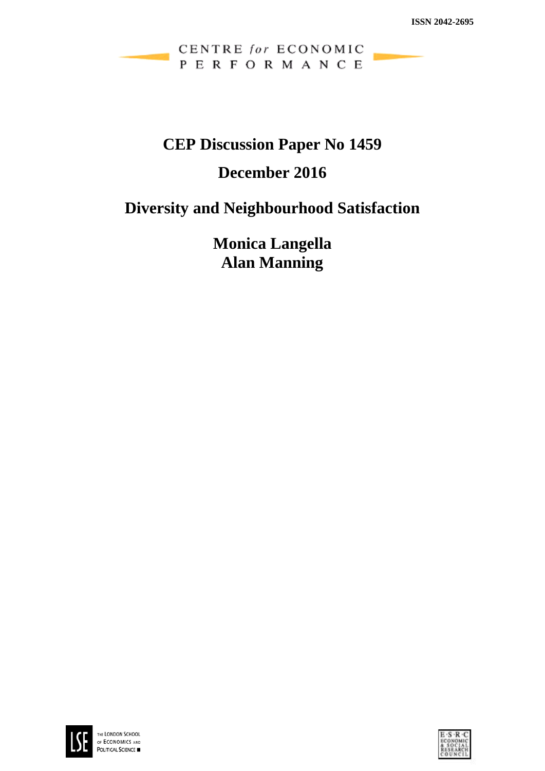ISSN 2042-2695

CENTRE *for* ECONOMIC PERFORMANCE

# CEP Discussion Paper No 1459

## December 2016

# Diversity and Neighbourhood Satisfaction

**Monica Langella**
**Alan Manning**

THE LONDON SCHOOL OF ECONOMICS AND POLITICAL SCIENCE

ESRC ECONOMIC & SOCIAL RESEARCH COUNCIL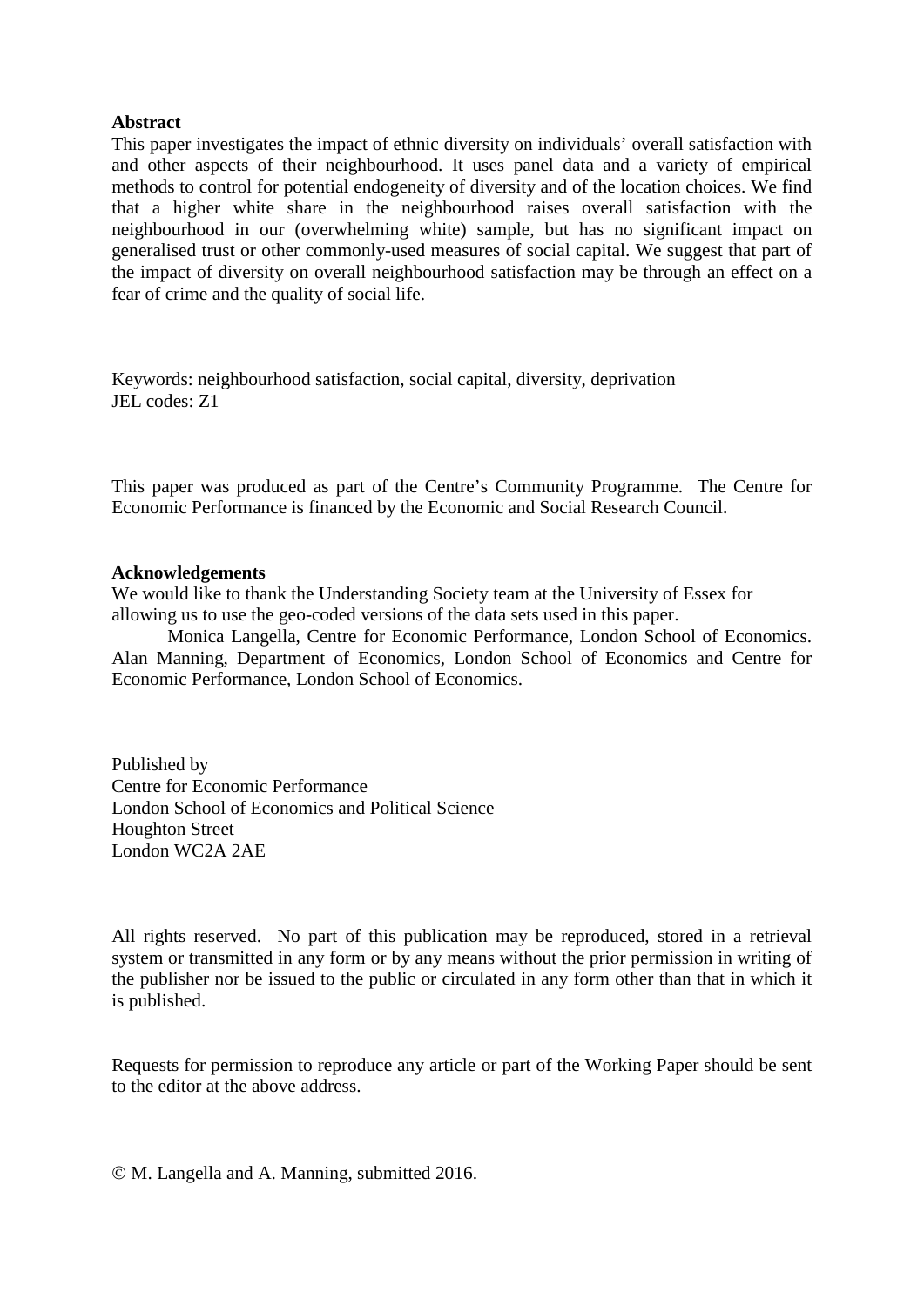**Abstract**

This paper investigates the impact of ethnic diversity on individuals' overall satisfaction with and other aspects of their neighbourhood. It uses panel data and a variety of empirical methods to control for potential endogeneity of diversity and of the location choices. We find that a higher white share in the neighbourhood raises overall satisfaction with the neighbourhood in our (overwhelming white) sample, but has no significant impact on generalised trust or other commonly-used measures of social capital. We suggest that part of the impact of diversity on overall neighbourhood satisfaction may be through an effect on a fear of crime and the quality of social life.

Keywords: neighbourhood satisfaction, social capital, diversity, deprivation
JEL codes: Z1

This paper was produced as part of the Centre's Community Programme. The Centre for Economic Performance is financed by the Economic and Social Research Council.

**Acknowledgements**

We would like to thank the Understanding Society team at the University of Essex for allowing us to use the geo-coded versions of the data sets used in this paper.

Monica Langella, Centre for Economic Performance, London School of Economics. Alan Manning, Department of Economics, London School of Economics and Centre for Economic Performance, London School of Economics.

Published by
Centre for Economic Performance
London School of Economics and Political Science
Houghton Street
London WC2A 2AE

All rights reserved. No part of this publication may be reproduced, stored in a retrieval system or transmitted in any form or by any means without the prior permission in writing of the publisher nor be issued to the public or circulated in any form other than that in which it is published.

Requests for permission to reproduce any article or part of the Working Paper should be sent to the editor at the above address.

© M. Langella and A. Manning, submitted 2016.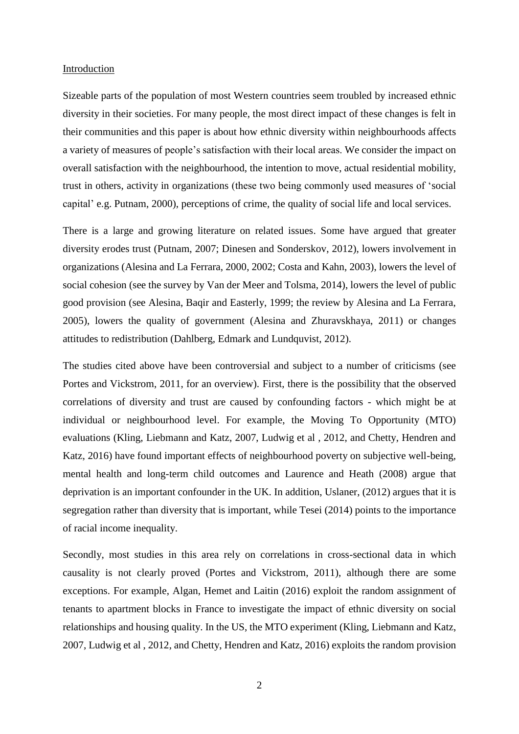## Introduction

Sizeable parts of the population of most Western countries seem troubled by increased ethnic diversity in their societies. For many people, the most direct impact of these changes is felt in their communities and this paper is about how ethnic diversity within neighbourhoods affects a variety of measures of people's satisfaction with their local areas. We consider the impact on overall satisfaction with the neighbourhood, the intention to move, actual residential mobility, trust in others, activity in organizations (these two being commonly used measures of 'social capital' e.g. Putnam, 2000), perceptions of crime, the quality of social life and local services.

There is a large and growing literature on related issues. Some have argued that greater diversity erodes trust (Putnam, 2007; Dinesen and Sonderskov, 2012), lowers involvement in organizations (Alesina and La Ferrara, 2000, 2002; Costa and Kahn, 2003), lowers the level of social cohesion (see the survey by Van der Meer and Tolsma, 2014), lowers the level of public good provision (see Alesina, Baqir and Easterly, 1999; the review by Alesina and La Ferrara, 2005), lowers the quality of government (Alesina and Zhuravskhaya, 2011) or changes attitudes to redistribution (Dahlberg, Edmark and Lundquvist, 2012).

The studies cited above have been controversial and subject to a number of criticisms (see Portes and Vickstrom, 2011, for an overview). First, there is the possibility that the observed correlations of diversity and trust are caused by confounding factors - which might be at individual or neighbourhood level. For example, the Moving To Opportunity (MTO) evaluations (Kling, Liebmann and Katz, 2007, Ludwig et al , 2012, and Chetty, Hendren and Katz, 2016) have found important effects of neighbourhood poverty on subjective well-being, mental health and long-term child outcomes and Laurence and Heath (2008) argue that deprivation is an important confounder in the UK. In addition, Uslaner, (2012) argues that it is segregation rather than diversity that is important, while Tesei (2014) points to the importance of racial income inequality.

Secondly, most studies in this area rely on correlations in cross-sectional data in which causality is not clearly proved (Portes and Vickstrom, 2011), although there are some exceptions. For example, Algan, Hemet and Laitin (2016) exploit the random assignment of tenants to apartment blocks in France to investigate the impact of ethnic diversity on social relationships and housing quality. In the US, the MTO experiment (Kling, Liebmann and Katz, 2007, Ludwig et al , 2012, and Chetty, Hendren and Katz, 2016) exploits the random provision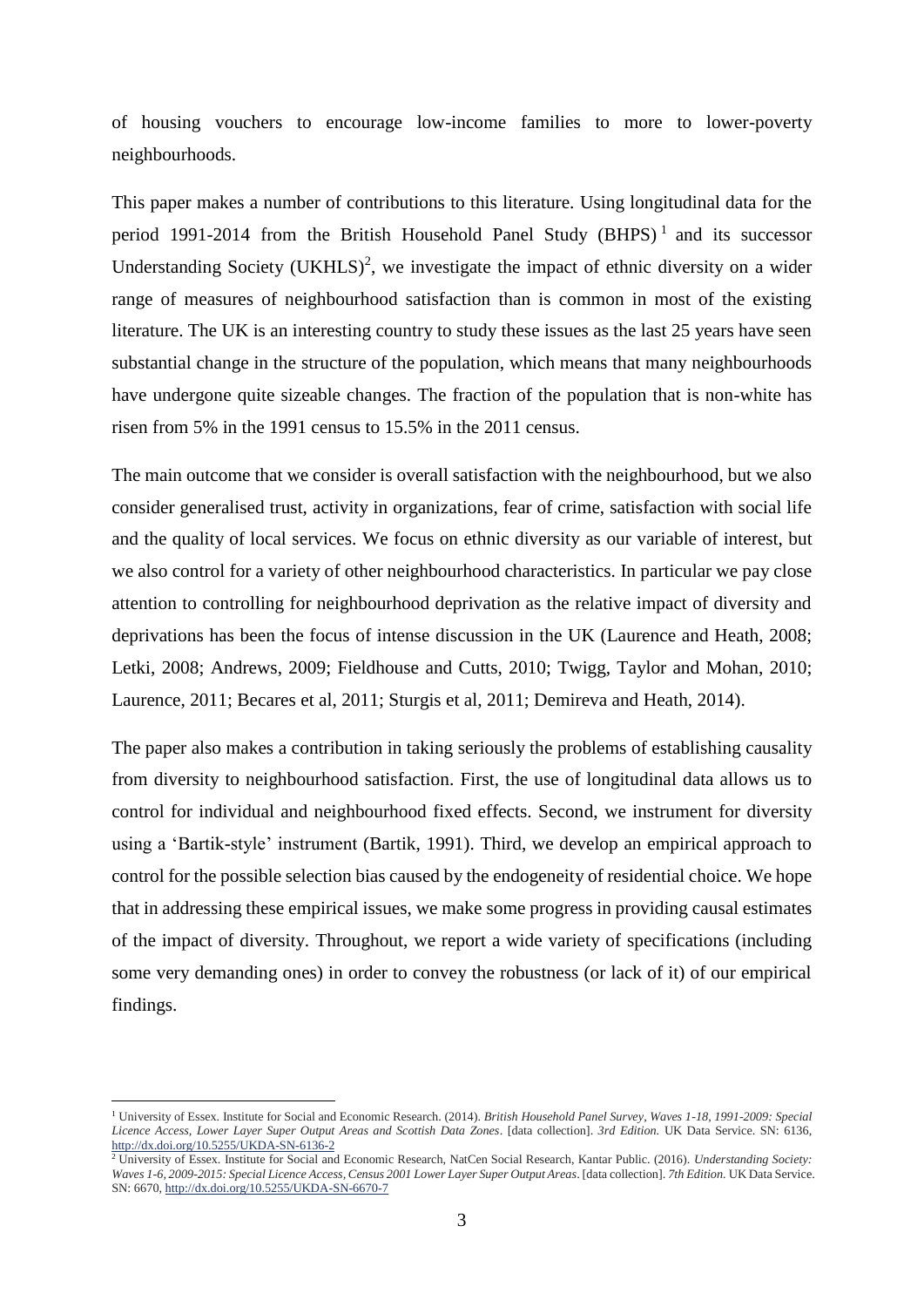of housing vouchers to encourage low-income families to more to lower-poverty neighbourhoods.

This paper makes a number of contributions to this literature. Using longitudinal data for the period 1991-2014 from the British Household Panel Study (BHPS)[1] and its successor Understanding Society (UKHLS)[2], we investigate the impact of ethnic diversity on a wider range of measures of neighbourhood satisfaction than is common in most of the existing literature. The UK is an interesting country to study these issues as the last 25 years have seen substantial change in the structure of the population, which means that many neighbourhoods have undergone quite sizeable changes. The fraction of the population that is non-white has risen from 5% in the 1991 census to 15.5% in the 2011 census.

The main outcome that we consider is overall satisfaction with the neighbourhood, but we also consider generalised trust, activity in organizations, fear of crime, satisfaction with social life and the quality of local services. We focus on ethnic diversity as our variable of interest, but we also control for a variety of other neighbourhood characteristics. In particular we pay close attention to controlling for neighbourhood deprivation as the relative impact of diversity and deprivations has been the focus of intense discussion in the UK (Laurence and Heath, 2008; Letki, 2008; Andrews, 2009; Fieldhouse and Cutts, 2010; Twigg, Taylor and Mohan, 2010; Laurence, 2011; Becares et al, 2011; Sturgis et al, 2011; Demireva and Heath, 2014).

The paper also makes a contribution in taking seriously the problems of establishing causality from diversity to neighbourhood satisfaction. First, the use of longitudinal data allows us to control for individual and neighbourhood fixed effects. Second, we instrument for diversity using a 'Bartik-style' instrument (Bartik, 1991). Third, we develop an empirical approach to control for the possible selection bias caused by the endogeneity of residential choice. We hope that in addressing these empirical issues, we make some progress in providing causal estimates of the impact of diversity. Throughout, we report a wide variety of specifications (including some very demanding ones) in order to convey the robustness (or lack of it) of our empirical findings.

[1] University of Essex. Institute for Social and Economic Research. (2014). *British Household Panel Survey, Waves 1-18, 1991-2009: Special Licence Access, Lower Layer Super Output Areas and Scottish Data Zones*. [data collection]. *3rd Edition.* UK Data Service. SN: 6136, http://dx.doi.org/10.5255/UKDA-SN-6136-2

[2] University of Essex. Institute for Social and Economic Research, NatCen Social Research, Kantar Public. (2016). *Understanding Society: Waves 1-6, 2009-2015: Special Licence Access, Census 2001 Lower Layer Super Output Areas*. [data collection]. *7th Edition.* UK Data Service. SN: 6670, http://dx.doi.org/10.5255/UKDA-SN-6670-7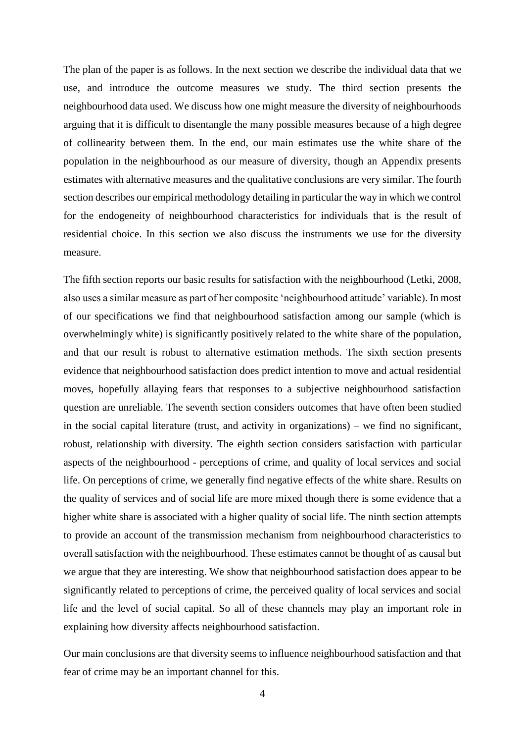The plan of the paper is as follows. In the next section we describe the individual data that we use, and introduce the outcome measures we study. The third section presents the neighbourhood data used. We discuss how one might measure the diversity of neighbourhoods arguing that it is difficult to disentangle the many possible measures because of a high degree of collinearity between them. In the end, our main estimates use the white share of the population in the neighbourhood as our measure of diversity, though an Appendix presents estimates with alternative measures and the qualitative conclusions are very similar. The fourth section describes our empirical methodology detailing in particular the way in which we control for the endogeneity of neighbourhood characteristics for individuals that is the result of residential choice. In this section we also discuss the instruments we use for the diversity measure.

The fifth section reports our basic results for satisfaction with the neighbourhood (Letki, 2008, also uses a similar measure as part of her composite 'neighbourhood attitude' variable). In most of our specifications we find that neighbourhood satisfaction among our sample (which is overwhelmingly white) is significantly positively related to the white share of the population, and that our result is robust to alternative estimation methods. The sixth section presents evidence that neighbourhood satisfaction does predict intention to move and actual residential moves, hopefully allaying fears that responses to a subjective neighbourhood satisfaction question are unreliable. The seventh section considers outcomes that have often been studied in the social capital literature (trust, and activity in organizations) – we find no significant, robust, relationship with diversity. The eighth section considers satisfaction with particular aspects of the neighbourhood - perceptions of crime, and quality of local services and social life. On perceptions of crime, we generally find negative effects of the white share. Results on the quality of services and of social life are more mixed though there is some evidence that a higher white share is associated with a higher quality of social life. The ninth section attempts to provide an account of the transmission mechanism from neighbourhood characteristics to overall satisfaction with the neighbourhood. These estimates cannot be thought of as causal but we argue that they are interesting. We show that neighbourhood satisfaction does appear to be significantly related to perceptions of crime, the perceived quality of local services and social life and the level of social capital. So all of these channels may play an important role in explaining how diversity affects neighbourhood satisfaction.

Our main conclusions are that diversity seems to influence neighbourhood satisfaction and that fear of crime may be an important channel for this.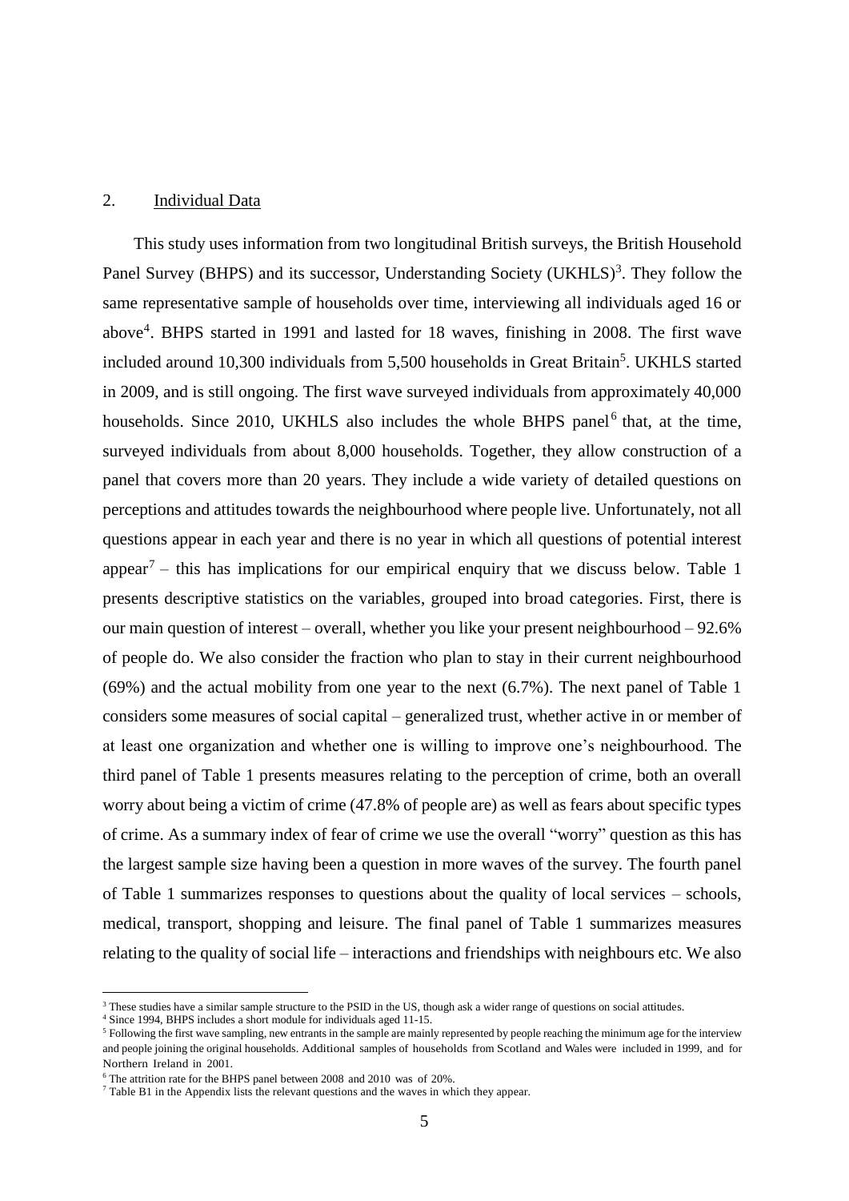## 2. Individual Data

This study uses information from two longitudinal British surveys, the British Household Panel Survey (BHPS) and its successor, Understanding Society (UKHLS)[3]. They follow the same representative sample of households over time, interviewing all individuals aged 16 or above[4]. BHPS started in 1991 and lasted for 18 waves, finishing in 2008. The first wave included around 10,300 individuals from 5,500 households in Great Britain[5]. UKHLS started in 2009, and is still ongoing. The first wave surveyed individuals from approximately 40,000 households. Since 2010, UKHLS also includes the whole BHPS panel[6] that, at the time, surveyed individuals from about 8,000 households. Together, they allow construction of a panel that covers more than 20 years. They include a wide variety of detailed questions on perceptions and attitudes towards the neighbourhood where people live. Unfortunately, not all questions appear in each year and there is no year in which all questions of potential interest appear[7] – this has implications for our empirical enquiry that we discuss below. Table 1 presents descriptive statistics on the variables, grouped into broad categories. First, there is our main question of interest – overall, whether you like your present neighbourhood – 92.6% of people do. We also consider the fraction who plan to stay in their current neighbourhood (69%) and the actual mobility from one year to the next (6.7%). The next panel of Table 1 considers some measures of social capital – generalized trust, whether active in or member of at least one organization and whether one is willing to improve one's neighbourhood. The third panel of Table 1 presents measures relating to the perception of crime, both an overall worry about being a victim of crime (47.8% of people are) as well as fears about specific types of crime. As a summary index of fear of crime we use the overall "worry" question as this has the largest sample size having been a question in more waves of the survey. The fourth panel of Table 1 summarizes responses to questions about the quality of local services – schools, medical, transport, shopping and leisure. The final panel of Table 1 summarizes measures relating to the quality of social life – interactions and friendships with neighbours etc. We also

---

[3] These studies have a similar sample structure to the PSID in the US, though ask a wider range of questions on social attitudes.

[4] Since 1994, BHPS includes a short module for individuals aged 11-15.

[5] Following the first wave sampling, new entrants in the sample are mainly represented by people reaching the minimum age for the interview and people joining the original households. Additional samples of households from Scotland and Wales were included in 1999, and for Northern Ireland in 2001.

[6] The attrition rate for the BHPS panel between 2008 and 2010 was of 20%.

[7] Table B1 in the Appendix lists the relevant questions and the waves in which they appear.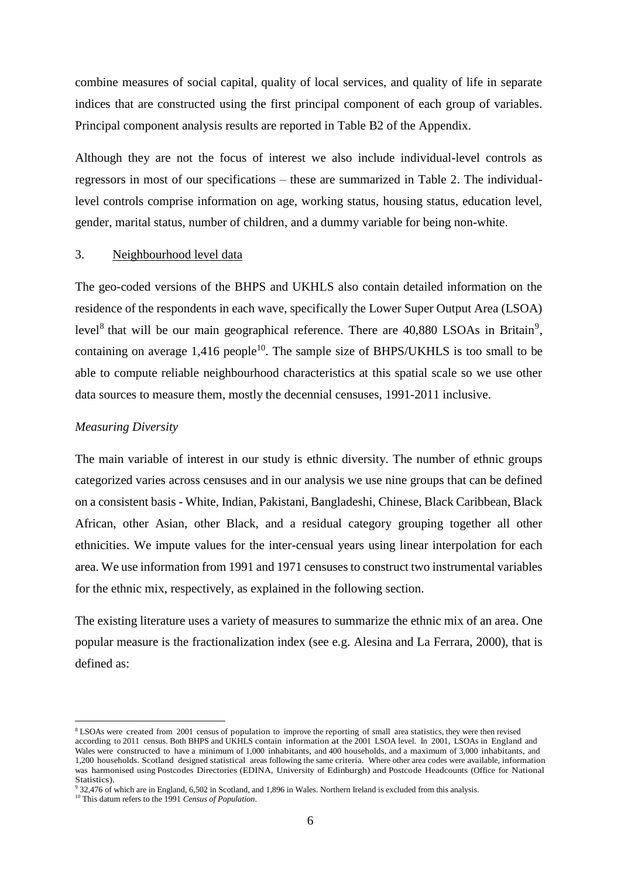combine measures of social capital, quality of local services, and quality of life in separate indices that are constructed using the first principal component of each group of variables. Principal component analysis results are reported in Table B2 of the Appendix.

Although they are not the focus of interest we also include individual-level controls as regressors in most of our specifications – these are summarized in Table 2. The individual-level controls comprise information on age, working status, housing status, education level, gender, marital status, number of children, and a dummy variable for being non-white.

## 3. Neighbourhood level data

The geo-coded versions of the BHPS and UKHLS also contain detailed information on the residence of the respondents in each wave, specifically the Lower Super Output Area (LSOA) level[8] that will be our main geographical reference. There are 40,880 LSOAs in Britain[9], containing on average 1,416 people[10]. The sample size of BHPS/UKHLS is too small to be able to compute reliable neighbourhood characteristics at this spatial scale so we use other data sources to measure them, mostly the decennial censuses, 1991-2011 inclusive.

### *Measuring Diversity*

The main variable of interest in our study is ethnic diversity. The number of ethnic groups categorized varies across censuses and in our analysis we use nine groups that can be defined on a consistent basis - White, Indian, Pakistani, Bangladeshi, Chinese, Black Caribbean, Black African, other Asian, other Black, and a residual category grouping together all other ethnicities. We impute values for the inter-censual years using linear interpolation for each area. We use information from 1991 and 1971 censuses to construct two instrumental variables for the ethnic mix, respectively, as explained in the following section.

The existing literature uses a variety of measures to summarize the ethnic mix of an area. One popular measure is the fractionalization index (see e.g. Alesina and La Ferrara, 2000), that is defined as:

---

[8] LSOAs were created from 2001 census of population to improve the reporting of small area statistics, they were then revised according to 2011 census. Both BHPS and UKHLS contain information at the 2001 LSOA level. In 2001, LSOAs in England and Wales were constructed to have a minimum of 1,000 inhabitants, and 400 households, and a maximum of 3,000 inhabitants, and 1,200 households. Scotland designed statistical areas following the same criteria. Where other area codes were available, information was harmonised using Postcodes Directories (EDINA, University of Edinburgh) and Postcode Headcounts (Office for National Statistics).

[9] 32,476 of which are in England, 6,502 in Scotland, and 1,896 in Wales. Northern Ireland is excluded from this analysis.

[10] This datum refers to the 1991 *Census of Population*.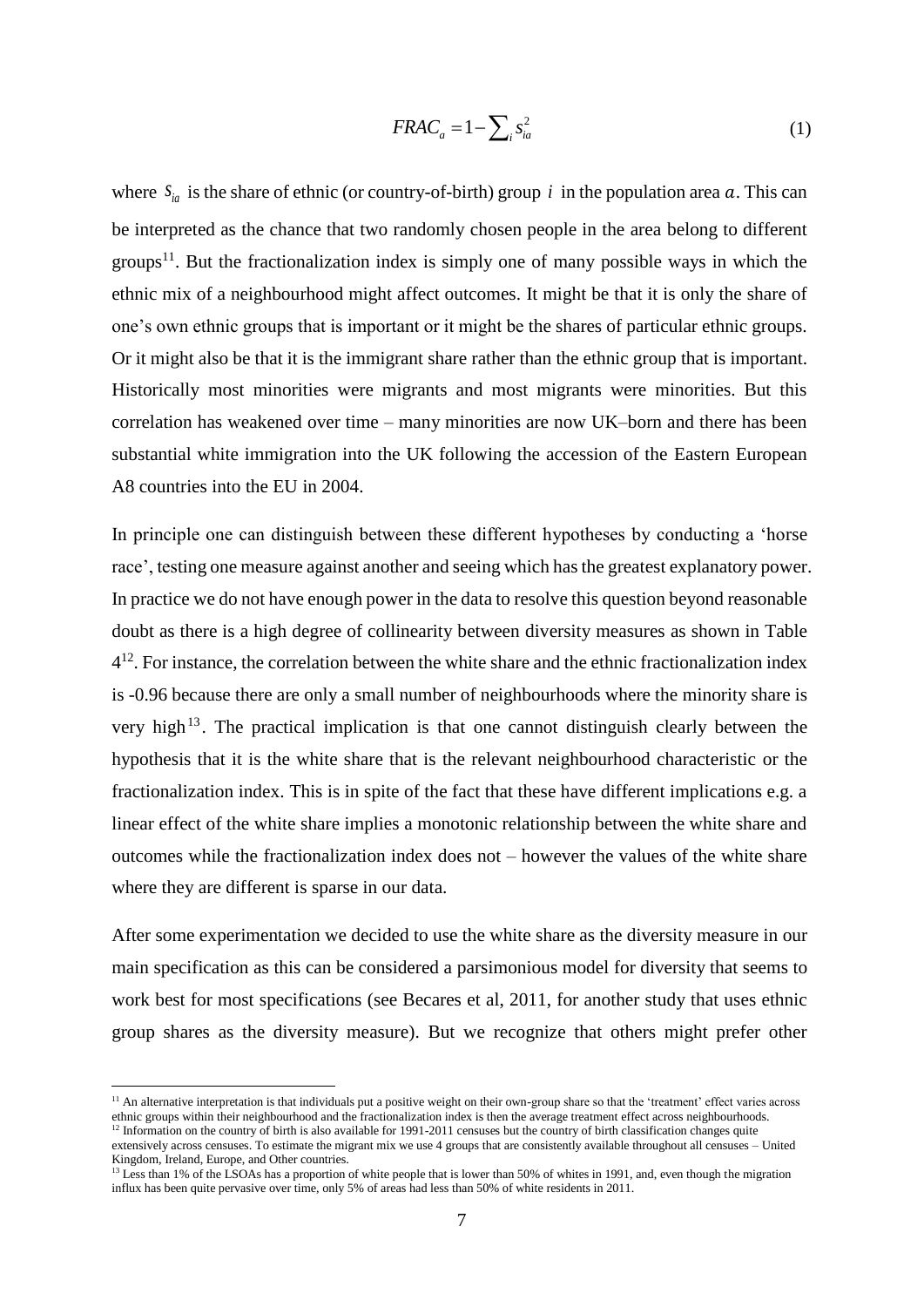$$FRAC_a = 1 - \sum_i s_{ia}^2 \tag{1}$$

where $s_{ia}$ is the share of ethnic (or country-of-birth) group $i$ in the population area $a$. This can be interpreted as the chance that two randomly chosen people in the area belong to different groups[11]. But the fractionalization index is simply one of many possible ways in which the ethnic mix of a neighbourhood might affect outcomes. It might be that it is only the share of one's own ethnic groups that is important or it might be the shares of particular ethnic groups. Or it might also be that it is the immigrant share rather than the ethnic group that is important. Historically most minorities were migrants and most migrants were minorities. But this correlation has weakened over time – many minorities are now UK–born and there has been substantial white immigration into the UK following the accession of the Eastern European A8 countries into the EU in 2004.

In principle one can distinguish between these different hypotheses by conducting a 'horse race', testing one measure against another and seeing which has the greatest explanatory power. In practice we do not have enough power in the data to resolve this question beyond reasonable doubt as there is a high degree of collinearity between diversity measures as shown in Table 4[12]. For instance, the correlation between the white share and the ethnic fractionalization index is -0.96 because there are only a small number of neighbourhoods where the minority share is very high[13]. The practical implication is that one cannot distinguish clearly between the hypothesis that it is the white share that is the relevant neighbourhood characteristic or the fractionalization index. This is in spite of the fact that these have different implications e.g. a linear effect of the white share implies a monotonic relationship between the white share and outcomes while the fractionalization index does not – however the values of the white share where they are different is sparse in our data.

After some experimentation we decided to use the white share as the diversity measure in our main specification as this can be considered a parsimonious model for diversity that seems to work best for most specifications (see Becares et al, 2011, for another study that uses ethnic group shares as the diversity measure). But we recognize that others might prefer other

[11] An alternative interpretation is that individuals put a positive weight on their own-group share so that the 'treatment' effect varies across ethnic groups within their neighbourhood and the fractionalization index is then the average treatment effect across neighbourhoods.

[12] Information on the country of birth is also available for 1991-2011 censuses but the country of birth classification changes quite extensively across censuses. To estimate the migrant mix we use 4 groups that are consistently available throughout all censuses – United Kingdom, Ireland, Europe, and Other countries.

[13] Less than 1% of the LSOAs has a proportion of white people that is lower than 50% of whites in 1991, and, even though the migration influx has been quite pervasive over time, only 5% of areas had less than 50% of white residents in 2011.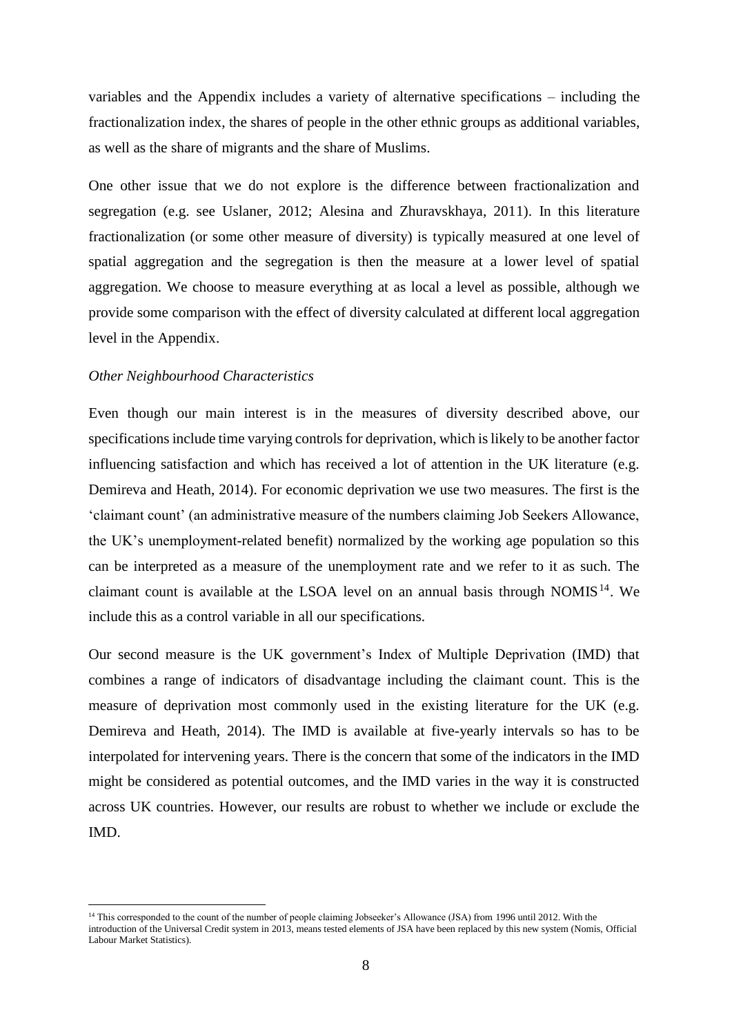variables and the Appendix includes a variety of alternative specifications – including the fractionalization index, the shares of people in the other ethnic groups as additional variables, as well as the share of migrants and the share of Muslims.

One other issue that we do not explore is the difference between fractionalization and segregation (e.g. see Uslaner, 2012; Alesina and Zhuravskhaya, 2011). In this literature fractionalization (or some other measure of diversity) is typically measured at one level of spatial aggregation and the segregation is then the measure at a lower level of spatial aggregation. We choose to measure everything at as local a level as possible, although we provide some comparison with the effect of diversity calculated at different local aggregation level in the Appendix.

*Other Neighbourhood Characteristics*

Even though our main interest is in the measures of diversity described above, our specifications include time varying controls for deprivation, which is likely to be another factor influencing satisfaction and which has received a lot of attention in the UK literature (e.g. Demireva and Heath, 2014). For economic deprivation we use two measures. The first is the 'claimant count' (an administrative measure of the numbers claiming Job Seekers Allowance, the UK's unemployment-related benefit) normalized by the working age population so this can be interpreted as a measure of the unemployment rate and we refer to it as such. The claimant count is available at the LSOA level on an annual basis through NOMIS[14]. We include this as a control variable in all our specifications.

Our second measure is the UK government's Index of Multiple Deprivation (IMD) that combines a range of indicators of disadvantage including the claimant count. This is the measure of deprivation most commonly used in the existing literature for the UK (e.g. Demireva and Heath, 2014). The IMD is available at five-yearly intervals so has to be interpolated for intervening years. There is the concern that some of the indicators in the IMD might be considered as potential outcomes, and the IMD varies in the way it is constructed across UK countries. However, our results are robust to whether we include or exclude the IMD.

[14] This corresponded to the count of the number of people claiming Jobseeker's Allowance (JSA) from 1996 until 2012. With the introduction of the Universal Credit system in 2013, means tested elements of JSA have been replaced by this new system (Nomis, Official Labour Market Statistics).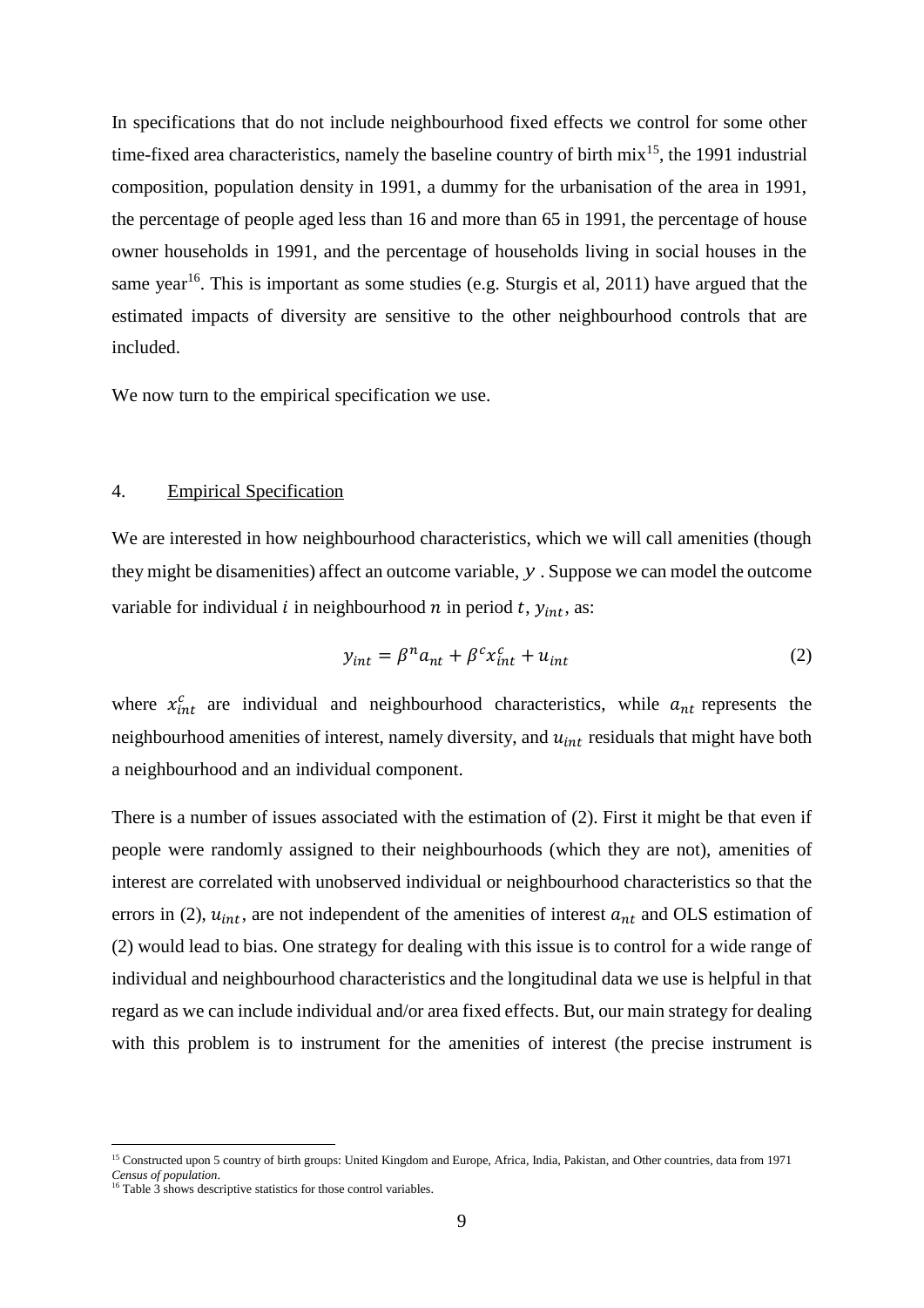In specifications that do not include neighbourhood fixed effects we control for some other time-fixed area characteristics, namely the baseline country of birth mix[15], the 1991 industrial composition, population density in 1991, a dummy for the urbanisation of the area in 1991, the percentage of people aged less than 16 and more than 65 in 1991, the percentage of house owner households in 1991, and the percentage of households living in social houses in the same year[16]. This is important as some studies (e.g. Sturgis et al, 2011) have argued that the estimated impacts of diversity are sensitive to the other neighbourhood controls that are included.

We now turn to the empirical specification we use.

## 4. Empirical Specification

We are interested in how neighbourhood characteristics, which we will call amenities (though they might be disamenities) affect an outcome variable, $y$ . Suppose we can model the outcome variable for individual $i$ in neighbourhood $n$ in period $t$, $y_{int}$, as:

$$y_{int} = \beta^n a_{nt} + \beta^c x_{int}^c + u_{int} \tag{2}$$

where $x_{int}^c$ are individual and neighbourhood characteristics, while $a_{nt}$ represents the neighbourhood amenities of interest, namely diversity, and $u_{int}$ residuals that might have both a neighbourhood and an individual component.

There is a number of issues associated with the estimation of (2). First it might be that even if people were randomly assigned to their neighbourhoods (which they are not), amenities of interest are correlated with unobserved individual or neighbourhood characteristics so that the errors in (2), $u_{int}$, are not independent of the amenities of interest $a_{nt}$ and OLS estimation of (2) would lead to bias. One strategy for dealing with this issue is to control for a wide range of individual and neighbourhood characteristics and the longitudinal data we use is helpful in that regard as we can include individual and/or area fixed effects. But, our main strategy for dealing with this problem is to instrument for the amenities of interest (the precise instrument is

[15] Constructed upon 5 country of birth groups: United Kingdom and Europe, Africa, India, Pakistan, and Other countries, data from 1971 *Census of population*.

[16] Table 3 shows descriptive statistics for those control variables.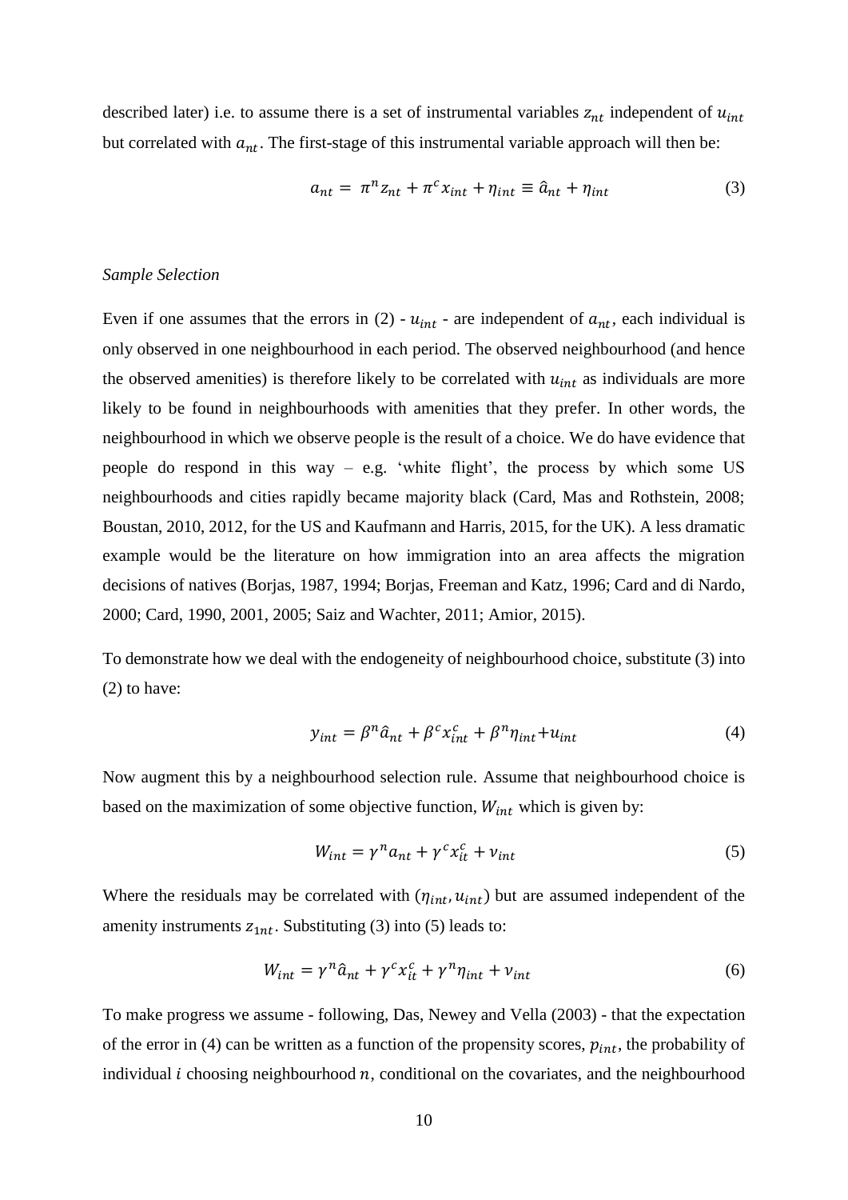described later) i.e. to assume there is a set of instrumental variables $z_{nt}$ independent of $u_{int}$ but correlated with $a_{nt}$. The first-stage of this instrumental variable approach will then be:

$$a_{nt} = \pi^n z_{nt} + \pi^c x_{int} + \eta_{int} \equiv \hat{a}_{nt} + \eta_{int} \tag{3}$$

*Sample Selection*

Even if one assumes that the errors in (2) - $u_{int}$ - are independent of $a_{nt}$, each individual is only observed in one neighbourhood in each period. The observed neighbourhood (and hence the observed amenities) is therefore likely to be correlated with $u_{int}$ as individuals are more likely to be found in neighbourhoods with amenities that they prefer. In other words, the neighbourhood in which we observe people is the result of a choice. We do have evidence that people do respond in this way – e.g. 'white flight', the process by which some US neighbourhoods and cities rapidly became majority black (Card, Mas and Rothstein, 2008; Boustan, 2010, 2012, for the US and Kaufmann and Harris, 2015, for the UK). A less dramatic example would be the literature on how immigration into an area affects the migration decisions of natives (Borjas, 1987, 1994; Borjas, Freeman and Katz, 1996; Card and di Nardo, 2000; Card, 1990, 2001, 2005; Saiz and Wachter, 2011; Amior, 2015).

To demonstrate how we deal with the endogeneity of neighbourhood choice, substitute (3) into (2) to have:

$$y_{int} = \beta^n \hat{a}_{nt} + \beta^c x_{int}^c + \beta^n \eta_{int} + u_{int} \tag{4}$$

Now augment this by a neighbourhood selection rule. Assume that neighbourhood choice is based on the maximization of some objective function, $W_{int}$ which is given by:

$$W_{int} = \gamma^n a_{nt} + \gamma^c x_{it}^c + \nu_{int} \tag{5}$$

Where the residuals may be correlated with $(\eta_{int}, u_{int})$ but are assumed independent of the amenity instruments $z_{1nt}$. Substituting (3) into (5) leads to:

$$W_{int} = \gamma^n \hat{a}_{nt} + \gamma^c x_{it}^c + \gamma^n \eta_{int} + \nu_{int} \tag{6}$$

To make progress we assume - following, Das, Newey and Vella (2003) - that the expectation of the error in (4) can be written as a function of the propensity scores, $p_{int}$, the probability of individual $i$ choosing neighbourhood $n$, conditional on the covariates, and the neighbourhood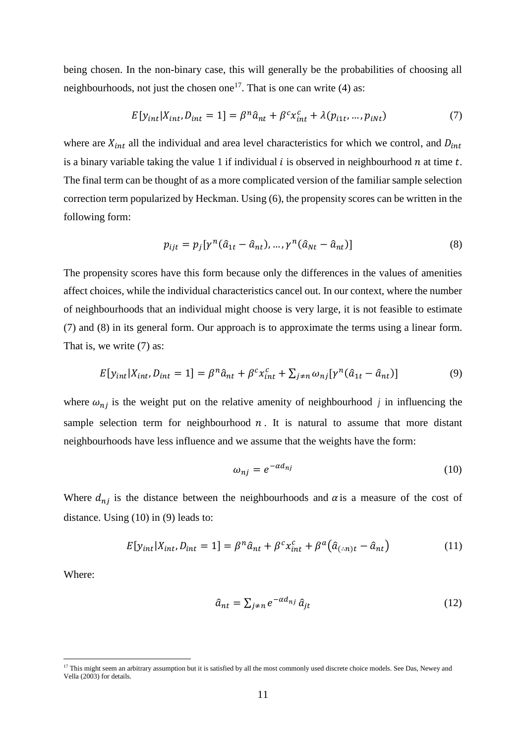being chosen. In the non-binary case, this will generally be the probabilities of choosing all neighbourhoods, not just the chosen one[17]. That is one can write (4) as:

$$E[y_{int}|X_{int}, D_{int} = 1] = \beta^n \hat{a}_{nt} + \beta^c x_{int}^c + \lambda(p_{i1t}, \ldots, p_{iNt}) \tag{7}$$

where are $X_{int}$ all the individual and area level characteristics for which we control, and $D_{int}$ is a binary variable taking the value 1 if individual $i$ is observed in neighbourhood $n$ at time $t$. The final term can be thought of as a more complicated version of the familiar sample selection correction term popularized by Heckman. Using (6), the propensity scores can be written in the following form:

$$p_{ijt} = p_j[\gamma^n(\hat{a}_{1t} - \hat{a}_{nt}), \ldots, \gamma^n(\hat{a}_{Nt} - \hat{a}_{nt})] \tag{8}$$

The propensity scores have this form because only the differences in the values of amenities affect choices, while the individual characteristics cancel out. In our context, where the number of neighbourhoods that an individual might choose is very large, it is not feasible to estimate (7) and (8) in its general form. Our approach is to approximate the terms using a linear form. That is, we write (7) as:

$$E[y_{int}|X_{int}, D_{int} = 1] = \beta^n \hat{a}_{nt} + \beta^c x_{int}^c + \sum_{j \neq n} \omega_{nj}[\gamma^n(\hat{a}_{1t} - \hat{a}_{nt})] \tag{9}$$

where $\omega_{nj}$ is the weight put on the relative amenity of neighbourhood $j$ in influencing the sample selection term for neighbourhood $n$. It is natural to assume that more distant neighbourhoods have less influence and we assume that the weights have the form:

$$\omega_{nj} = e^{-\alpha d_{nj}} \tag{10}$$

Where $d_{nj}$ is the distance between the neighbourhoods and $\alpha$ is a measure of the cost of distance. Using (10) in (9) leads to:

$$E[y_{int}|X_{int}, D_{int} = 1] = \beta^n \hat{a}_{nt} + \beta^c x_{int}^c + \beta^a\left(\hat{a}_{(\therefore n)t} - \hat{a}_{nt}\right) \tag{11}$$

Where:

$$\hat{a}_{nt} = \sum_{j \neq n} e^{-\alpha d_{nj}} \hat{a}_{jt} \tag{12}$$

[17] This might seem an arbitrary assumption but it is satisfied by all the most commonly used discrete choice models. See Das, Newey and Vella (2003) for details.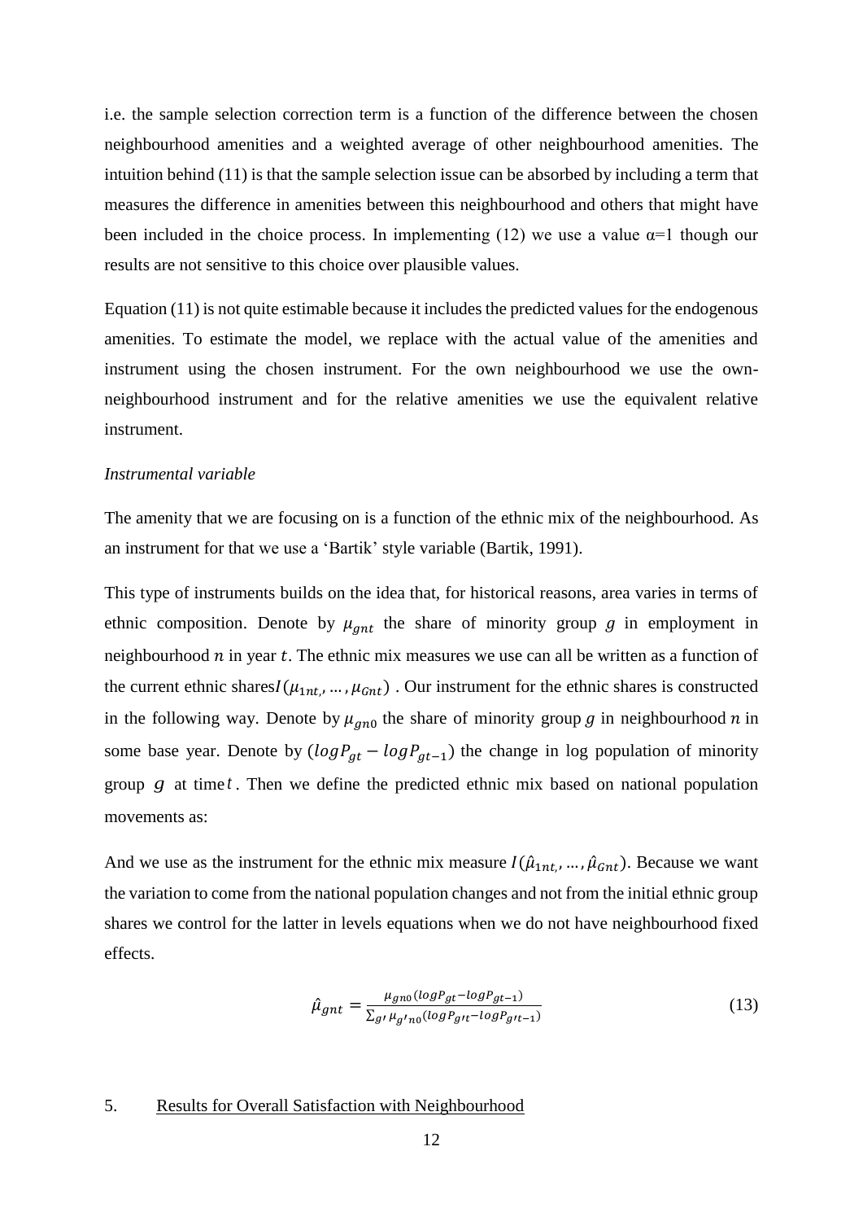i.e. the sample selection correction term is a function of the difference between the chosen neighbourhood amenities and a weighted average of other neighbourhood amenities. The intuition behind (11) is that the sample selection issue can be absorbed by including a term that measures the difference in amenities between this neighbourhood and others that might have been included in the choice process. In implementing (12) we use a value $\alpha$=1 though our results are not sensitive to this choice over plausible values.

Equation (11) is not quite estimable because it includes the predicted values for the endogenous amenities. To estimate the model, we replace with the actual value of the amenities and instrument using the chosen instrument. For the own neighbourhood we use the own-neighbourhood instrument and for the relative amenities we use the equivalent relative instrument.

*Instrumental variable*

The amenity that we are focusing on is a function of the ethnic mix of the neighbourhood. As an instrument for that we use a 'Bartik' style variable (Bartik, 1991).

This type of instruments builds on the idea that, for historical reasons, area varies in terms of ethnic composition. Denote by $\mu_{gnt}$ the share of minority group $g$ in employment in neighbourhood $n$ in year $t$. The ethnic mix measures we use can all be written as a function of the current ethnic shares$I(\mu_{1nt,}, \ldots, \mu_{Gnt})$ . Our instrument for the ethnic shares is constructed in the following way. Denote by $\mu_{gn0}$ the share of minority group $g$ in neighbourhood $n$ in some base year. Denote by $(logP_{gt} - logP_{gt-1})$ the change in log population of minority group $g$ at time $t$. Then we define the predicted ethnic mix based on national population movements as:

And we use as the instrument for the ethnic mix measure $I(\hat{\mu}_{1nt,}, \ldots, \hat{\mu}_{Gnt})$. Because we want the variation to come from the national population changes and not from the initial ethnic group shares we control for the latter in levels equations when we do not have neighbourhood fixed effects.

$$\hat{\mu}_{gnt} = \frac{\mu_{gn0}(logP_{gt} - logP_{gt-1})}{\sum_{g'} \mu_{g'n0}(logP_{g't} - logP_{g't-1})} \tag{13}$$

## 5. Results for Overall Satisfaction with Neighbourhood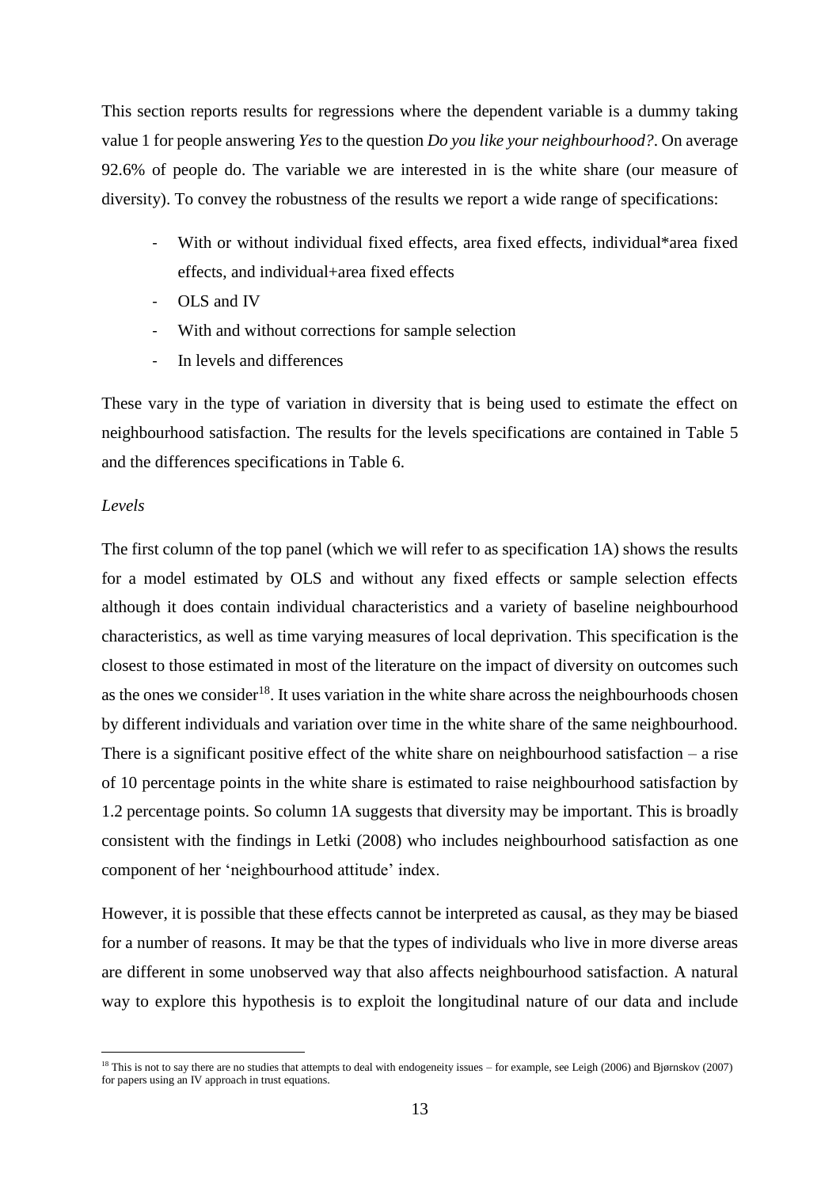This section reports results for regressions where the dependent variable is a dummy taking value 1 for people answering *Yes* to the question *Do you like your neighbourhood?*. On average 92.6% of people do. The variable we are interested in is the white share (our measure of diversity). To convey the robustness of the results we report a wide range of specifications:

- With or without individual fixed effects, area fixed effects, individual*area fixed effects, and individual+area fixed effects
- OLS and IV
- With and without corrections for sample selection
- In levels and differences

These vary in the type of variation in diversity that is being used to estimate the effect on neighbourhood satisfaction. The results for the levels specifications are contained in Table 5 and the differences specifications in Table 6.

*Levels*

The first column of the top panel (which we will refer to as specification 1A) shows the results for a model estimated by OLS and without any fixed effects or sample selection effects although it does contain individual characteristics and a variety of baseline neighbourhood characteristics, as well as time varying measures of local deprivation. This specification is the closest to those estimated in most of the literature on the impact of diversity on outcomes such as the ones we consider[18]. It uses variation in the white share across the neighbourhoods chosen by different individuals and variation over time in the white share of the same neighbourhood. There is a significant positive effect of the white share on neighbourhood satisfaction – a rise of 10 percentage points in the white share is estimated to raise neighbourhood satisfaction by 1.2 percentage points. So column 1A suggests that diversity may be important. This is broadly consistent with the findings in Letki (2008) who includes neighbourhood satisfaction as one component of her 'neighbourhood attitude' index.

However, it is possible that these effects cannot be interpreted as causal, as they may be biased for a number of reasons. It may be that the types of individuals who live in more diverse areas are different in some unobserved way that also affects neighbourhood satisfaction. A natural way to explore this hypothesis is to exploit the longitudinal nature of our data and include

[18] This is not to say there are no studies that attempts to deal with endogeneity issues – for example, see Leigh (2006) and Bjørnskov (2007) for papers using an IV approach in trust equations.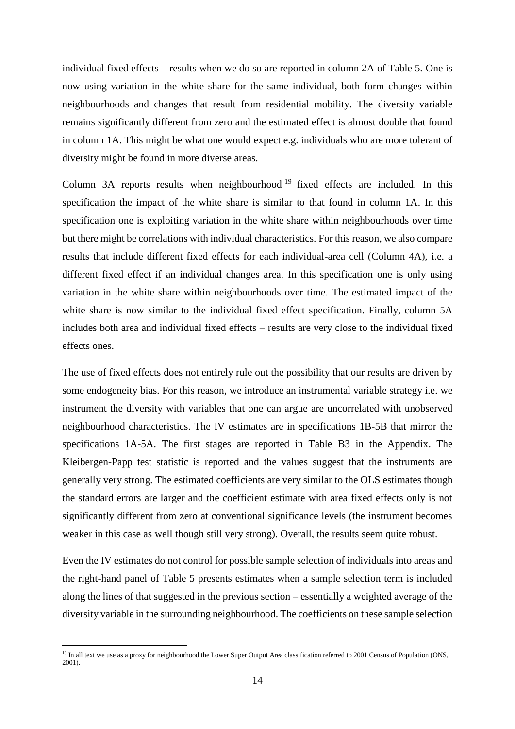individual fixed effects – results when we do so are reported in column 2A of Table 5. One is now using variation in the white share for the same individual, both form changes within neighbourhoods and changes that result from residential mobility. The diversity variable remains significantly different from zero and the estimated effect is almost double that found in column 1A. This might be what one would expect e.g. individuals who are more tolerant of diversity might be found in more diverse areas.

Column 3A reports results when neighbourhood[19] fixed effects are included. In this specification the impact of the white share is similar to that found in column 1A. In this specification one is exploiting variation in the white share within neighbourhoods over time but there might be correlations with individual characteristics. For this reason, we also compare results that include different fixed effects for each individual-area cell (Column 4A), i.e. a different fixed effect if an individual changes area. In this specification one is only using variation in the white share within neighbourhoods over time. The estimated impact of the white share is now similar to the individual fixed effect specification. Finally, column 5A includes both area and individual fixed effects – results are very close to the individual fixed effects ones.

The use of fixed effects does not entirely rule out the possibility that our results are driven by some endogeneity bias. For this reason, we introduce an instrumental variable strategy i.e. we instrument the diversity with variables that one can argue are uncorrelated with unobserved neighbourhood characteristics. The IV estimates are in specifications 1B-5B that mirror the specifications 1A-5A. The first stages are reported in Table B3 in the Appendix. The Kleibergen-Papp test statistic is reported and the values suggest that the instruments are generally very strong. The estimated coefficients are very similar to the OLS estimates though the standard errors are larger and the coefficient estimate with area fixed effects only is not significantly different from zero at conventional significance levels (the instrument becomes weaker in this case as well though still very strong). Overall, the results seem quite robust.

Even the IV estimates do not control for possible sample selection of individuals into areas and the right-hand panel of Table 5 presents estimates when a sample selection term is included along the lines of that suggested in the previous section – essentially a weighted average of the diversity variable in the surrounding neighbourhood. The coefficients on these sample selection

[19] In all text we use as a proxy for neighbourhood the Lower Super Output Area classification referred to 2001 Census of Population (ONS, 2001).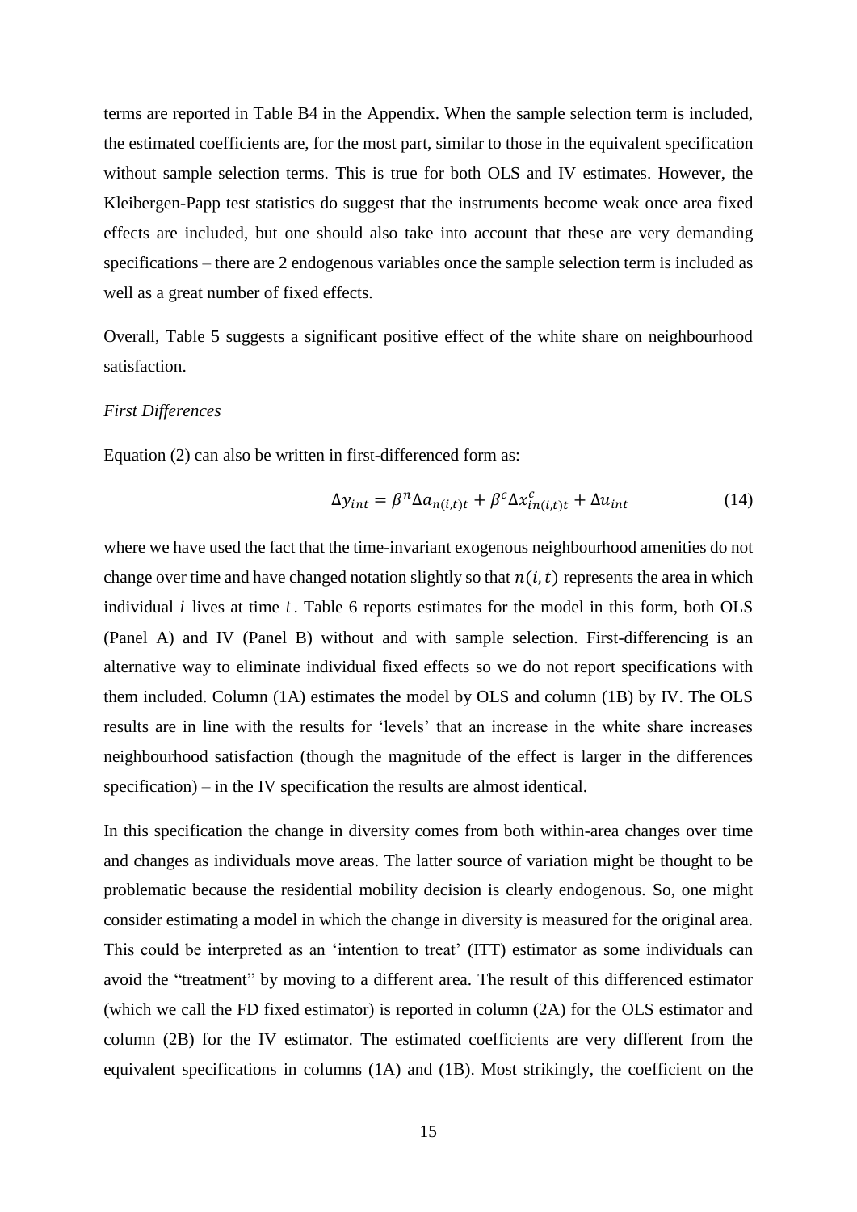terms are reported in Table B4 in the Appendix. When the sample selection term is included, the estimated coefficients are, for the most part, similar to those in the equivalent specification without sample selection terms. This is true for both OLS and IV estimates. However, the Kleibergen-Papp test statistics do suggest that the instruments become weak once area fixed effects are included, but one should also take into account that these are very demanding specifications – there are 2 endogenous variables once the sample selection term is included as well as a great number of fixed effects.

Overall, Table 5 suggests a significant positive effect of the white share on neighbourhood satisfaction.

*First Differences*

Equation (2) can also be written in first-differenced form as:

$$\Delta y_{int} = \beta^n \Delta a_{n(i,t)t} + \beta^c \Delta x^c_{in(i,t)t} + \Delta u_{int} \tag{14}$$

where we have used the fact that the time-invariant exogenous neighbourhood amenities do not change over time and have changed notation slightly so that $n(i,t)$ represents the area in which individual $i$ lives at time $t$. Table 6 reports estimates for the model in this form, both OLS (Panel A) and IV (Panel B) without and with sample selection. First-differencing is an alternative way to eliminate individual fixed effects so we do not report specifications with them included. Column (1A) estimates the model by OLS and column (1B) by IV. The OLS results are in line with the results for 'levels' that an increase in the white share increases neighbourhood satisfaction (though the magnitude of the effect is larger in the differences specification) – in the IV specification the results are almost identical.

In this specification the change in diversity comes from both within-area changes over time and changes as individuals move areas. The latter source of variation might be thought to be problematic because the residential mobility decision is clearly endogenous. So, one might consider estimating a model in which the change in diversity is measured for the original area. This could be interpreted as an 'intention to treat' (ITT) estimator as some individuals can avoid the "treatment" by moving to a different area. The result of this differenced estimator (which we call the FD fixed estimator) is reported in column (2A) for the OLS estimator and column (2B) for the IV estimator. The estimated coefficients are very different from the equivalent specifications in columns (1A) and (1B). Most strikingly, the coefficient on the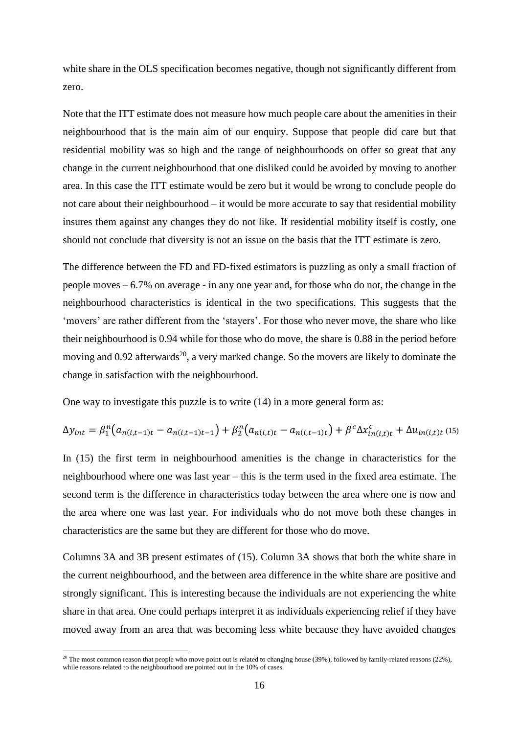white share in the OLS specification becomes negative, though not significantly different from zero.

Note that the ITT estimate does not measure how much people care about the amenities in their neighbourhood that is the main aim of our enquiry. Suppose that people did care but that residential mobility was so high and the range of neighbourhoods on offer so great that any change in the current neighbourhood that one disliked could be avoided by moving to another area. In this case the ITT estimate would be zero but it would be wrong to conclude people do not care about their neighbourhood – it would be more accurate to say that residential mobility insures them against any changes they do not like. If residential mobility itself is costly, one should not conclude that diversity is not an issue on the basis that the ITT estimate is zero.

The difference between the FD and FD-fixed estimators is puzzling as only a small fraction of people moves – 6.7% on average - in any one year and, for those who do not, the change in the neighbourhood characteristics is identical in the two specifications. This suggests that the 'movers' are rather different from the 'stayers'. For those who never move, the share who like their neighbourhood is 0.94 while for those who do move, the share is 0.88 in the period before moving and 0.92 afterwards[20], a very marked change. So the movers are likely to dominate the change in satisfaction with the neighbourhood.

One way to investigate this puzzle is to write (14) in a more general form as:

$$\Delta y_{int} = \beta_1^n\left(a_{n(i,t-1)t} - a_{n(i,t-1)t-1}\right) + \beta_2^n\left(a_{n(i,t)t} - a_{n(i,t-1)t}\right) + \beta^c \Delta x_{in(i,t)t}^c + \Delta u_{in(i,t)t} \quad (15)$$

In (15) the first term in neighbourhood amenities is the change in characteristics for the neighbourhood where one was last year – this is the term used in the fixed area estimate. The second term is the difference in characteristics today between the area where one is now and the area where one was last year. For individuals who do not move both these changes in characteristics are the same but they are different for those who do move.

Columns 3A and 3B present estimates of (15). Column 3A shows that both the white share in the current neighbourhood, and the between area difference in the white share are positive and strongly significant. This is interesting because the individuals are not experiencing the white share in that area. One could perhaps interpret it as individuals experiencing relief if they have moved away from an area that was becoming less white because they have avoided changes

[20] The most common reason that people who move point out is related to changing house (39%), followed by family-related reasons (22%), while reasons related to the neighbourhood are pointed out in the 10% of cases.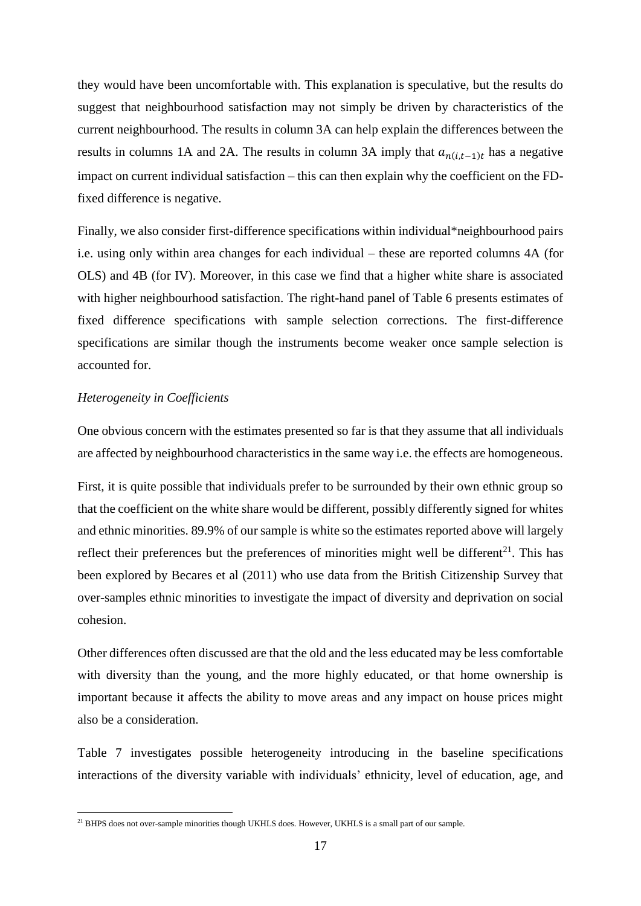they would have been uncomfortable with. This explanation is speculative, but the results do suggest that neighbourhood satisfaction may not simply be driven by characteristics of the current neighbourhood. The results in column 3A can help explain the differences between the results in columns 1A and 2A. The results in column 3A imply that $a_{n(i,t-1)t}$ has a negative impact on current individual satisfaction – this can then explain why the coefficient on the FD-fixed difference is negative.

Finally, we also consider first-difference specifications within individual*neighbourhood pairs i.e. using only within area changes for each individual – these are reported columns 4A (for OLS) and 4B (for IV). Moreover, in this case we find that a higher white share is associated with higher neighbourhood satisfaction. The right-hand panel of Table 6 presents estimates of fixed difference specifications with sample selection corrections. The first-difference specifications are similar though the instruments become weaker once sample selection is accounted for.

*Heterogeneity in Coefficients*

One obvious concern with the estimates presented so far is that they assume that all individuals are affected by neighbourhood characteristics in the same way i.e. the effects are homogeneous.

First, it is quite possible that individuals prefer to be surrounded by their own ethnic group so that the coefficient on the white share would be different, possibly differently signed for whites and ethnic minorities. 89.9% of our sample is white so the estimates reported above will largely reflect their preferences but the preferences of minorities might well be different[21]. This has been explored by Becares et al (2011) who use data from the British Citizenship Survey that over-samples ethnic minorities to investigate the impact of diversity and deprivation on social cohesion.

Other differences often discussed are that the old and the less educated may be less comfortable with diversity than the young, and the more highly educated, or that home ownership is important because it affects the ability to move areas and any impact on house prices might also be a consideration.

Table 7 investigates possible heterogeneity introducing in the baseline specifications interactions of the diversity variable with individuals' ethnicity, level of education, age, and

[21] BHPS does not over-sample minorities though UKHLS does. However, UKHLS is a small part of our sample.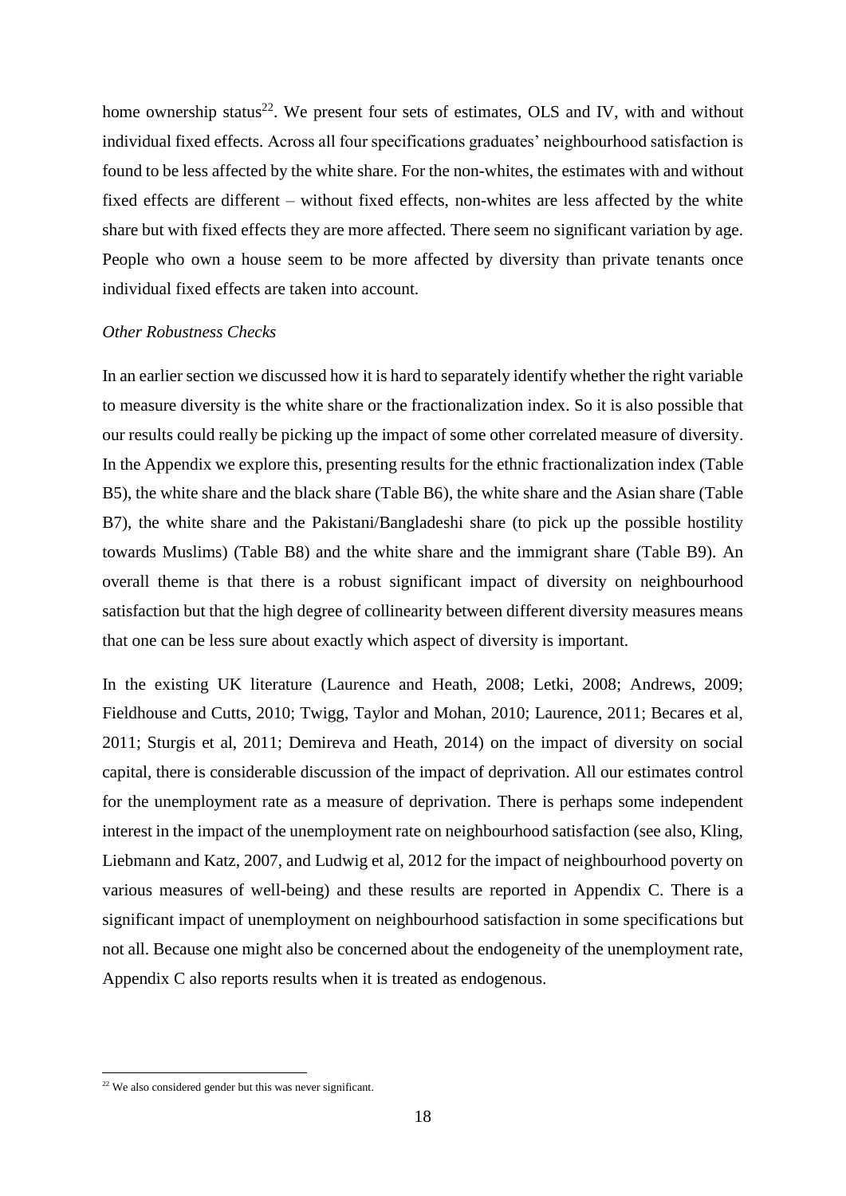home ownership status[22]. We present four sets of estimates, OLS and IV, with and without individual fixed effects. Across all four specifications graduates' neighbourhood satisfaction is found to be less affected by the white share. For the non-whites, the estimates with and without fixed effects are different – without fixed effects, non-whites are less affected by the white share but with fixed effects they are more affected. There seem no significant variation by age. People who own a house seem to be more affected by diversity than private tenants once individual fixed effects are taken into account.

*Other Robustness Checks*

In an earlier section we discussed how it is hard to separately identify whether the right variable to measure diversity is the white share or the fractionalization index. So it is also possible that our results could really be picking up the impact of some other correlated measure of diversity. In the Appendix we explore this, presenting results for the ethnic fractionalization index (Table B5), the white share and the black share (Table B6), the white share and the Asian share (Table B7), the white share and the Pakistani/Bangladeshi share (to pick up the possible hostility towards Muslims) (Table B8) and the white share and the immigrant share (Table B9). An overall theme is that there is a robust significant impact of diversity on neighbourhood satisfaction but that the high degree of collinearity between different diversity measures means that one can be less sure about exactly which aspect of diversity is important.

In the existing UK literature (Laurence and Heath, 2008; Letki, 2008; Andrews, 2009; Fieldhouse and Cutts, 2010; Twigg, Taylor and Mohan, 2010; Laurence, 2011; Becares et al, 2011; Sturgis et al, 2011; Demireva and Heath, 2014) on the impact of diversity on social capital, there is considerable discussion of the impact of deprivation. All our estimates control for the unemployment rate as a measure of deprivation. There is perhaps some independent interest in the impact of the unemployment rate on neighbourhood satisfaction (see also, Kling, Liebmann and Katz, 2007, and Ludwig et al, 2012 for the impact of neighbourhood poverty on various measures of well-being) and these results are reported in Appendix C. There is a significant impact of unemployment on neighbourhood satisfaction in some specifications but not all. Because one might also be concerned about the endogeneity of the unemployment rate, Appendix C also reports results when it is treated as endogenous.

[22] We also considered gender but this was never significant.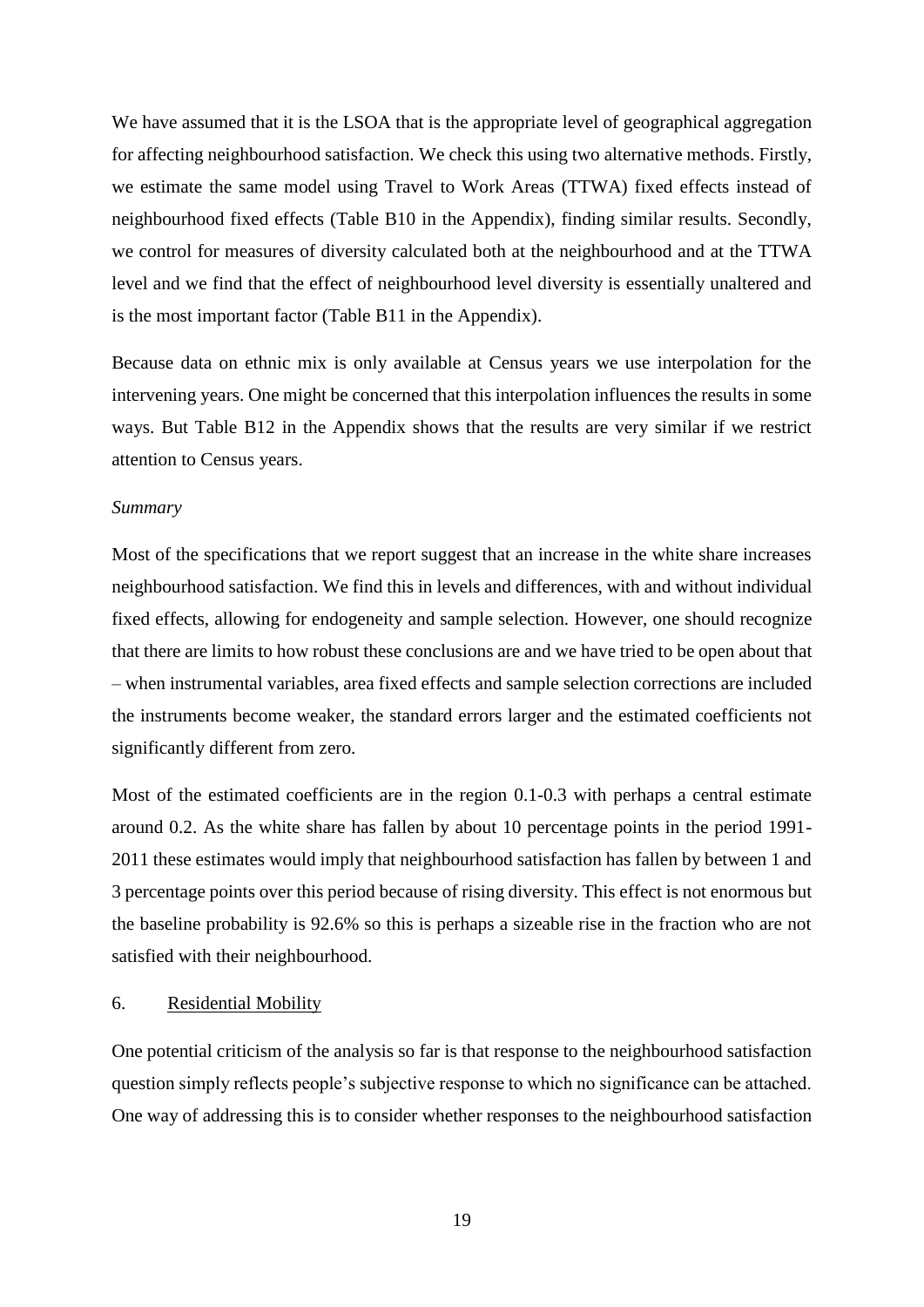We have assumed that it is the LSOA that is the appropriate level of geographical aggregation for affecting neighbourhood satisfaction. We check this using two alternative methods. Firstly, we estimate the same model using Travel to Work Areas (TTWA) fixed effects instead of neighbourhood fixed effects (Table B10 in the Appendix), finding similar results. Secondly, we control for measures of diversity calculated both at the neighbourhood and at the TTWA level and we find that the effect of neighbourhood level diversity is essentially unaltered and is the most important factor (Table B11 in the Appendix).

Because data on ethnic mix is only available at Census years we use interpolation for the intervening years. One might be concerned that this interpolation influences the results in some ways. But Table B12 in the Appendix shows that the results are very similar if we restrict attention to Census years.

*Summary*

Most of the specifications that we report suggest that an increase in the white share increases neighbourhood satisfaction. We find this in levels and differences, with and without individual fixed effects, allowing for endogeneity and sample selection. However, one should recognize that there are limits to how robust these conclusions are and we have tried to be open about that – when instrumental variables, area fixed effects and sample selection corrections are included the instruments become weaker, the standard errors larger and the estimated coefficients not significantly different from zero.

Most of the estimated coefficients are in the region 0.1-0.3 with perhaps a central estimate around 0.2. As the white share has fallen by about 10 percentage points in the period 1991-2011 these estimates would imply that neighbourhood satisfaction has fallen by between 1 and 3 percentage points over this period because of rising diversity. This effect is not enormous but the baseline probability is 92.6% so this is perhaps a sizeable rise in the fraction who are not satisfied with their neighbourhood.

## 6. Residential Mobility

One potential criticism of the analysis so far is that response to the neighbourhood satisfaction question simply reflects people's subjective response to which no significance can be attached. One way of addressing this is to consider whether responses to the neighbourhood satisfaction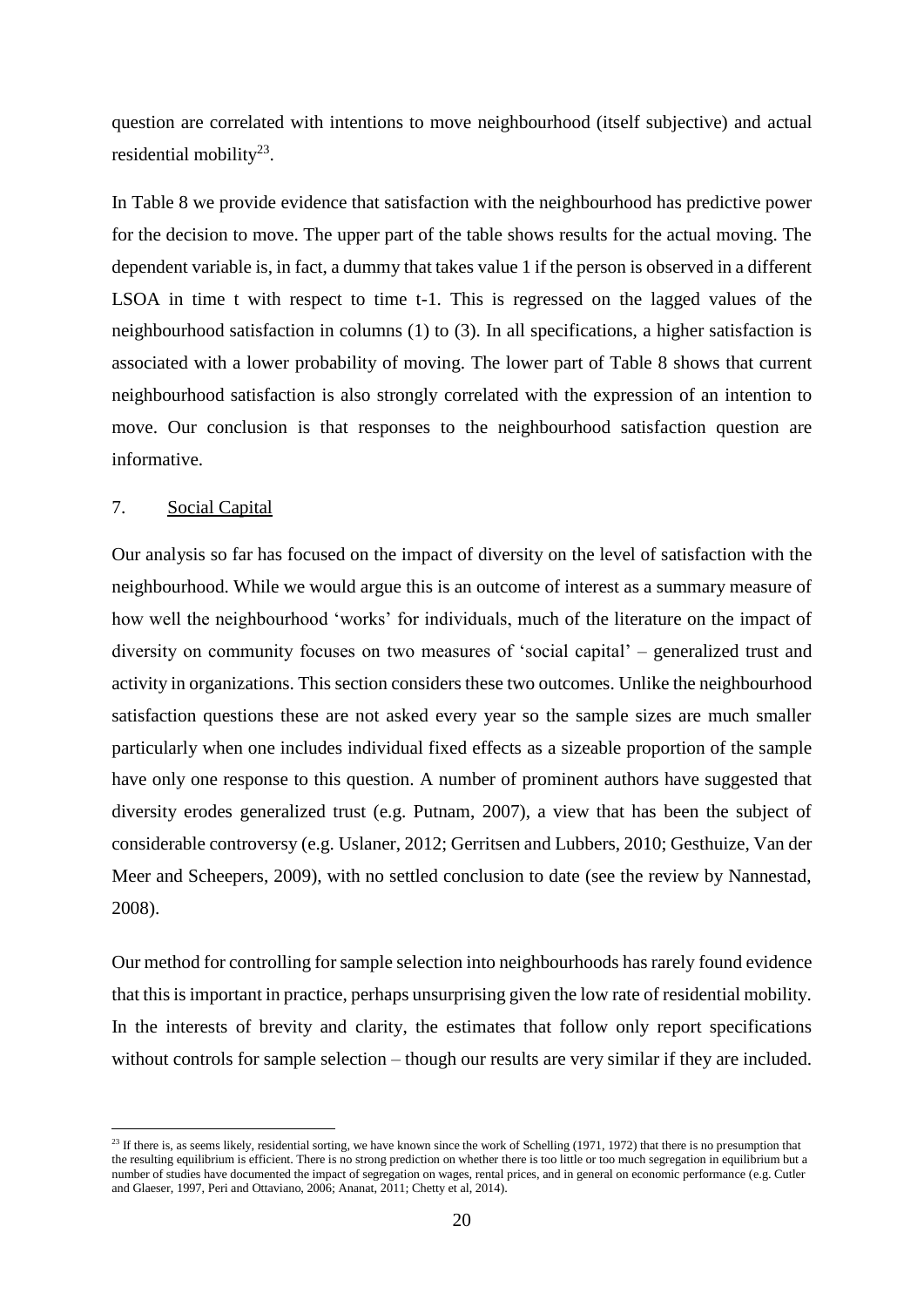question are correlated with intentions to move neighbourhood (itself subjective) and actual residential mobility[23].

In Table 8 we provide evidence that satisfaction with the neighbourhood has predictive power for the decision to move. The upper part of the table shows results for the actual moving. The dependent variable is, in fact, a dummy that takes value 1 if the person is observed in a different LSOA in time t with respect to time t-1. This is regressed on the lagged values of the neighbourhood satisfaction in columns (1) to (3). In all specifications, a higher satisfaction is associated with a lower probability of moving. The lower part of Table 8 shows that current neighbourhood satisfaction is also strongly correlated with the expression of an intention to move. Our conclusion is that responses to the neighbourhood satisfaction question are informative.

## 7. Social Capital

Our analysis so far has focused on the impact of diversity on the level of satisfaction with the neighbourhood. While we would argue this is an outcome of interest as a summary measure of how well the neighbourhood 'works' for individuals, much of the literature on the impact of diversity on community focuses on two measures of 'social capital' – generalized trust and activity in organizations. This section considers these two outcomes. Unlike the neighbourhood satisfaction questions these are not asked every year so the sample sizes are much smaller particularly when one includes individual fixed effects as a sizeable proportion of the sample have only one response to this question. A number of prominent authors have suggested that diversity erodes generalized trust (e.g. Putnam, 2007), a view that has been the subject of considerable controversy (e.g. Uslaner, 2012; Gerritsen and Lubbers, 2010; Gesthuize, Van der Meer and Scheepers, 2009), with no settled conclusion to date (see the review by Nannestad, 2008).

Our method for controlling for sample selection into neighbourhoods has rarely found evidence that this is important in practice, perhaps unsurprising given the low rate of residential mobility. In the interests of brevity and clarity, the estimates that follow only report specifications without controls for sample selection – though our results are very similar if they are included.

[23] If there is, as seems likely, residential sorting, we have known since the work of Schelling (1971, 1972) that there is no presumption that the resulting equilibrium is efficient. There is no strong prediction on whether there is too little or too much segregation in equilibrium but a number of studies have documented the impact of segregation on wages, rental prices, and in general on economic performance (e.g. Cutler and Glaeser, 1997, Peri and Ottaviano, 2006; Ananat, 2011; Chetty et al, 2014).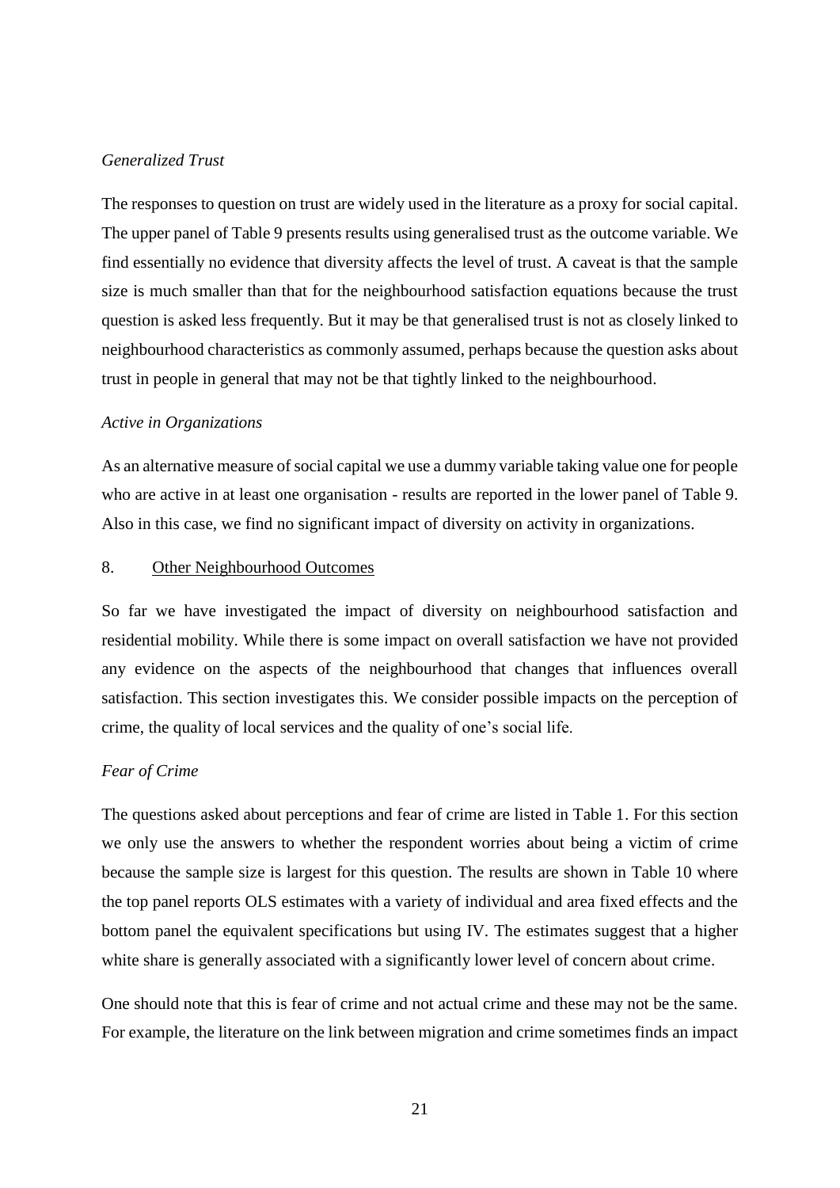*Generalized Trust*

The responses to question on trust are widely used in the literature as a proxy for social capital. The upper panel of Table 9 presents results using generalised trust as the outcome variable. We find essentially no evidence that diversity affects the level of trust. A caveat is that the sample size is much smaller than that for the neighbourhood satisfaction equations because the trust question is asked less frequently. But it may be that generalised trust is not as closely linked to neighbourhood characteristics as commonly assumed, perhaps because the question asks about trust in people in general that may not be that tightly linked to the neighbourhood.

*Active in Organizations*

As an alternative measure of social capital we use a dummy variable taking value one for people who are active in at least one organisation - results are reported in the lower panel of Table 9. Also in this case, we find no significant impact of diversity on activity in organizations.

## 8. Other Neighbourhood Outcomes

So far we have investigated the impact of diversity on neighbourhood satisfaction and residential mobility. While there is some impact on overall satisfaction we have not provided any evidence on the aspects of the neighbourhood that changes that influences overall satisfaction. This section investigates this. We consider possible impacts on the perception of crime, the quality of local services and the quality of one's social life.

*Fear of Crime*

The questions asked about perceptions and fear of crime are listed in Table 1. For this section we only use the answers to whether the respondent worries about being a victim of crime because the sample size is largest for this question. The results are shown in Table 10 where the top panel reports OLS estimates with a variety of individual and area fixed effects and the bottom panel the equivalent specifications but using IV. The estimates suggest that a higher white share is generally associated with a significantly lower level of concern about crime.

One should note that this is fear of crime and not actual crime and these may not be the same. For example, the literature on the link between migration and crime sometimes finds an impact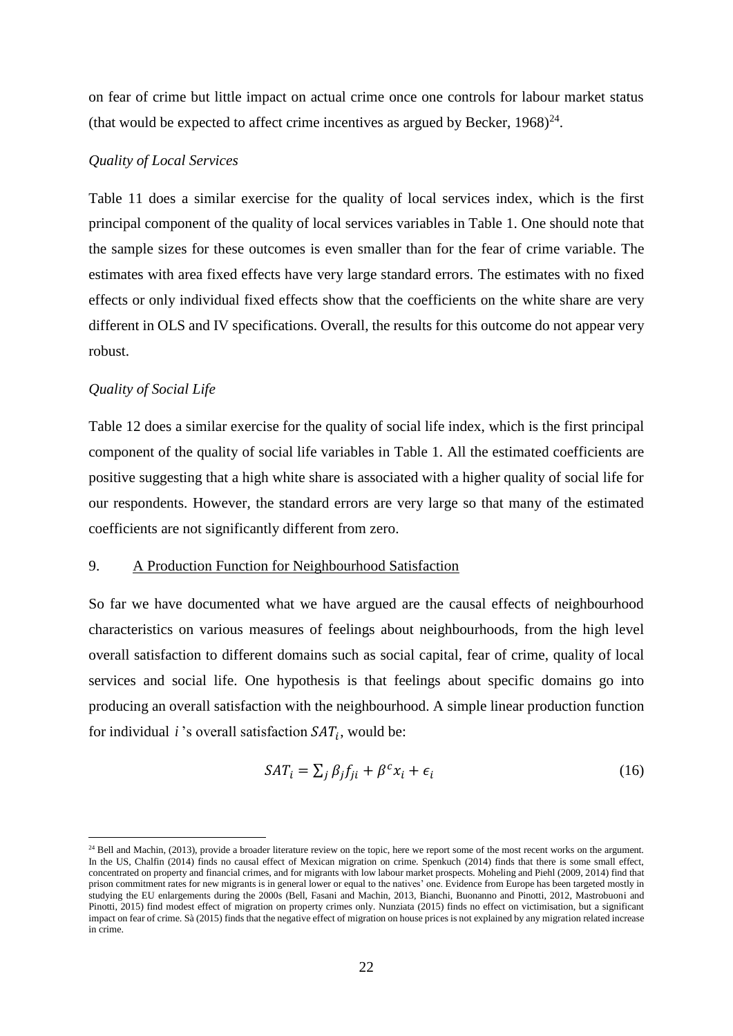on fear of crime but little impact on actual crime once one controls for labour market status (that would be expected to affect crime incentives as argued by Becker, 1968)[24].

*Quality of Local Services*

Table 11 does a similar exercise for the quality of local services index, which is the first principal component of the quality of local services variables in Table 1. One should note that the sample sizes for these outcomes is even smaller than for the fear of crime variable. The estimates with area fixed effects have very large standard errors. The estimates with no fixed effects or only individual fixed effects show that the coefficients on the white share are very different in OLS and IV specifications. Overall, the results for this outcome do not appear very robust.

*Quality of Social Life*

Table 12 does a similar exercise for the quality of social life index, which is the first principal component of the quality of social life variables in Table 1. All the estimated coefficients are positive suggesting that a high white share is associated with a higher quality of social life for our respondents. However, the standard errors are very large so that many of the estimated coefficients are not significantly different from zero.

## 9. A Production Function for Neighbourhood Satisfaction

So far we have documented what we have argued are the causal effects of neighbourhood characteristics on various measures of feelings about neighbourhoods, from the high level overall satisfaction to different domains such as social capital, fear of crime, quality of local services and social life. One hypothesis is that feelings about specific domains go into producing an overall satisfaction with the neighbourhood. A simple linear production function for individual $i$ 's overall satisfaction $SAT_i$, would be:

$$SAT_i = \sum_j \beta_j f_{ji} + \beta^c x_i + \epsilon_i \quad (16)$$

[24] Bell and Machin, (2013), provide a broader literature review on the topic, here we report some of the most recent works on the argument. In the US, Chalfin (2014) finds no causal effect of Mexican migration on crime. Spenkuch (2014) finds that there is some small effect, concentrated on property and financial crimes, and for migrants with low labour market prospects. Moheling and Piehl (2009, 2014) find that prison commitment rates for new migrants is in general lower or equal to the natives' one. Evidence from Europe has been targeted mostly in studying the EU enlargements during the 2000s (Bell, Fasani and Machin, 2013, Bianchi, Buonanno and Pinotti, 2012, Mastrobuoni and Pinotti, 2015) find modest effect of migration on property crimes only. Nunziata (2015) finds no effect on victimisation, but a significant impact on fear of crime. Sà (2015) finds that the negative effect of migration on house prices is not explained by any migration related increase in crime.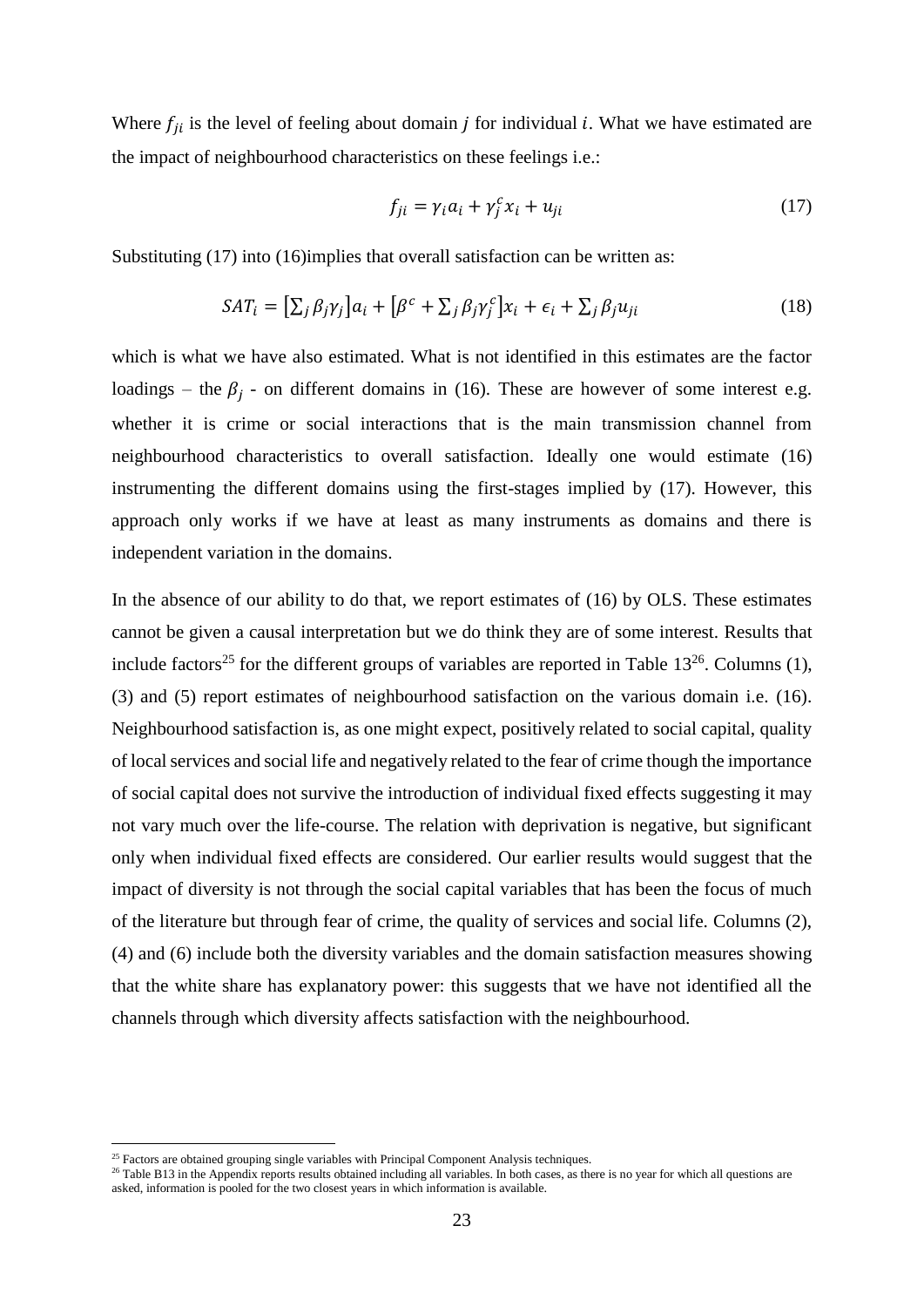Where $f_{ji}$ is the level of feeling about domain $j$ for individual $i$. What we have estimated are the impact of neighbourhood characteristics on these feelings i.e.:

$$f_{ji} = \gamma_i a_i + \gamma_j^c x_i + u_{ji} \tag{17}$$

Substituting (17) into (16)implies that overall satisfaction can be written as:

$$SAT_i = \left[\sum_j \beta_j \gamma_j\right] a_i + \left[\beta^c + \sum_j \beta_j \gamma_j^c\right] x_i + \epsilon_i + \sum_j \beta_j u_{ji} \tag{18}$$

which is what we have also estimated. What is not identified in this estimates are the factor loadings – the $\beta_j$ - on different domains in (16). These are however of some interest e.g. whether it is crime or social interactions that is the main transmission channel from neighbourhood characteristics to overall satisfaction. Ideally one would estimate (16) instrumenting the different domains using the first-stages implied by (17). However, this approach only works if we have at least as many instruments as domains and there is independent variation in the domains.

In the absence of our ability to do that, we report estimates of (16) by OLS. These estimates cannot be given a causal interpretation but we do think they are of some interest. Results that include factors[25] for the different groups of variables are reported in Table 13[26]. Columns (1), (3) and (5) report estimates of neighbourhood satisfaction on the various domain i.e. (16). Neighbourhood satisfaction is, as one might expect, positively related to social capital, quality of local services and social life and negatively related to the fear of crime though the importance of social capital does not survive the introduction of individual fixed effects suggesting it may not vary much over the life-course. The relation with deprivation is negative, but significant only when individual fixed effects are considered. Our earlier results would suggest that the impact of diversity is not through the social capital variables that has been the focus of much of the literature but through fear of crime, the quality of services and social life. Columns (2), (4) and (6) include both the diversity variables and the domain satisfaction measures showing that the white share has explanatory power: this suggests that we have not identified all the channels through which diversity affects satisfaction with the neighbourhood.

[25] Factors are obtained grouping single variables with Principal Component Analysis techniques.

[26] Table B13 in the Appendix reports results obtained including all variables. In both cases, as there is no year for which all questions are asked, information is pooled for the two closest years in which information is available.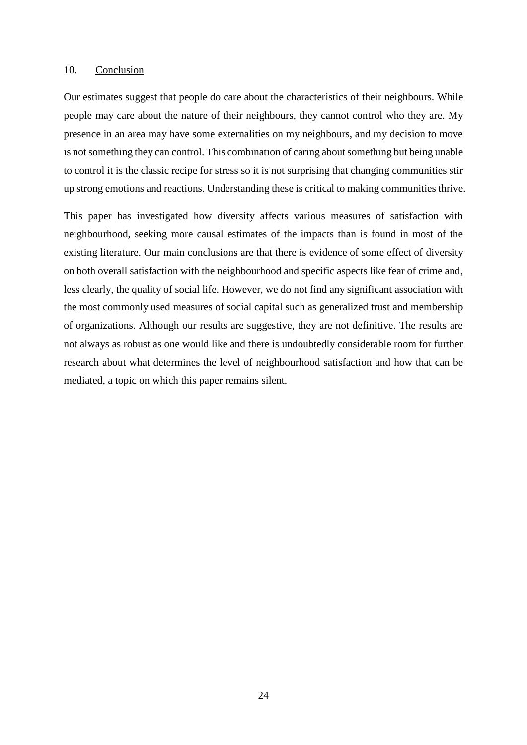## 10. Conclusion

Our estimates suggest that people do care about the characteristics of their neighbours. While people may care about the nature of their neighbours, they cannot control who they are. My presence in an area may have some externalities on my neighbours, and my decision to move is not something they can control. This combination of caring about something but being unable to control it is the classic recipe for stress so it is not surprising that changing communities stir up strong emotions and reactions. Understanding these is critical to making communities thrive.

This paper has investigated how diversity affects various measures of satisfaction with neighbourhood, seeking more causal estimates of the impacts than is found in most of the existing literature. Our main conclusions are that there is evidence of some effect of diversity on both overall satisfaction with the neighbourhood and specific aspects like fear of crime and, less clearly, the quality of social life. However, we do not find any significant association with the most commonly used measures of social capital such as generalized trust and membership of organizations. Although our results are suggestive, they are not definitive. The results are not always as robust as one would like and there is undoubtedly considerable room for further research about what determines the level of neighbourhood satisfaction and how that can be mediated, a topic on which this paper remains silent.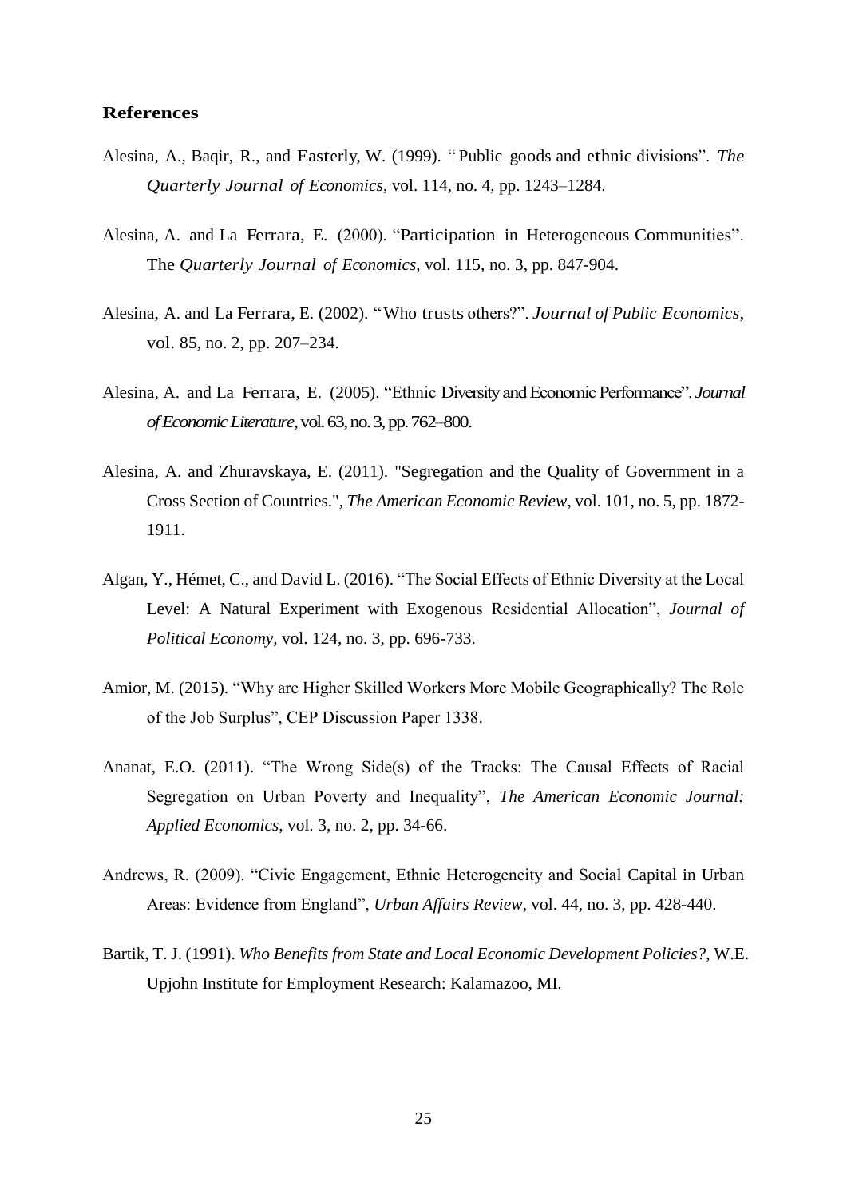## References

Alesina, A., Baqir, R., and Easterly, W. (1999). "Public goods and ethnic divisions". *The Quarterly Journal of Economics*, vol. 114, no. 4, pp. 1243–1284.

Alesina, A. and La Ferrara, E. (2000). "Participation in Heterogeneous Communities". The *Quarterly Journal of Economics*, vol. 115, no. 3, pp. 847-904.

Alesina, A. and La Ferrara, E. (2002). "Who trusts others?". *Journal of Public Economics*, vol. 85, no. 2, pp. 207–234.

Alesina, A. and La Ferrara, E. (2005). "Ethnic Diversity and Economic Performance". *Journal of Economic Literature*, vol. 63, no. 3, pp. 762–800.

Alesina, A. and Zhuravskaya, E. (2011). "Segregation and the Quality of Government in a Cross Section of Countries.", *The American Economic Review*, vol. 101, no. 5, pp. 1872-1911.

Algan, Y., Hémet, C., and David L. (2016). "The Social Effects of Ethnic Diversity at the Local Level: A Natural Experiment with Exogenous Residential Allocation", *Journal of Political Economy,* vol. 124, no. 3, pp. 696-733.

Amior, M. (2015). "Why are Higher Skilled Workers More Mobile Geographically? The Role of the Job Surplus", CEP Discussion Paper 1338.

Ananat, E.O. (2011). "The Wrong Side(s) of the Tracks: The Causal Effects of Racial Segregation on Urban Poverty and Inequality", *The American Economic Journal: Applied Economics*, vol. 3, no. 2, pp. 34-66.

Andrews, R. (2009). "Civic Engagement, Ethnic Heterogeneity and Social Capital in Urban Areas: Evidence from England", *Urban Affairs Review*, vol. 44, no. 3, pp. 428-440.

Bartik, T. J. (1991). *Who Benefits from State and Local Economic Development Policies?,* W.E. Upjohn Institute for Employment Research: Kalamazoo, MI.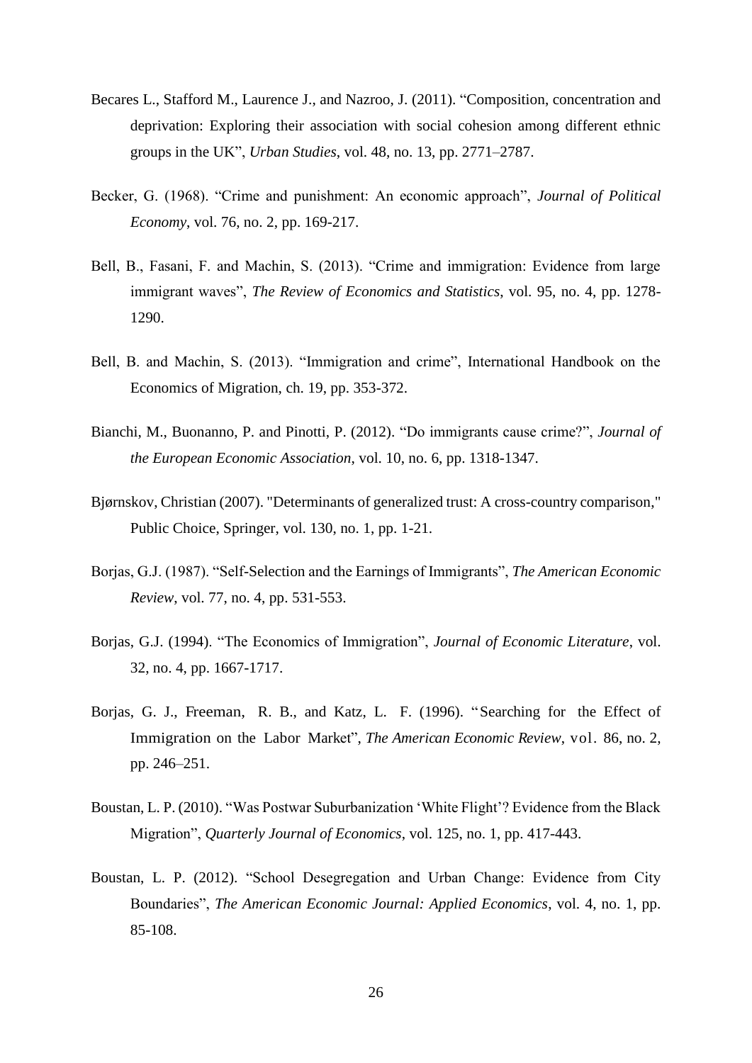Becares L., Stafford M., Laurence J., and Nazroo, J. (2011). “Composition, concentration and deprivation: Exploring their association with social cohesion among different ethnic groups in the UK”, *Urban Studies*, vol. 48, no. 13, pp. 2771–2787.

Becker, G. (1968). “Crime and punishment: An economic approach”, *Journal of Political Economy*, vol. 76, no. 2, pp. 169-217.

Bell, B., Fasani, F. and Machin, S. (2013). “Crime and immigration: Evidence from large immigrant waves”, *The Review of Economics and Statistics*, vol. 95, no. 4, pp. 1278-1290.

Bell, B. and Machin, S. (2013). “Immigration and crime”, International Handbook on the Economics of Migration, ch. 19, pp. 353-372.

Bianchi, M., Buonanno, P. and Pinotti, P. (2012). “Do immigrants cause crime?”, *Journal of the European Economic Association*, vol. 10, no. 6, pp. 1318-1347.

Bjørnskov, Christian (2007). "Determinants of generalized trust: A cross-country comparison," Public Choice, Springer, vol. 130, no. 1, pp. 1-21.

Borjas, G.J. (1987). “Self-Selection and the Earnings of Immigrants”, *The American Economic Review*, vol. 77, no. 4, pp. 531-553.

Borjas, G.J. (1994). “The Economics of Immigration”, *Journal of Economic Literature*, vol. 32, no. 4, pp. 1667-1717.

Borjas, G. J., Freeman, R. B., and Katz, L. F. (1996). “Searching for the Effect of Immigration on the Labor Market”, *The American Economic Review*, vol. 86, no. 2, pp. 246–251.

Boustan, L. P. (2010). “Was Postwar Suburbanization ‘White Flight’? Evidence from the Black Migration”, *Quarterly Journal of Economics*, vol. 125, no. 1, pp. 417-443.

Boustan, L. P. (2012). “School Desegregation and Urban Change: Evidence from City Boundaries”, *The American Economic Journal: Applied Economics*, vol. 4, no. 1, pp. 85-108.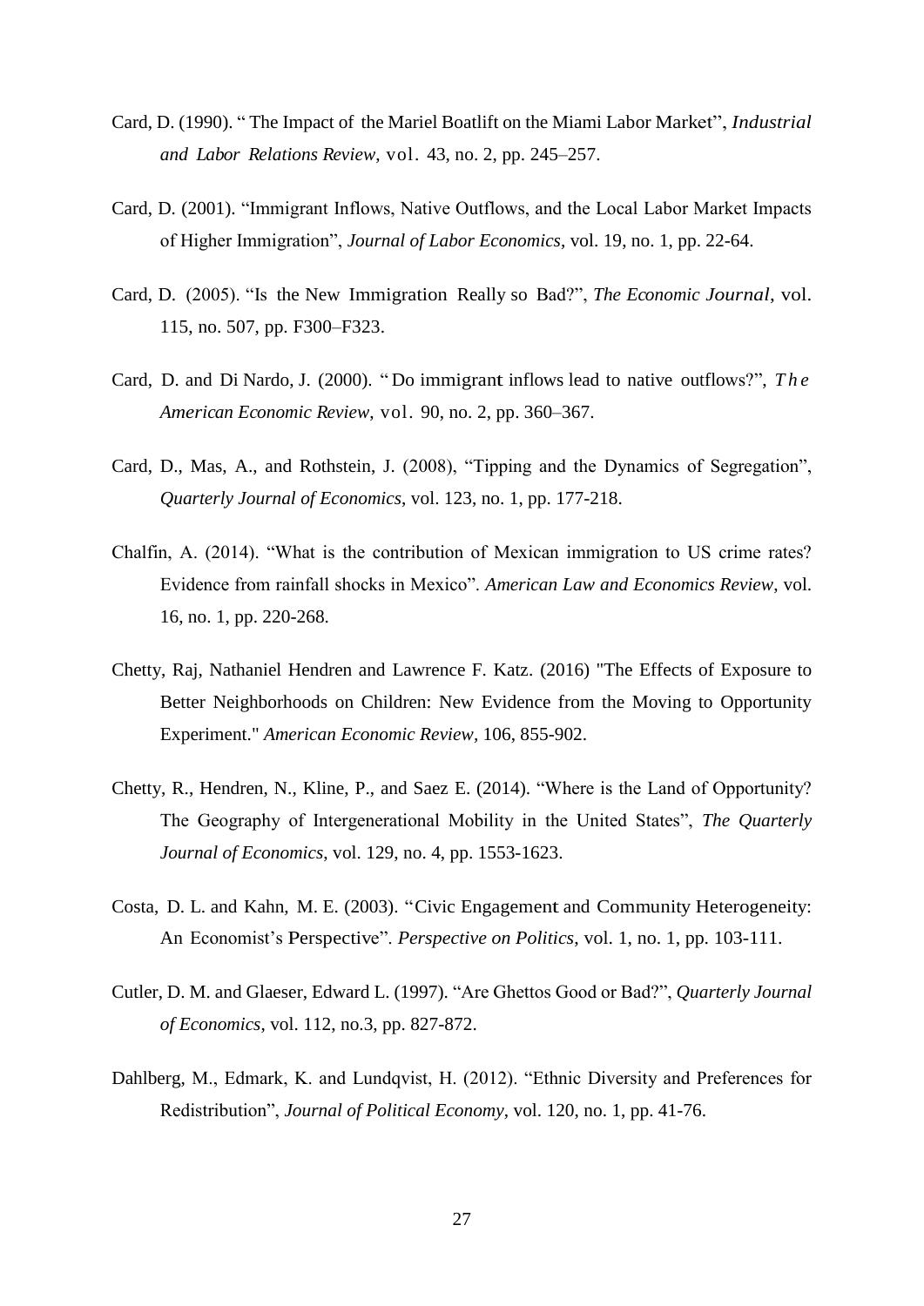Card, D. (1990). " The Impact of the Mariel Boatlift on the Miami Labor Market", *Industrial and Labor Relations Review*, vol. 43, no. 2, pp. 245–257.

Card, D. (2001). "Immigrant Inflows, Native Outflows, and the Local Labor Market Impacts of Higher Immigration", *Journal of Labor Economics*, vol. 19, no. 1, pp. 22-64.

Card, D. (2005). "Is the New Immigration Really so Bad?", *The Economic Journal*, vol. 115, no. 507, pp. F300–F323.

Card, D. and Di Nardo, J. (2000). " Do immigrant inflows lead to native outflows?", *The American Economic Review*, vol. 90, no. 2, pp. 360–367.

Card, D., Mas, A., and Rothstein, J. (2008), "Tipping and the Dynamics of Segregation", *Quarterly Journal of Economics*, vol. 123, no. 1, pp. 177-218.

Chalfin, A. (2014). "What is the contribution of Mexican immigration to US crime rates? Evidence from rainfall shocks in Mexico". *American Law and Economics Review*, vol. 16, no. 1, pp. 220-268.

Chetty, Raj, Nathaniel Hendren and Lawrence F. Katz. (2016) "The Effects of Exposure to Better Neighborhoods on Children: New Evidence from the Moving to Opportunity Experiment." *American Economic Review,* 106, 855-902.

Chetty, R., Hendren, N., Kline, P., and Saez E. (2014). "Where is the Land of Opportunity? The Geography of Intergenerational Mobility in the United States", *The Quarterly Journal of Economics*, vol. 129, no. 4, pp. 1553-1623.

Costa, D. L. and Kahn, M. E. (2003). "Civic Engagement and Community Heterogeneity: An Economist's Perspective". *Perspective on Politics*, vol. 1, no. 1, pp. 103-111.

Cutler, D. M. and Glaeser, Edward L. (1997). "Are Ghettos Good or Bad?", *Quarterly Journal of Economics*, vol. 112, no.3, pp. 827-872.

Dahlberg, M., Edmark, K. and Lundqvist, H. (2012). "Ethnic Diversity and Preferences for Redistribution", *Journal of Political Economy*, vol. 120, no. 1, pp. 41-76.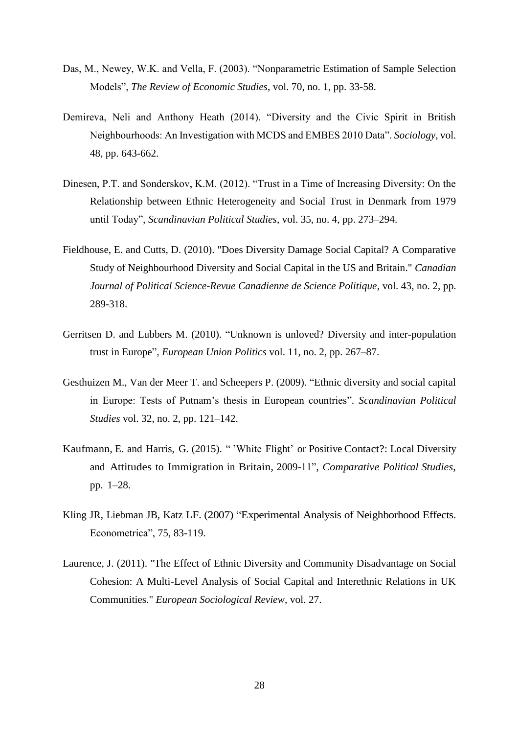Das, M., Newey, W.K. and Vella, F. (2003). "Nonparametric Estimation of Sample Selection Models", *The Review of Economic Studies*, vol. 70, no. 1, pp. 33-58.

Demireva, Neli and Anthony Heath (2014). "Diversity and the Civic Spirit in British Neighbourhoods: An Investigation with MCDS and EMBES 2010 Data". *Sociology*, vol. 48, pp. 643-662.

Dinesen, P.T. and Sonderskov, K.M. (2012). "Trust in a Time of Increasing Diversity: On the Relationship between Ethnic Heterogeneity and Social Trust in Denmark from 1979 until Today", *Scandinavian Political Studies*, vol. 35, no. 4, pp. 273–294.

Fieldhouse, E. and Cutts, D. (2010). "Does Diversity Damage Social Capital? A Comparative Study of Neighbourhood Diversity and Social Capital in the US and Britain." *Canadian Journal of Political Science-Revue Canadienne de Science Politique*, vol. 43, no. 2, pp. 289-318.

Gerritsen D. and Lubbers M. (2010). "Unknown is unloved? Diversity and inter-population trust in Europe", *European Union Politics* vol. 11, no. 2, pp. 267–87.

Gesthuizen M., Van der Meer T. and Scheepers P. (2009). "Ethnic diversity and social capital in Europe: Tests of Putnam's thesis in European countries". *Scandinavian Political Studies* vol. 32, no. 2, pp. 121–142.

Kaufmann, E. and Harris, G. (2015). " 'White Flight' or Positive Contact?: Local Diversity and Attitudes to Immigration in Britain, 2009-11", *Comparative Political Studies*, pp. 1–28.

Kling JR, Liebman JB, Katz LF. (2007) "Experimental Analysis of Neighborhood Effects. Econometrica", 75, 83-119.

Laurence, J. (2011). "The Effect of Ethnic Diversity and Community Disadvantage on Social Cohesion: A Multi-Level Analysis of Social Capital and Interethnic Relations in UK Communities." *European Sociological Review*, vol. 27.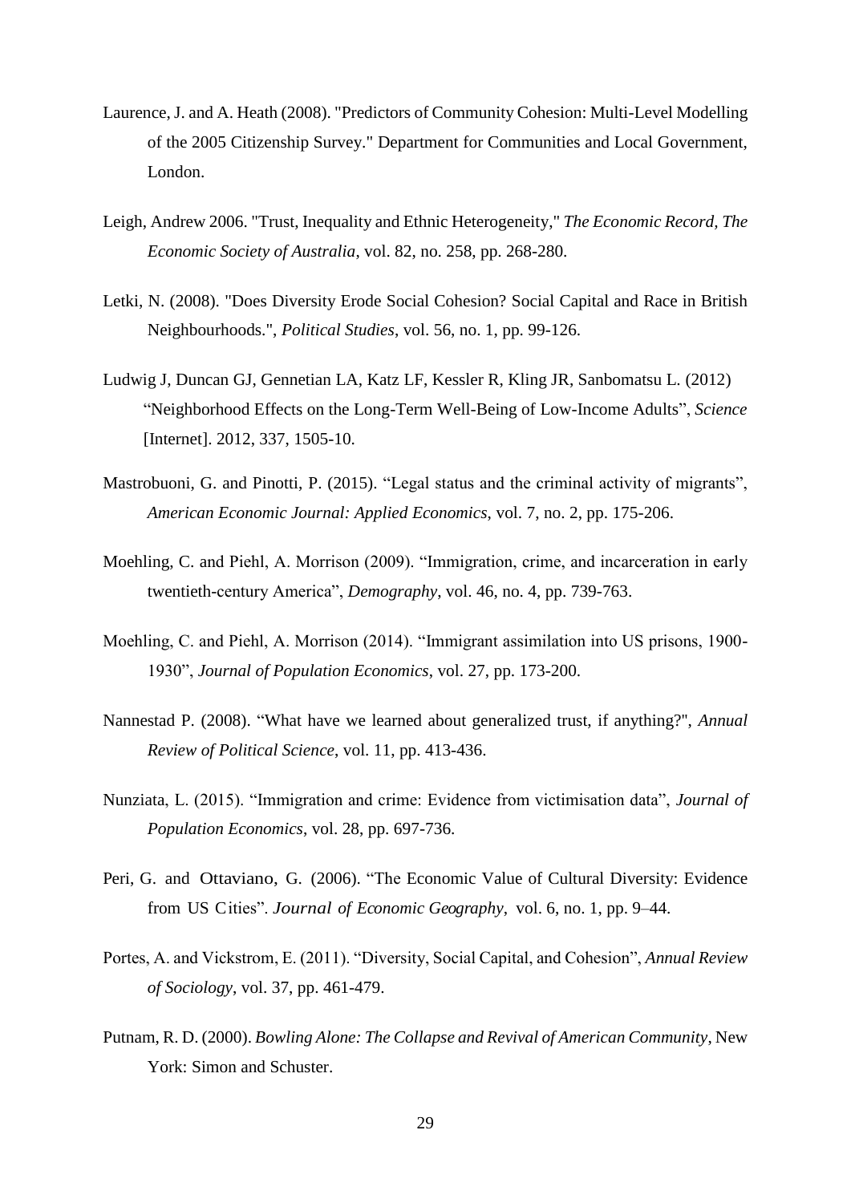Laurence, J. and A. Heath (2008). "Predictors of Community Cohesion: Multi-Level Modelling of the 2005 Citizenship Survey." Department for Communities and Local Government, London.

Leigh, Andrew 2006. "Trust, Inequality and Ethnic Heterogeneity," *The Economic Record, The Economic Society of Australia*, vol. 82, no. 258, pp. 268-280.

Letki, N. (2008). "Does Diversity Erode Social Cohesion? Social Capital and Race in British Neighbourhoods.", *Political Studies*, vol. 56, no. 1, pp. 99-126.

Ludwig J, Duncan GJ, Gennetian LA, Katz LF, Kessler R, Kling JR, Sanbomatsu L. (2012) "Neighborhood Effects on the Long-Term Well-Being of Low-Income Adults", *Science* [Internet]. 2012, 337, 1505-10.

Mastrobuoni, G. and Pinotti, P. (2015). "Legal status and the criminal activity of migrants", *American Economic Journal: Applied Economics*, vol. 7, no. 2, pp. 175-206.

Moehling, C. and Piehl, A. Morrison (2009). "Immigration, crime, and incarceration in early twentieth-century America", *Demography*, vol. 46, no. 4, pp. 739-763.

Moehling, C. and Piehl, A. Morrison (2014). "Immigrant assimilation into US prisons, 1900-1930", *Journal of Population Economics*, vol. 27, pp. 173-200.

Nannestad P. (2008). "What have we learned about generalized trust, if anything?", *Annual Review of Political Science*, vol. 11, pp. 413-436.

Nunziata, L. (2015). "Immigration and crime: Evidence from victimisation data", *Journal of Population Economics*, vol. 28, pp. 697-736.

Peri, G. and Ottaviano, G. (2006). "The Economic Value of Cultural Diversity: Evidence from US Cities". *Journal of Economic Geography*, vol. 6, no. 1, pp. 9–44.

Portes, A. and Vickstrom, E. (2011). "Diversity, Social Capital, and Cohesion", *Annual Review of Sociology*, vol. 37, pp. 461-479.

Putnam, R. D. (2000). *Bowling Alone: The Collapse and Revival of American Community*, New York: Simon and Schuster.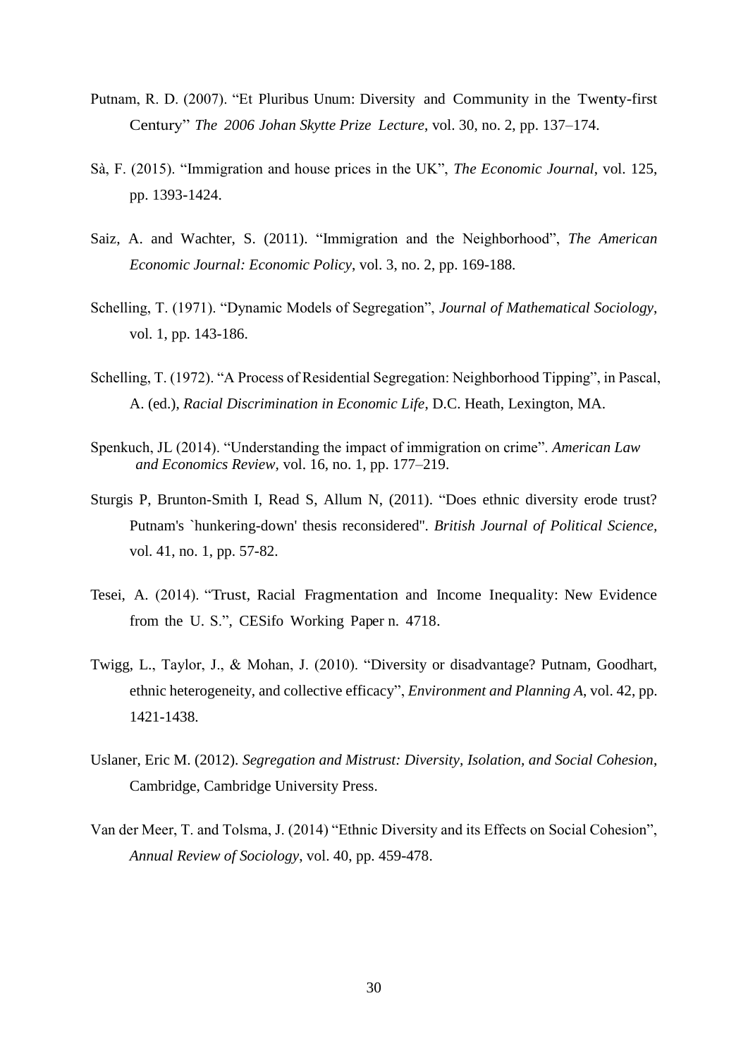Putnam, R. D. (2007). "Et Pluribus Unum: Diversity and Community in the Twenty-first Century" *The 2006 Johan Skytte Prize Lecture*, vol. 30, no. 2, pp. 137–174.

Sà, F. (2015). "Immigration and house prices in the UK", *The Economic Journal*, vol. 125, pp. 1393-1424.

Saiz, A. and Wachter, S. (2011). "Immigration and the Neighborhood", *The American Economic Journal: Economic Policy*, vol. 3, no. 2, pp. 169-188.

Schelling, T. (1971). "Dynamic Models of Segregation", *Journal of Mathematical Sociology*, vol. 1, pp. 143-186.

Schelling, T. (1972). "A Process of Residential Segregation: Neighborhood Tipping", in Pascal, A. (ed.), *Racial Discrimination in Economic Life*, D.C. Heath, Lexington, MA.

Spenkuch, JL (2014). "Understanding the impact of immigration on crime". *American Law and Economics Review*, vol. 16, no. 1, pp. 177–219.

Sturgis P, Brunton-Smith I, Read S, Allum N, (2011). "Does ethnic diversity erode trust? Putnam's `hunkering-down' thesis reconsidered". *British Journal of Political Science*, vol. 41, no. 1, pp. 57-82.

Tesei, A. (2014). "Trust, Racial Fragmentation and Income Inequality: New Evidence from the U. S.", CESifo Working Paper n. 4718.

Twigg, L., Taylor, J., & Mohan, J. (2010). "Diversity or disadvantage? Putnam, Goodhart, ethnic heterogeneity, and collective efficacy", *Environment and Planning A*, vol. 42, pp. 1421-1438.

Uslaner, Eric M. (2012). *Segregation and Mistrust: Diversity, Isolation, and Social Cohesion*, Cambridge, Cambridge University Press.

Van der Meer, T. and Tolsma, J. (2014) "Ethnic Diversity and its Effects on Social Cohesion", *Annual Review of Sociology*, vol. 40, pp. 459-478.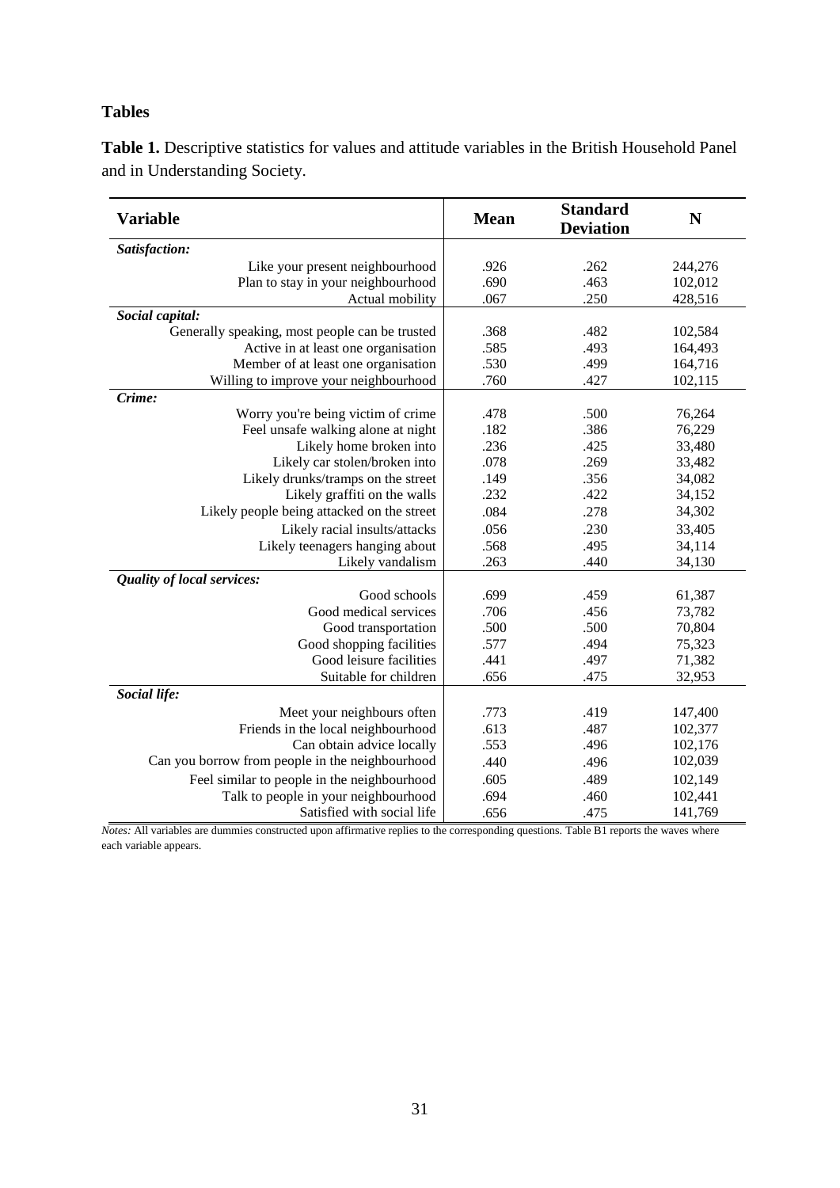## Tables

**Table 1.** Descriptive statistics for values and attitude variables in the British Household Panel and in Understanding Society.

| Variable | Mean | Standard Deviation | N |
|---|---|---|---|
| ***Satisfaction:*** | | | |
| Like your present neighbourhood | .926 | .262 | 244,276 |
| Plan to stay in your neighbourhood | .690 | .463 | 102,012 |
| Actual mobility | .067 | .250 | 428,516 |
| ***Social capital:*** | | | |
| Generally speaking, most people can be trusted | .368 | .482 | 102,584 |
| Active in at least one organisation | .585 | .493 | 164,493 |
| Member of at least one organisation | .530 | .499 | 164,716 |
| Willing to improve your neighbourhood | .760 | .427 | 102,115 |
| ***Crime:*** | | | |
| Worry you're being victim of crime | .478 | .500 | 76,264 |
| Feel unsafe walking alone at night | .182 | .386 | 76,229 |
| Likely home broken into | .236 | .425 | 33,480 |
| Likely car stolen/broken into | .078 | .269 | 33,482 |
| Likely drunks/tramps on the street | .149 | .356 | 34,082 |
| Likely graffiti on the walls | .232 | .422 | 34,152 |
| Likely people being attacked on the street | .084 | .278 | 34,302 |
| Likely racial insults/attacks | .056 | .230 | 33,405 |
| Likely teenagers hanging about | .568 | .495 | 34,114 |
| Likely vandalism | .263 | .440 | 34,130 |
| ***Quality of local services:*** | | | |
| Good schools | .699 | .459 | 61,387 |
| Good medical services | .706 | .456 | 73,782 |
| Good transportation | .500 | .500 | 70,804 |
| Good shopping facilities | .577 | .494 | 75,323 |
| Good leisure facilities | .441 | .497 | 71,382 |
| Suitable for children | .656 | .475 | 32,953 |
| ***Social life:*** | | | |
| Meet your neighbours often | .773 | .419 | 147,400 |
| Friends in the local neighbourhood | .613 | .487 | 102,377 |
| Can obtain advice locally | .553 | .496 | 102,176 |
| Can you borrow from people in the neighbourhood | .440 | .496 | 102,039 |
| Feel similar to people in the neighbourhood | .605 | .489 | 102,149 |
| Talk to people in your neighbourhood | .694 | .460 | 102,441 |
| Satisfied with social life | .656 | .475 | 141,769 |

*Notes:* All variables are dummies constructed upon affirmative replies to the corresponding questions. Table B1 reports the waves where each variable appears.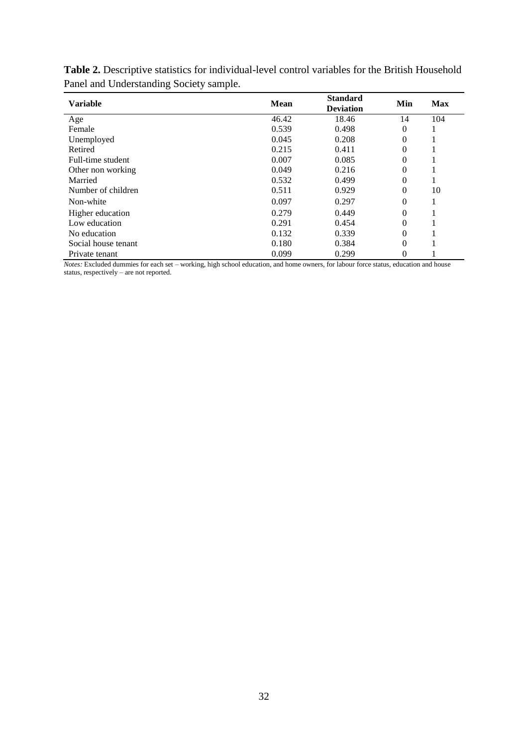**Table 2.** Descriptive statistics for individual-level control variables for the British Household Panel and Understanding Society sample.

| Variable | Mean | Standard Deviation | Min | Max |
|---|---|---|---|---|
| Age | 46.42 | 18.46 | 14 | 104 |
| Female | 0.539 | 0.498 | 0 | 1 |
| Unemployed | 0.045 | 0.208 | 0 | 1 |
| Retired | 0.215 | 0.411 | 0 | 1 |
| Full-time student | 0.007 | 0.085 | 0 | 1 |
| Other non working | 0.049 | 0.216 | 0 | 1 |
| Married | 0.532 | 0.499 | 0 | 1 |
| Number of children | 0.511 | 0.929 | 0 | 10 |
| Non-white | 0.097 | 0.297 | 0 | 1 |
| Higher education | 0.279 | 0.449 | 0 | 1 |
| Low education | 0.291 | 0.454 | 0 | 1 |
| No education | 0.132 | 0.339 | 0 | 1 |
| Social house tenant | 0.180 | 0.384 | 0 | 1 |
| Private tenant | 0.099 | 0.299 | 0 | 1 |

*Notes:* Excluded dummies for each set – working, high school education, and home owners, for labour force status, education and house status, respectively – are not reported.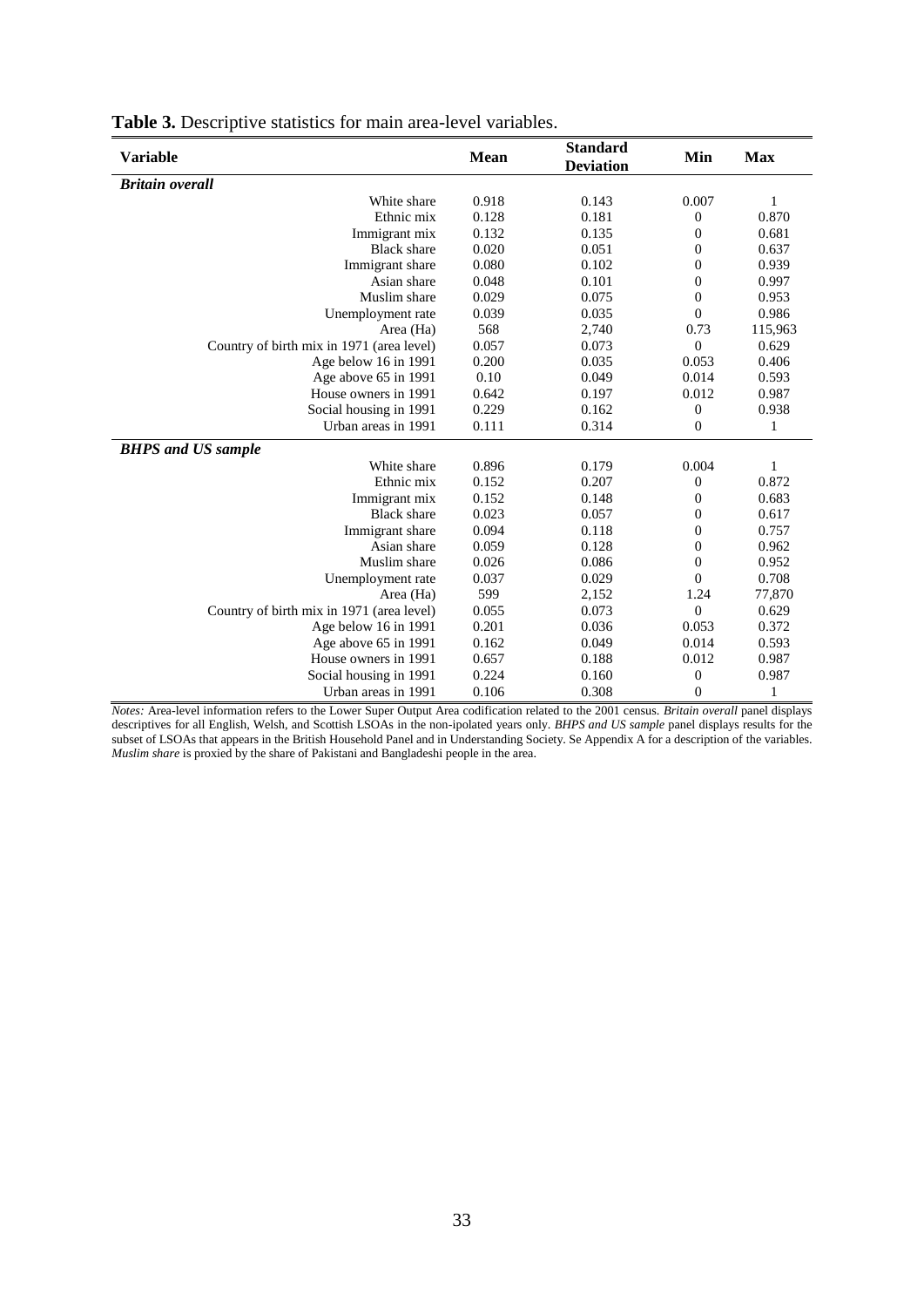**Table 3.** Descriptive statistics for main area-level variables.

| Variable | Mean | Standard Deviation | Min | Max |
|---|---|---|---|---|
| ***Britain overall*** | | | | |
| White share | 0.918 | 0.143 | 0.007 | 1 |
| Ethnic mix | 0.128 | 0.181 | 0 | 0.870 |
| Immigrant mix | 0.132 | 0.135 | 0 | 0.681 |
| Black share | 0.020 | 0.051 | 0 | 0.637 |
| Immigrant share | 0.080 | 0.102 | 0 | 0.939 |
| Asian share | 0.048 | 0.101 | 0 | 0.997 |
| Muslim share | 0.029 | 0.075 | 0 | 0.953 |
| Unemployment rate | 0.039 | 0.035 | 0 | 0.986 |
| Area (Ha) | 568 | 2,740 | 0.73 | 115,963 |
| Country of birth mix in 1971 (area level) | 0.057 | 0.073 | 0 | 0.629 |
| Age below 16 in 1991 | 0.200 | 0.035 | 0.053 | 0.406 |
| Age above 65 in 1991 | 0.10 | 0.049 | 0.014 | 0.593 |
| House owners in 1991 | 0.642 | 0.197 | 0.012 | 0.987 |
| Social housing in 1991 | 0.229 | 0.162 | 0 | 0.938 |
| Urban areas in 1991 | 0.111 | 0.314 | 0 | 1 |
| ***BHPS and US sample*** | | | | |
| White share | 0.896 | 0.179 | 0.004 | 1 |
| Ethnic mix | 0.152 | 0.207 | 0 | 0.872 |
| Immigrant mix | 0.152 | 0.148 | 0 | 0.683 |
| Black share | 0.023 | 0.057 | 0 | 0.617 |
| Immigrant share | 0.094 | 0.118 | 0 | 0.757 |
| Asian share | 0.059 | 0.128 | 0 | 0.962 |
| Muslim share | 0.026 | 0.086 | 0 | 0.952 |
| Unemployment rate | 0.037 | 0.029 | 0 | 0.708 |
| Area (Ha) | 599 | 2,152 | 1.24 | 77,870 |
| Country of birth mix in 1971 (area level) | 0.055 | 0.073 | 0 | 0.629 |
| Age below 16 in 1991 | 0.201 | 0.036 | 0.053 | 0.372 |
| Age above 65 in 1991 | 0.162 | 0.049 | 0.014 | 0.593 |
| House owners in 1991 | 0.657 | 0.188 | 0.012 | 0.987 |
| Social housing in 1991 | 0.224 | 0.160 | 0 | 0.987 |
| Urban areas in 1991 | 0.106 | 0.308 | 0 | 1 |

*Notes:* Area-level information refers to the Lower Super Output Area codification related to the 2001 census. *Britain overall* panel displays descriptives for all English, Welsh, and Scottish LSOAs in the non-ipolated years only. *BHPS and US sample* panel displays results for the subset of LSOAs that appears in the British Household Panel and in Understanding Society. Se Appendix A for a description of the variables. *Muslim share* is proxied by the share of Pakistani and Bangladeshi people in the area.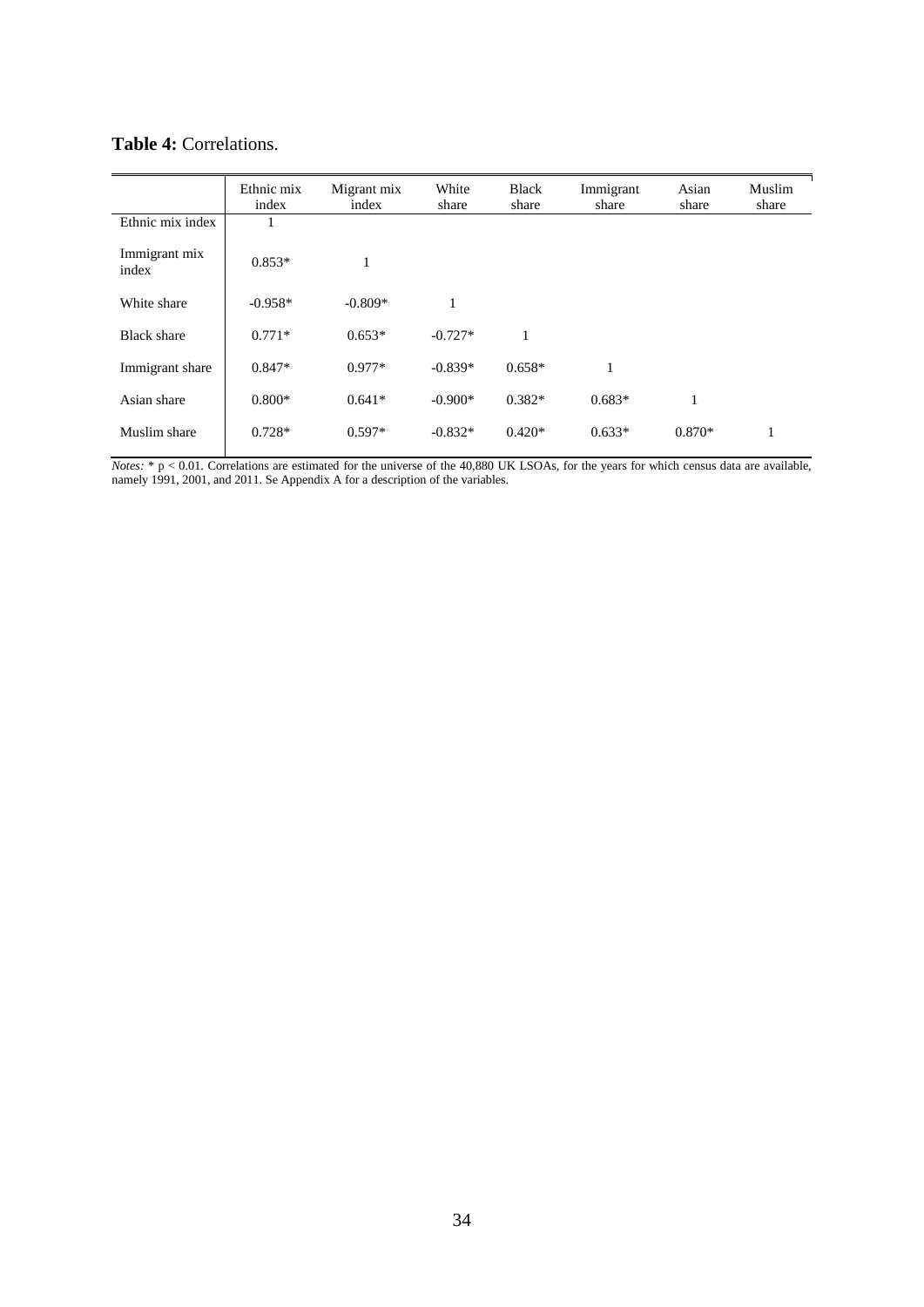**Table 4:** Correlations.

| | Ethnic mix index | Migrant mix index | White share | Black share | Immigrant share | Asian share | Muslim share |
|---|---|---|---|---|---|---|---|
| Ethnic mix index | 1 | | | | | | |
| Immigrant mix index | 0.853* | 1 | | | | | |
| White share | -0.958* | -0.809* | 1 | | | | |
| Black share | 0.771* | 0.653* | -0.727* | 1 | | | |
| Immigrant share | 0.847* | 0.977* | -0.839* | 0.658* | 1 | | |
| Asian share | 0.800* | 0.641* | -0.900* | 0.382* | 0.683* | 1 | |
| Muslim share | 0.728* | 0.597* | -0.832* | 0.420* | 0.633* | 0.870* | 1 |

*Notes:* * $p < 0.01$. Correlations are estimated for the universe of the 40,880 UK LSOAs, for the years for which census data are available, namely 1991, 2001, and 2011. Se Appendix A for a description of the variables.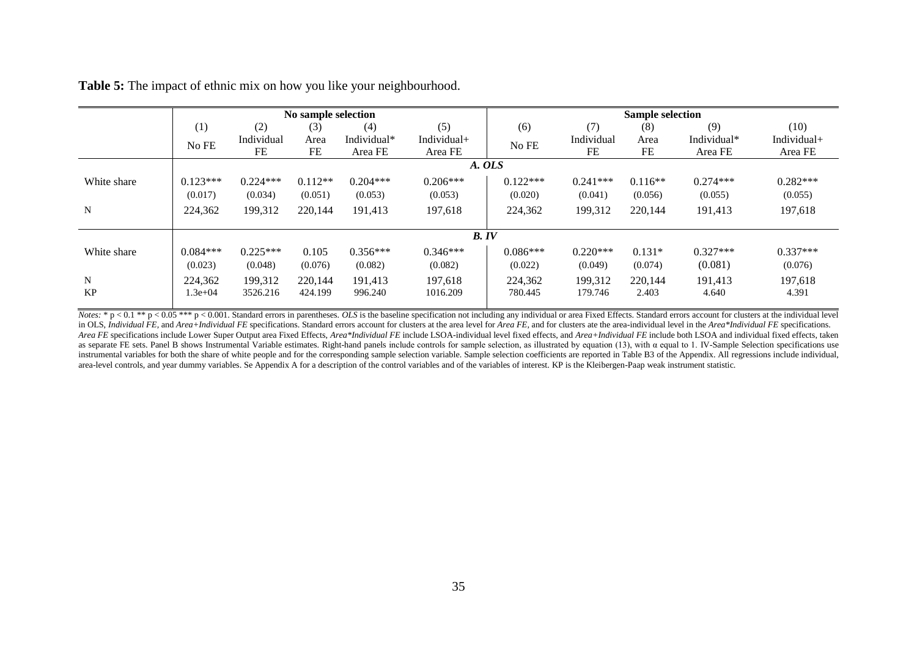**Table 5:** The impact of ethnic mix on how you like your neighbourhood.

| | No sample selection | | | | | Sample selection | | | | |
|---|---|---|---|---|---|---|---|---|---|---|
| | (1) | (2) | (3) | (4) | (5) | (6) | (7) | (8) | (9) | (10) |
| | No FE | Individual FE | Area FE | Individual* Area FE | Individual+ Area FE | No FE | Individual FE | Area FE | Individual* Area FE | Individual+ Area FE |
| | ***A. OLS*** | | | | | | | | | |
| White share | 0.123*** | 0.224*** | 0.112** | 0.204*** | 0.206*** | 0.122*** | 0.241*** | 0.116** | 0.274*** | 0.282*** |
| | (0.017) | (0.034) | (0.051) | (0.053) | (0.053) | (0.020) | (0.041) | (0.056) | (0.055) | (0.055) |
| N | 224,362 | 199,312 | 220,144 | 191,413 | 197,618 | 224,362 | 199,312 | 220,144 | 191,413 | 197,618 |
| | ***B. IV*** | | | | | | | | | |
| White share | 0.084*** | 0.225*** | 0.105 | 0.356*** | 0.346*** | 0.086*** | 0.220*** | 0.131* | 0.327*** | 0.337*** |
| | (0.023) | (0.048) | (0.076) | (0.082) | (0.082) | (0.022) | (0.049) | (0.074) | (0.081) | (0.076) |
| N | 224,362 | 199,312 | 220,144 | 191,413 | 197,618 | 224,362 | 199,312 | 220,144 | 191,413 | 197,618 |
| KP | 1.3e+04 | 3526.216 | 424.199 | 996.240 | 1016.209 | 780.445 | 179.746 | 2.403 | 4.640 | 4.391 |

*Notes:* * p < 0.1 ** p < 0.05 *** p < 0.001. Standard errors in parentheses. *OLS* is the baseline specification not including any individual or area Fixed Effects. Standard errors account for clusters at the individual level in OLS, *Individual FE*, and *Area+Individual FE* specifications. Standard errors account for clusters at the area level for *Area FE*, and for clusters ate the area-individual level in the *Area*Individual FE* specifications. *Area FE* specifications include Lower Super Output area Fixed Effects, *Area*Individual FE* include LSOA-individual level fixed effects, and *Area+Individual FE* include both LSOA and individual fixed effects, taken as separate FE sets. Panel B shows Instrumental Variable estimates. Right-hand panels include controls for sample selection, as illustrated by equation (13), with $\alpha$ equal to 1. IV-Sample Selection specifications use instrumental variables for both the share of white people and for the corresponding sample selection variable. Sample selection coefficients are reported in Table B3 of the Appendix. All regressions include individual, area-level controls, and year dummy variables. Se Appendix A for a description of the control variables and of the variables of interest. KP is the Kleibergen-Paap weak instrument statistic.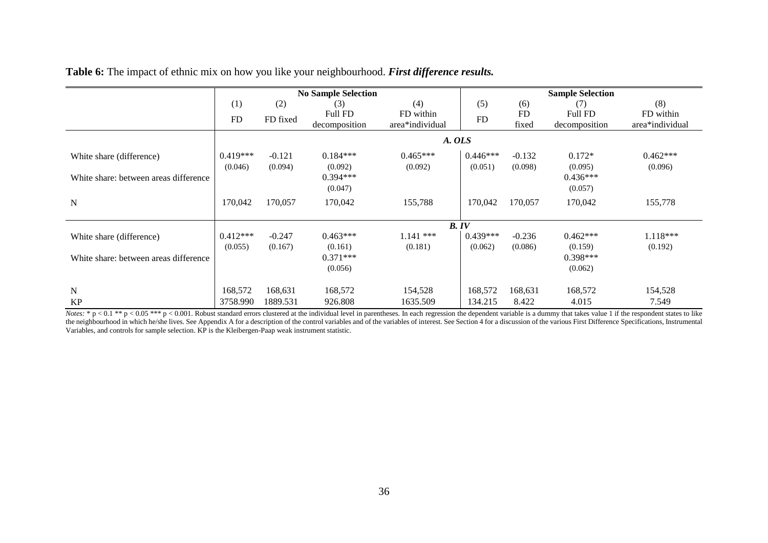**Table 6:** The impact of ethnic mix on how you like your neighbourhood. ***First difference results.***

| | No Sample Selection | | | | Sample Selection | | | |
|---|---|---|---|---|---|---|---|---|
| | (1) | (2) | (3) | (4) | (5) | (6) | (7) | (8) |
| | FD | FD fixed | Full FD decomposition | FD within area*individual | FD | FD fixed | Full FD decomposition | FD within area*individual |
| | ***A. OLS*** | | | | | | | |
| White share (difference) | 0.419*** | -0.121 | 0.184*** | 0.465*** | 0.446*** | -0.132 | 0.172* | 0.462*** |
| | (0.046) | (0.094) | (0.092) | (0.092) | (0.051) | (0.098) | (0.095) | (0.096) |
| White share: between areas difference | | | 0.394*** | | | | 0.436*** | |
| | | | (0.047) | | | | (0.057) | |
| N | 170,042 | 170,057 | 170,042 | 155,788 | 170,042 | 170,057 | 170,042 | 155,778 |
| | ***B. IV*** | | | | | | | |
| White share (difference) | 0.412*** | -0.247 | 0.463*** | 1.141 *** | 0.439*** | -0.236 | 0.462*** | 1.118*** |
| | (0.055) | (0.167) | (0.161) | (0.181) | (0.062) | (0.086) | (0.159) | (0.192) |
| White share: between areas difference | | | 0.371*** | | | | 0.398*** | |
| | | | (0.056) | | | | (0.062) | |
| N | 168,572 | 168,631 | 168,572 | 154,528 | 168,572 | 168,631 | 168,572 | 154,528 |
| KP | 3758.990 | 1889.531 | 926.808 | 1635.509 | 134.215 | 8.422 | 4.015 | 7.549 |

*Notes:* * $p < 0.1$ ** $p < 0.05$ *** $p < 0.001$. Robust standard errors clustered at the individual level in parentheses. In each regression the dependent variable is a dummy that takes value 1 if the respondent states to like the neighbourhood in which he/she lives. See Appendix A for a description of the control variables and of the variables of interest. See Section 4 for a discussion of the various First Difference Specifications, Instrumental Variables, and controls for sample selection. KP is the Kleibergen-Paap weak instrument statistic.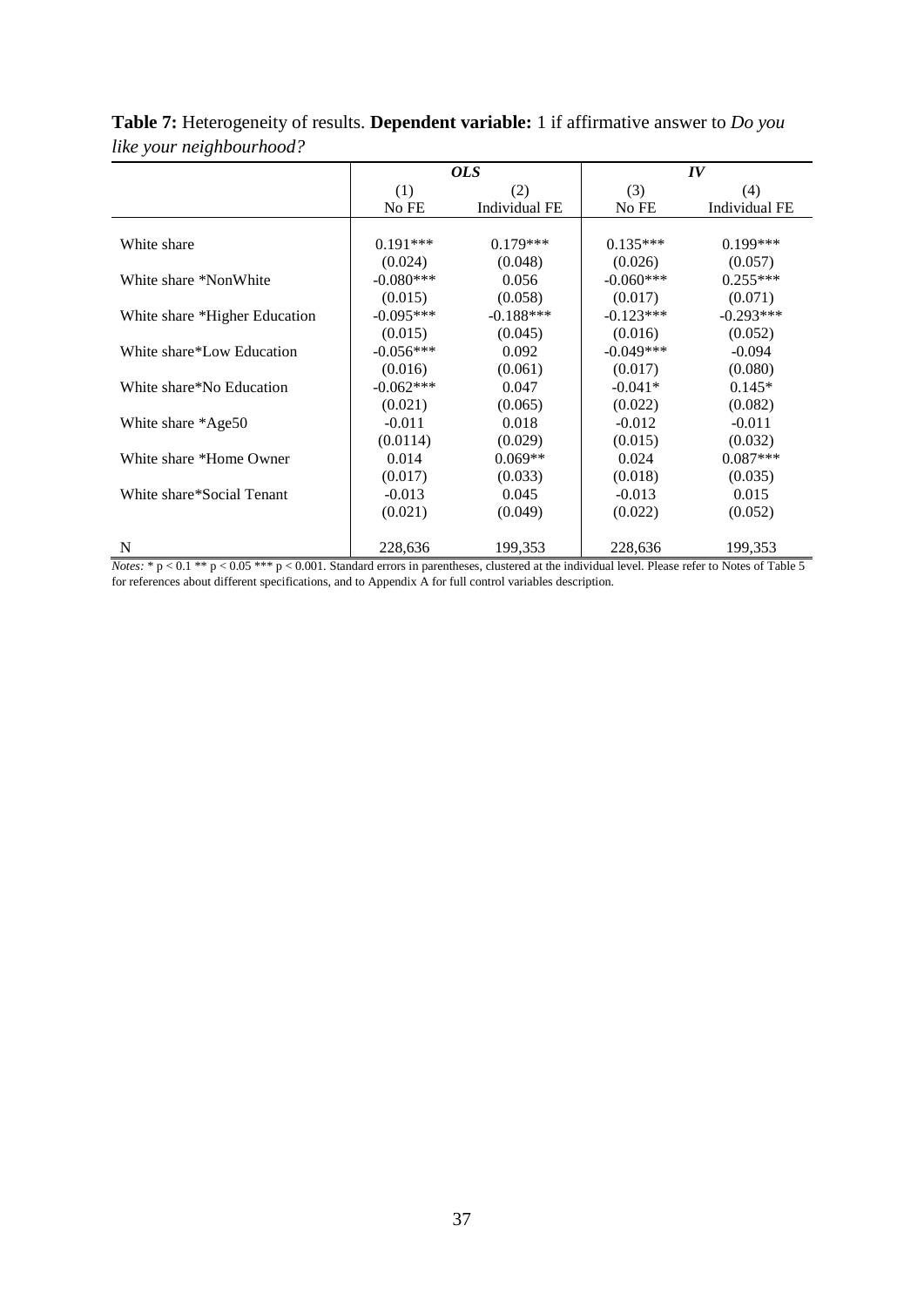**Table 7:** Heterogeneity of results. **Dependent variable:** 1 if affirmative answer to *Do you like your neighbourhood?*

| | ***OLS*** | | ***IV*** | |
|---|---|---|---|---|
| | (1) | (2) | (3) | (4) |
| | No FE | Individual FE | No FE | Individual FE |
| White share | 0.191*** | 0.179*** | 0.135*** | 0.199*** |
| | (0.024) | (0.048) | (0.026) | (0.057) |
| White share *NonWhite | -0.080*** | 0.056 | -0.060*** | 0.255*** |
| | (0.015) | (0.058) | (0.017) | (0.071) |
| White share *Higher Education | -0.095*** | -0.188*** | -0.123*** | -0.293*** |
| | (0.015) | (0.045) | (0.016) | (0.052) |
| White share*Low Education | -0.056*** | 0.092 | -0.049*** | -0.094 |
| | (0.016) | (0.061) | (0.017) | (0.080) |
| White share*No Education | -0.062*** | 0.047 | -0.041* | 0.145* |
| | (0.021) | (0.065) | (0.022) | (0.082) |
| White share *Age50 | -0.011 | 0.018 | -0.012 | -0.011 |
| | (0.0114) | (0.029) | (0.015) | (0.032) |
| White share *Home Owner | 0.014 | 0.069** | 0.024 | 0.087*** |
| | (0.017) | (0.033) | (0.018) | (0.035) |
| White share*Social Tenant | -0.013 | 0.045 | -0.013 | 0.015 |
| | (0.021) | (0.049) | (0.022) | (0.052) |
| N | 228,636 | 199,353 | 228,636 | 199,353 |

*Notes:* * $p < 0.1$ ** $p < 0.05$ *** $p < 0.001$. Standard errors in parentheses, clustered at the individual level. Please refer to Notes of Table 5 for references about different specifications, and to Appendix A for full control variables description.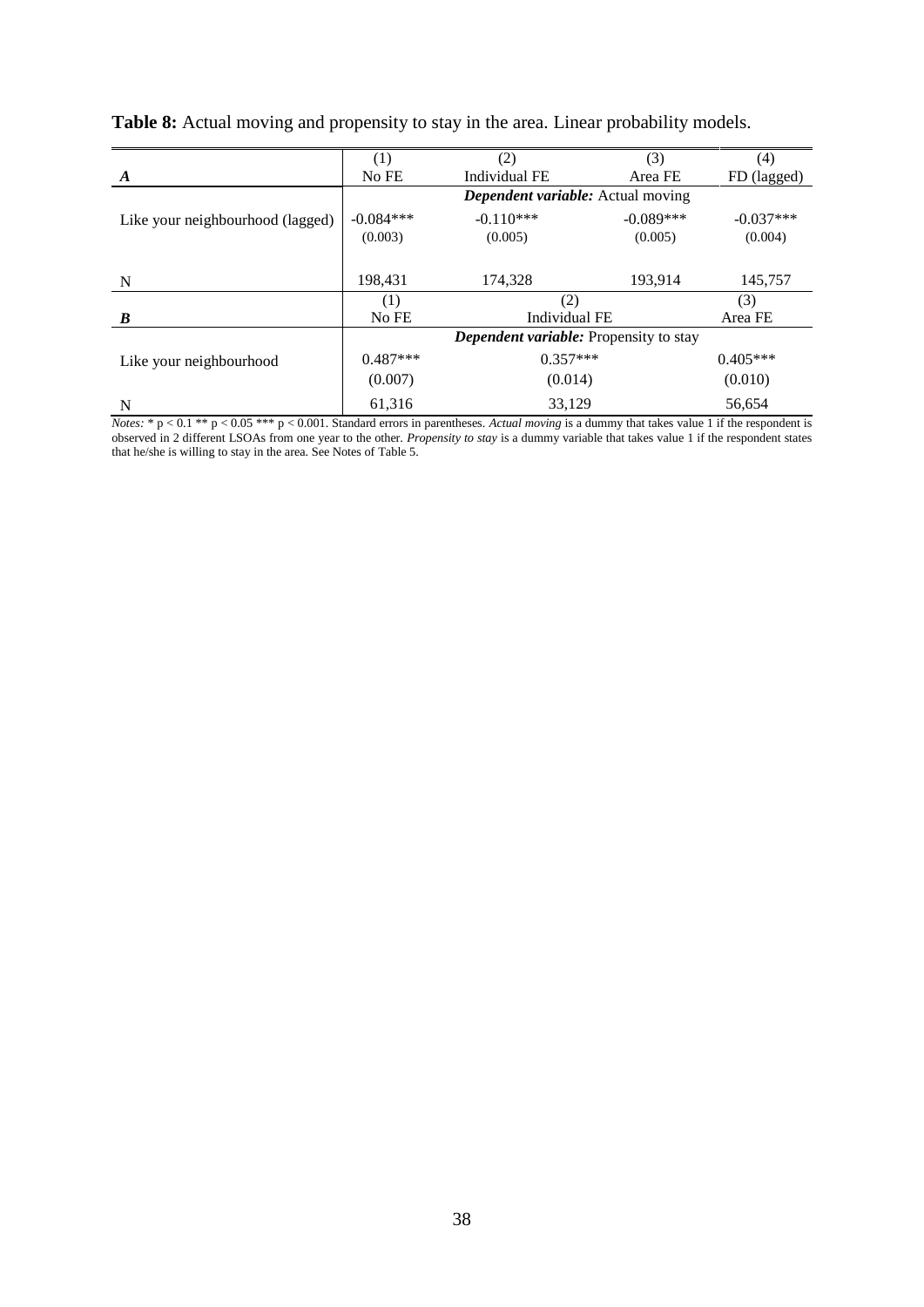**Table 8:** Actual moving and propensity to stay in the area. Linear probability models.

| | (1) | (2) | (3) | (4) |
|---|---|---|---|---|
| ***A*** | No FE | Individual FE | Area FE | FD (lagged) |
| | ***Dependent variable:*** Actual moving | | | |
| Like your neighbourhood (lagged) | -0.084*** | -0.110*** | -0.089*** | -0.037*** |
| | (0.003) | (0.005) | (0.005) | (0.004) |
| N | 198,431 | 174,328 | 193,914 | 145,757 |

| | (1) | (2) | (3) |
|---|---|---|---|
| ***B*** | No FE | Individual FE | Area FE |
| | ***Dependent variable:*** Propensity to stay | | |
| Like your neighbourhood | 0.487*** | 0.357*** | 0.405*** |
| | (0.007) | (0.014) | (0.010) |
| N | 61,316 | 33,129 | 56,654 |

*Notes:* * p < 0.1 ** p < 0.05 *** p < 0.001. Standard errors in parentheses. *Actual moving* is a dummy that takes value 1 if the respondent is observed in 2 different LSOAs from one year to the other. *Propensity to stay* is a dummy variable that takes value 1 if the respondent states that he/she is willing to stay in the area. See Notes of Table 5.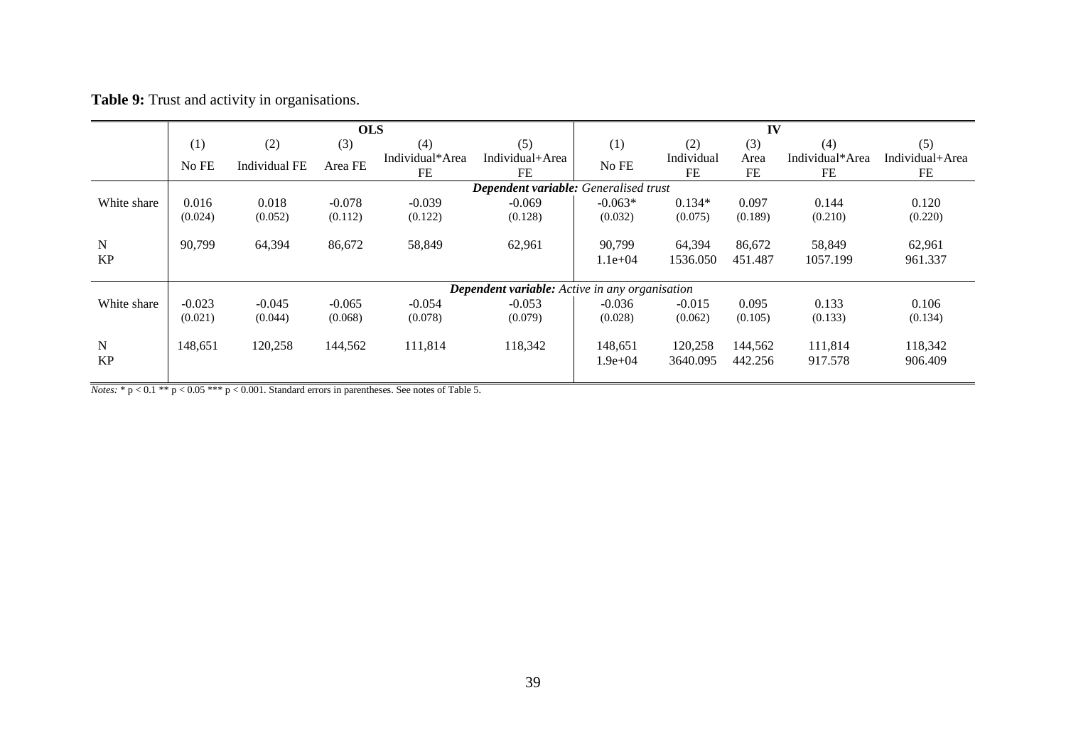**Table 9:** Trust and activity in organisations.

| | OLS | | | | | IV | | | | |
|---|---|---|---|---|---|---|---|---|---|---|
| | (1) | (2) | (3) | (4) | (5) | (1) | (2) | (3) | (4) | (5) |
| | No FE | Individual FE | Area FE | Individual*Area FE | Individual+Area FE | No FE | Individual FE | Area FE | Individual*Area FE | Individual+Area FE |
| | ***Dependent variable:*** *Generalised trust* | | | | | | | | | |
| White share | 0.016 | 0.018 | -0.078 | -0.039 | -0.069 | -0.063* | 0.134* | 0.097 | 0.144 | 0.120 |
| | (0.024) | (0.052) | (0.112) | (0.122) | (0.128) | (0.032) | (0.075) | (0.189) | (0.210) | (0.220) |
| N | 90,799 | 64,394 | 86,672 | 58,849 | 62,961 | 90,799 | 64,394 | 86,672 | 58,849 | 62,961 |
| KP | | | | | | 1.1e+04 | 1536.050 | 451.487 | 1057.199 | 961.337 |
| | ***Dependent variable:*** *Active in any organisation* | | | | | | | | | |
| White share | -0.023 | -0.045 | -0.065 | -0.054 | -0.053 | -0.036 | -0.015 | 0.095 | 0.133 | 0.106 |
| | (0.021) | (0.044) | (0.068) | (0.078) | (0.079) | (0.028) | (0.062) | (0.105) | (0.133) | (0.134) |
| N | 148,651 | 120,258 | 144,562 | 111,814 | 118,342 | 148,651 | 120,258 | 144,562 | 111,814 | 118,342 |
| KP | | | | | | 1.9e+04 | 3640.095 | 442.256 | 917.578 | 906.409 |

*Notes:* * $p < 0.1$ ** $p < 0.05$ *** $p < 0.001$. Standard errors in parentheses. See notes of Table 5.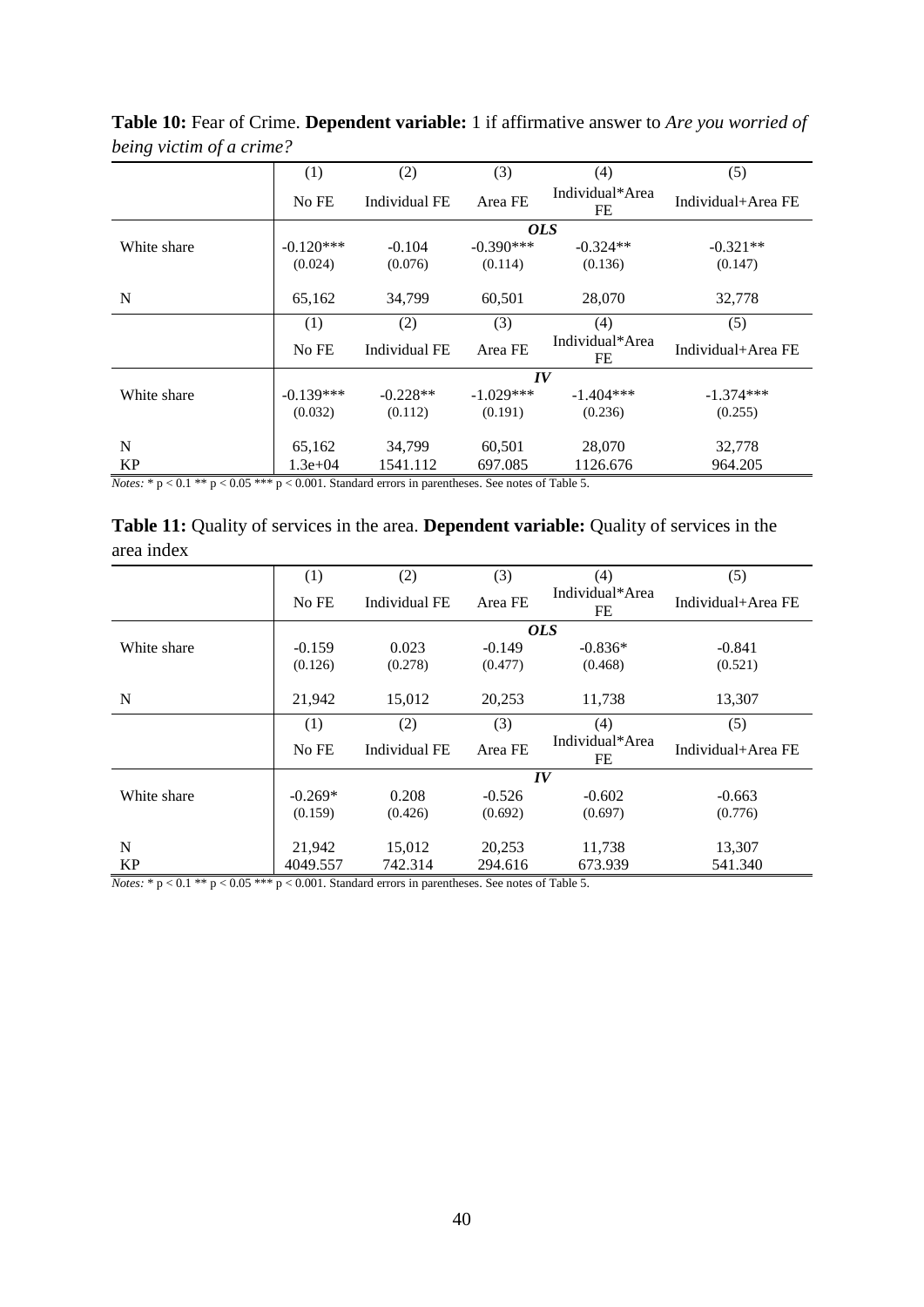**Table 10:** Fear of Crime. **Dependent variable:** 1 if affirmative answer to *Are you worried of being victim of a crime?*

| | (1) | (2) | (3) | (4) | (5) |
|---|---|---|---|---|---|
| | No FE | Individual FE | Area FE | Individual*Area FE | Individual+Area FE |
| | | | ***OLS*** | | |
| White share | -0.120*** | -0.104 | -0.390*** | -0.324** | -0.321** |
| | (0.024) | (0.076) | (0.114) | (0.136) | (0.147) |
| N | 65,162 | 34,799 | 60,501 | 28,070 | 32,778 |
| | (1) | (2) | (3) | (4) | (5) |
| | No FE | Individual FE | Area FE | Individual*Area FE | Individual+Area FE |
| | | | ***IV*** | | |
| White share | -0.139*** | -0.228** | -1.029*** | -1.404*** | -1.374*** |
| | (0.032) | (0.112) | (0.191) | (0.236) | (0.255) |
| N | 65,162 | 34,799 | 60,501 | 28,070 | 32,778 |
| KP | 1.3e+04 | 1541.112 | 697.085 | 1126.676 | 964.205 |

*Notes:* * p < 0.1 ** p < 0.05 *** p < 0.001. Standard errors in parentheses. See notes of Table 5.

**Table 11:** Quality of services in the area. **Dependent variable:** Quality of services in the area index

| | (1) | (2) | (3) | (4) | (5) |
|---|---|---|---|---|---|
| | No FE | Individual FE | Area FE | Individual*Area FE | Individual+Area FE |
| | | | ***OLS*** | | |
| White share | -0.159 | 0.023 | -0.149 | -0.836* | -0.841 |
| | (0.126) | (0.278) | (0.477) | (0.468) | (0.521) |
| N | 21,942 | 15,012 | 20,253 | 11,738 | 13,307 |
| | (1) | (2) | (3) | (4) | (5) |
| | No FE | Individual FE | Area FE | Individual*Area FE | Individual+Area FE |
| | | | ***IV*** | | |
| White share | -0.269* | 0.208 | -0.526 | -0.602 | -0.663 |
| | (0.159) | (0.426) | (0.692) | (0.697) | (0.776) |
| N | 21,942 | 15,012 | 20,253 | 11,738 | 13,307 |
| KP | 4049.557 | 742.314 | 294.616 | 673.939 | 541.340 |

*Notes:* * p < 0.1 ** p < 0.05 *** p < 0.001. Standard errors in parentheses. See notes of Table 5.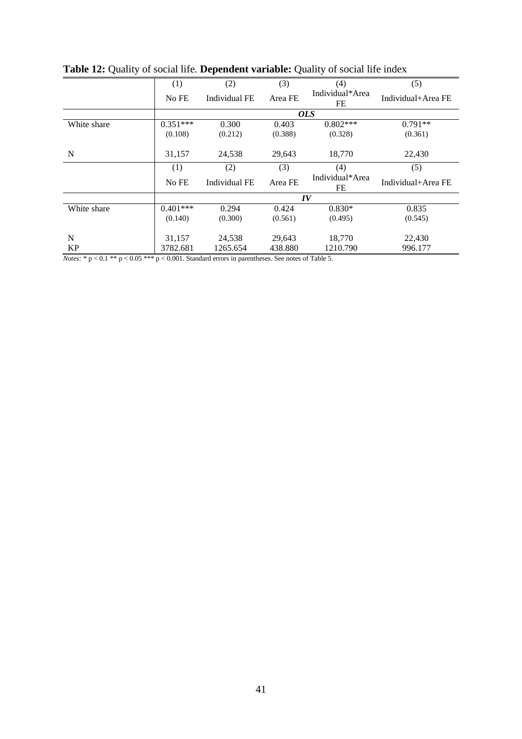**Table 12:** Quality of social life. **Dependent variable:** Quality of social life index

| | (1) | (2) | (3) | (4) | (5) |
|---|---|---|---|---|---|
| | No FE | Individual FE | Area FE | Individual*Area FE | Individual+Area FE |
| | ***OLS*** | | | | |
| White share | 0.351*** | 0.300 | 0.403 | 0.802*** | 0.791** |
| | (0.108) | (0.212) | (0.388) | (0.328) | (0.361) |
| N | 31,157 | 24,538 | 29,643 | 18,770 | 22,430 |
| | (1) | (2) | (3) | (4) | (5) |
| | No FE | Individual FE | Area FE | Individual*Area FE | Individual+Area FE |
| | ***IV*** | | | | |
| White share | 0.401*** | 0.294 | 0.424 | 0.830* | 0.835 |
| | (0.140) | (0.300) | (0.561) | (0.495) | (0.545) |
| N | 31,157 | 24,538 | 29,643 | 18,770 | 22,430 |
| KP | 3782.681 | 1265.654 | 438.880 | 1210.790 | 996.177 |

*Notes:* * $p < 0.1$ ** $p < 0.05$ *** $p < 0.001$. Standard errors in parentheses. See notes of Table 5.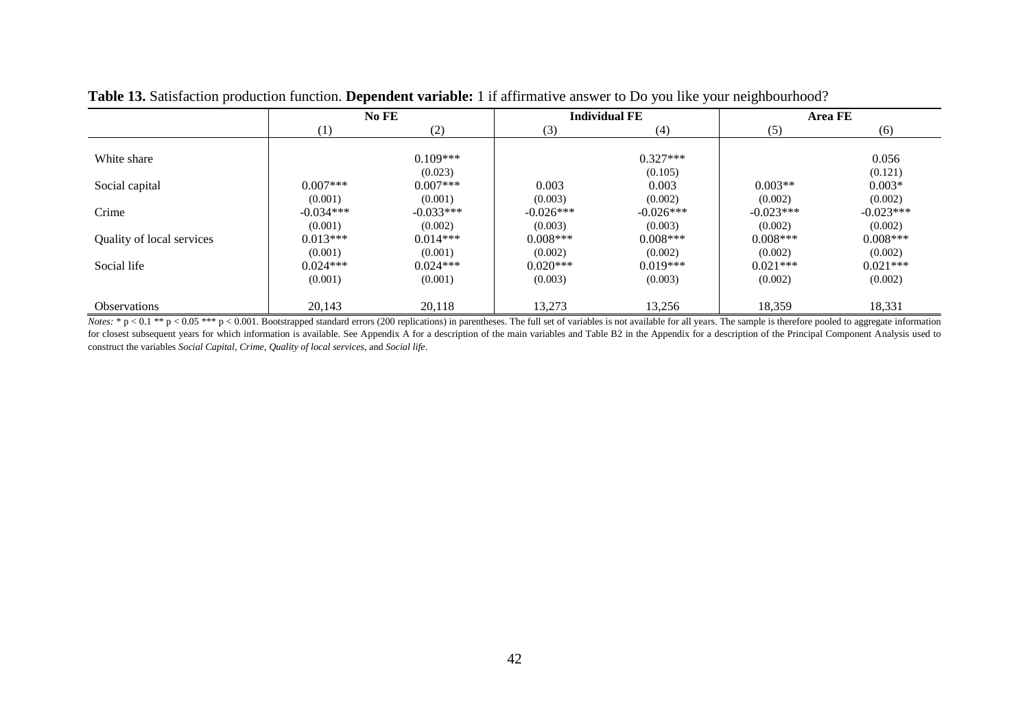**Table 13.** Satisfaction production function. **Dependent variable:** 1 if affirmative answer to Do you like your neighbourhood?

| | No FE | | Individual FE | | Area FE | |
|---|---|---|---|---|---|---|
| | (1) | (2) | (3) | (4) | (5) | (6) |
| White share | | 0.109*** | | 0.327*** | | 0.056 |
| | | (0.023) | | (0.105) | | (0.121) |
| Social capital | 0.007*** | 0.007*** | 0.003 | 0.003 | 0.003** | 0.003* |
| | (0.001) | (0.001) | (0.003) | (0.002) | (0.002) | (0.002) |
| Crime | -0.034*** | -0.033*** | -0.026*** | -0.026*** | -0.023*** | -0.023*** |
| | (0.001) | (0.002) | (0.003) | (0.003) | (0.002) | (0.002) |
| Quality of local services | 0.013*** | 0.014*** | 0.008*** | 0.008*** | 0.008*** | 0.008*** |
| | (0.001) | (0.001) | (0.002) | (0.002) | (0.002) | (0.002) |
| Social life | 0.024*** | 0.024*** | 0.020*** | 0.019*** | 0.021*** | 0.021*** |
| | (0.001) | (0.001) | (0.003) | (0.003) | (0.002) | (0.002) |
| Observations | 20,143 | 20,118 | 13,273 | 13,256 | 18,359 | 18,331 |

*Notes:* * $p < 0.1$ ** $p < 0.05$ *** $p < 0.001$. Bootstrapped standard errors (200 replications) in parentheses. The full set of variables is not available for all years. The sample is therefore pooled to aggregate information for closest subsequent years for which information is available. See Appendix A for a description of the main variables and Table B2 in the Appendix for a description of the Principal Component Analysis used to construct the variables *Social Capital*, *Crime*, *Quality of local services*, and *Social life*.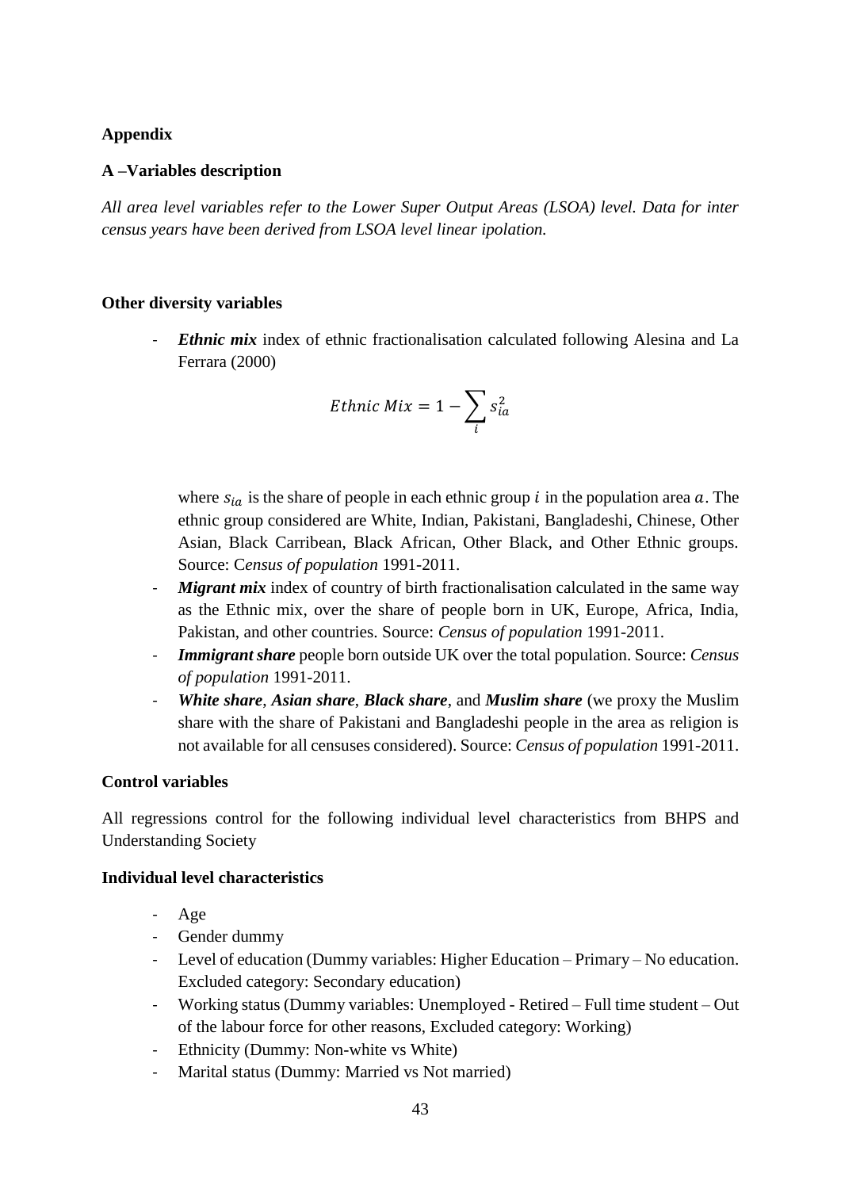**Appendix**

**A –Variables description**

*All area level variables refer to the Lower Super Output Areas (LSOA) level. Data for inter census years have been derived from LSOA level linear ipolation.*

**Other diversity variables**

- ***Ethnic mix*** index of ethnic fractionalisation calculated following Alesina and La Ferrara (2000)

$$Ethnic\ Mix = 1 - \sum_{i} s_{ia}^{2}$$

  where $s_{ia}$ is the share of people in each ethnic group $i$ in the population area $a$. The ethnic group considered are White, Indian, Pakistani, Bangladeshi, Chinese, Other Asian, Black Carribean, Black African, Other Black, and Other Ethnic groups. Source: C*ensus of population* 1991-2011.
- ***Migrant mix*** index of country of birth fractionalisation calculated in the same way as the Ethnic mix, over the share of people born in UK, Europe, Africa, India, Pakistan, and other countries. Source: *Census of population* 1991-2011.
- ***Immigrant share*** people born outside UK over the total population. Source: *Census of population* 1991-2011.
- ***White share***, ***Asian share***, ***Black share***, and ***Muslim share*** (we proxy the Muslim share with the share of Pakistani and Bangladeshi people in the area as religion is not available for all censuses considered). Source: *Census of population* 1991-2011.

**Control variables**

All regressions control for the following individual level characteristics from BHPS and Understanding Society

**Individual level characteristics**

- Age
- Gender dummy
- Level of education (Dummy variables: Higher Education – Primary – No education. Excluded category: Secondary education)
- Working status (Dummy variables: Unemployed - Retired – Full time student – Out of the labour force for other reasons, Excluded category: Working)
- Ethnicity (Dummy: Non-white vs White)
- Marital status (Dummy: Married vs Not married)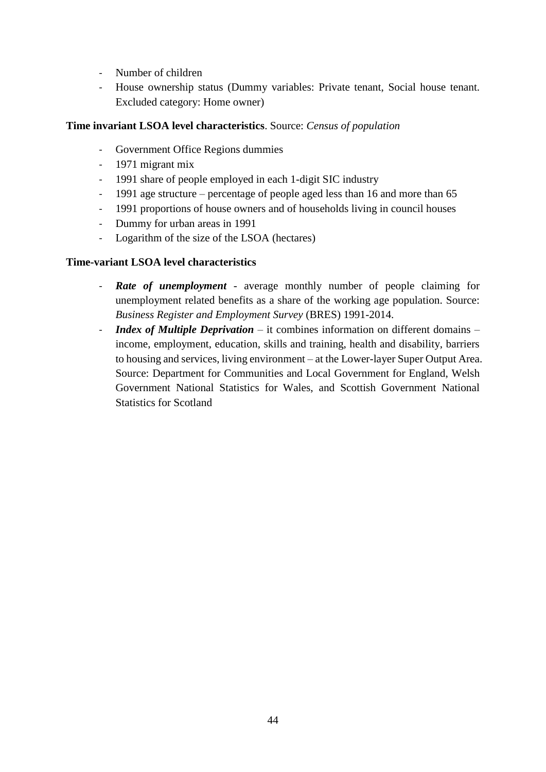- Number of children
- House ownership status (Dummy variables: Private tenant, Social house tenant. Excluded category: Home owner)

**Time invariant LSOA level characteristics**. Source: *Census of population*

- Government Office Regions dummies
- 1971 migrant mix
- 1991 share of people employed in each 1-digit SIC industry
- 1991 age structure – percentage of people aged less than 16 and more than 65
- 1991 proportions of house owners and of households living in council houses
- Dummy for urban areas in 1991
- Logarithm of the size of the LSOA (hectares)

**Time-variant LSOA level characteristics**

- ***Rate of unemployment*** - average monthly number of people claiming for unemployment related benefits as a share of the working age population. Source: *Business Register and Employment Survey* (BRES) 1991-2014.
- ***Index of Multiple Deprivation*** – it combines information on different domains – income, employment, education, skills and training, health and disability, barriers to housing and services, living environment – at the Lower-layer Super Output Area. Source: Department for Communities and Local Government for England, Welsh Government National Statistics for Wales, and Scottish Government National Statistics for Scotland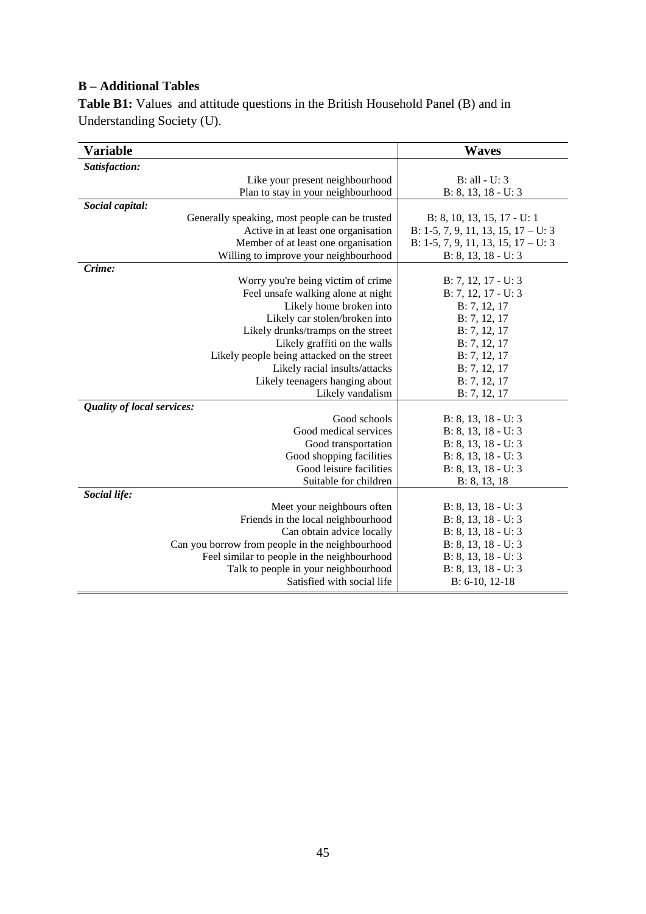## B – Additional Tables

**Table B1:** Values and attitude questions in the British Household Panel (B) and in Understanding Society (U).

| Variable | Waves |
|---|---|
| ***Satisfaction:*** | |
| Like your present neighbourhood | B: all - U: 3 |
| Plan to stay in your neighbourhood | B: 8, 13, 18 - U: 3 |
| ***Social capital:*** | |
| Generally speaking, most people can be trusted | B: 8, 10, 13, 15, 17 - U: 1 |
| Active in at least one organisation | B: 1-5, 7, 9, 11, 13, 15, 17 – U: 3 |
| Member of at least one organisation | B: 1-5, 7, 9, 11, 13, 15, 17 – U: 3 |
| Willing to improve your neighbourhood | B: 8, 13, 18 - U: 3 |
| ***Crime:*** | |
| Worry you're being victim of crime | B: 7, 12, 17 - U: 3 |
| Feel unsafe walking alone at night | B: 7, 12, 17 - U: 3 |
| Likely home broken into | B: 7, 12, 17 |
| Likely car stolen/broken into | B: 7, 12, 17 |
| Likely drunks/tramps on the street | B: 7, 12, 17 |
| Likely graffiti on the walls | B: 7, 12, 17 |
| Likely people being attacked on the street | B: 7, 12, 17 |
| Likely racial insults/attacks | B: 7, 12, 17 |
| Likely teenagers hanging about | B: 7, 12, 17 |
| Likely vandalism | B: 7, 12, 17 |
| ***Quality of local services:*** | |
| Good schools | B: 8, 13, 18 - U: 3 |
| Good medical services | B: 8, 13, 18 - U: 3 |
| Good transportation | B: 8, 13, 18 - U: 3 |
| Good shopping facilities | B: 8, 13, 18 - U: 3 |
| Good leisure facilities | B: 8, 13, 18 - U: 3 |
| Suitable for children | B: 8, 13, 18 |
| ***Social life:*** | |
| Meet your neighbours often | B: 8, 13, 18 - U: 3 |
| Friends in the local neighbourhood | B: 8, 13, 18 - U: 3 |
| Can obtain advice locally | B: 8, 13, 18 - U: 3 |
| Can you borrow from people in the neighbourhood | B: 8, 13, 18 - U: 3 |
| Feel similar to people in the neighbourhood | B: 8, 13, 18 - U: 3 |
| Talk to people in your neighbourhood | B: 8, 13, 18 - U: 3 |
| Satisfied with social life | B: 6-10, 12-18 |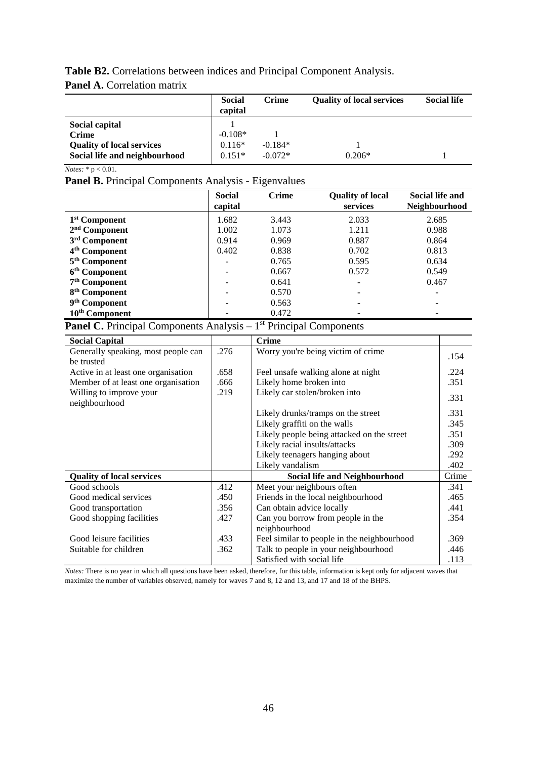**Table B2.** Correlations between indices and Principal Component Analysis.

**Panel A.** Correlation matrix

| | Social capital | Crime | Quality of local services | Social life |
|---|---|---|---|---|
| **Social capital** | 1 | | | |
| **Crime** | -0.108* | 1 | | |
| **Quality of local services** | 0.116* | -0.184* | 1 | |
| **Social life and neighbourhood** | 0.151* | -0.072* | 0.206* | 1 |

*Notes:* * p < 0.01.

**Panel B.** Principal Components Analysis - Eigenvalues

| | Social capital | Crime | Quality of local services | Social life and Neighbourhood |
|---|---|---|---|---|
| **1st Component** | 1.682 | 3.443 | 2.033 | 2.685 |
| **2nd Component** | 1.002 | 1.073 | 1.211 | 0.988 |
| **3rd Component** | 0.914 | 0.969 | 0.887 | 0.864 |
| **4th Component** | 0.402 | 0.838 | 0.702 | 0.813 |
| **5th Component** | - | 0.765 | 0.595 | 0.634 |
| **6th Component** | - | 0.667 | 0.572 | 0.549 |
| **7th Component** | - | 0.641 | - | 0.467 |
| **8th Component** | - | 0.570 | - | - |
| **9th Component** | - | 0.563 | - | - |
| **10th Component** | - | 0.472 | - | - |

**Panel C.** Principal Components Analysis – 1st Principal Components

| **Social Capital** | | **Crime** | |
|---|---|---|---|
| Generally speaking, most people can be trusted | .276 | Worry you're being victim of crime | .154 |
| Active in at least one organisation | .658 | Feel unsafe walking alone at night | .224 |
| Member of at least one organisation | .666 | Likely home broken into | .351 |
| Willing to improve your neighbourhood | .219 | Likely car stolen/broken into | .331 |
| | | Likely drunks/tramps on the street | .331 |
| | | Likely graffiti on the walls | .345 |
| | | Likely people being attacked on the street | .351 |
| | | Likely racial insults/attacks | .309 |
| | | Likely teenagers hanging about | .292 |
| | | Likely vandalism | .402 |
| **Quality of local services** | | **Social life and Neighbourhood** | Crime |
| Good schools | .412 | Meet your neighbours often | .341 |
| Good medical services | .450 | Friends in the local neighbourhood | .465 |
| Good transportation | .356 | Can obtain advice locally | .441 |
| Good shopping facilities | .427 | Can you borrow from people in the neighbourhood | .354 |
| Good leisure facilities | .433 | Feel similar to people in the neighbourhood | .369 |
| Suitable for children | .362 | Talk to people in your neighbourhood | .446 |
| | | Satisfied with social life | .113 |

*Notes:* There is no year in which all questions have been asked, therefore, for this table, information is kept only for adjacent waves that maximize the number of variables observed, namely for waves 7 and 8, 12 and 13, and 17 and 18 of the BHPS.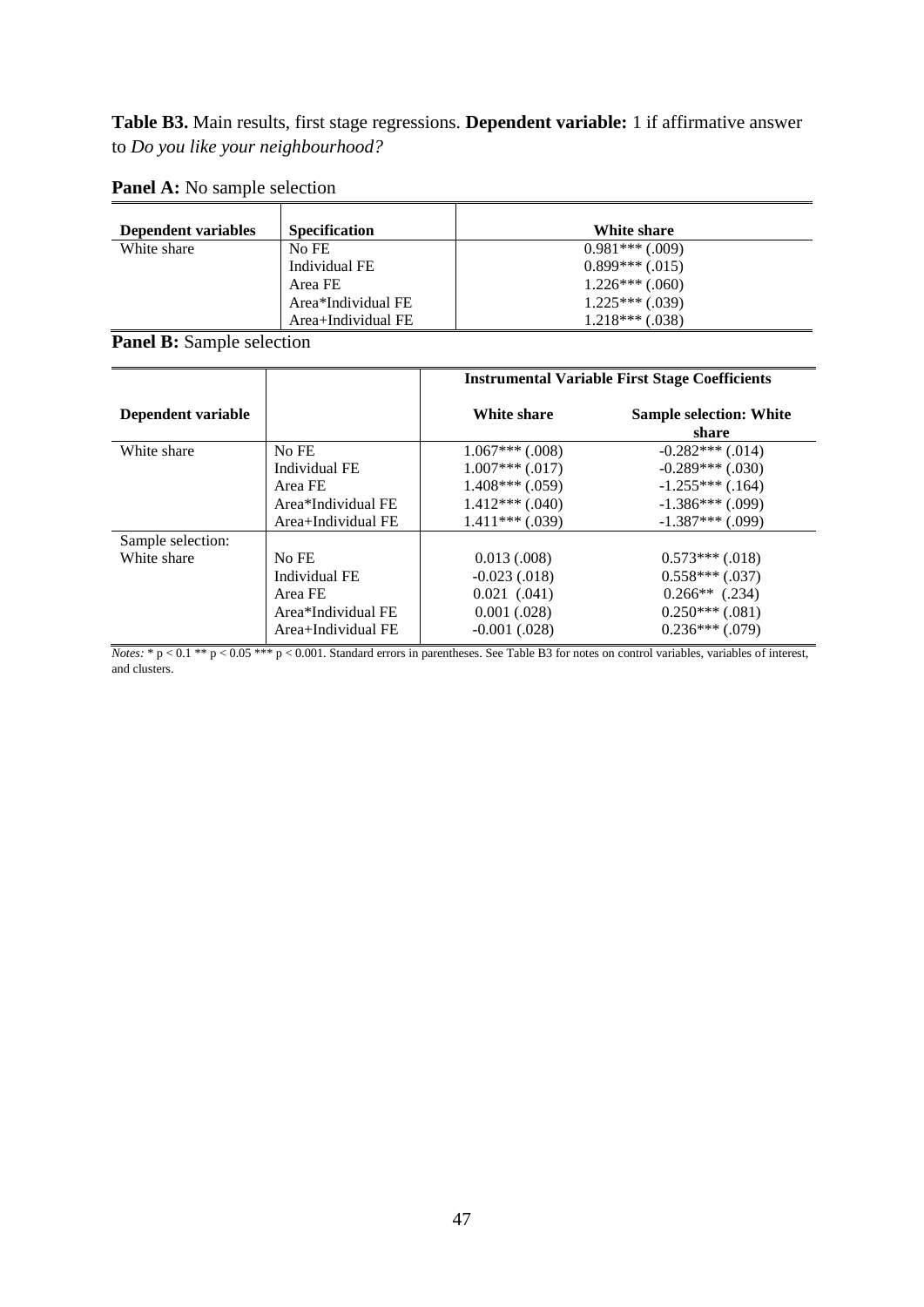**Table B3.** Main results, first stage regressions. **Dependent variable:** 1 if affirmative answer to *Do you like your neighbourhood?*

**Panel A:** No sample selection

| **Dependent variables** | **Specification** | **White share** |
|---|---|---|
| White share | No FE | 0.981*** (.009) |
| | Individual FE | 0.899*** (.015) |
| | Area FE | 1.226*** (.060) |
| | Area*Individual FE | 1.225*** (.039) |
| | Area+Individual FE | 1.218*** (.038) |

**Panel B:** Sample selection

| | | **Instrumental Variable First Stage Coefficients** | |
|---|---|---|---|
| **Dependent variable** | | **White share** | **Sample selection: White share** |
| White share | No FE | 1.067*** (.008) | -0.282*** (.014) |
| | Individual FE | 1.007*** (.017) | -0.289*** (.030) |
| | Area FE | 1.408*** (.059) | -1.255*** (.164) |
| | Area*Individual FE | 1.412*** (.040) | -1.386*** (.099) |
| | Area+Individual FE | 1.411*** (.039) | -1.387*** (.099) |
| Sample selection: | | | |
| White share | No FE | 0.013 (.008) | 0.573*** (.018) |
| | Individual FE | -0.023 (.018) | 0.558*** (.037) |
| | Area FE | 0.021 (.041) | 0.266** (.234) |
| | Area*Individual FE | 0.001 (.028) | 0.250*** (.081) |
| | Area+Individual FE | -0.001 (.028) | 0.236*** (.079) |

*Notes:* * $p < 0.1$ ** $p < 0.05$ *** $p < 0.001$. Standard errors in parentheses. See Table B3 for notes on control variables, variables of interest, and clusters.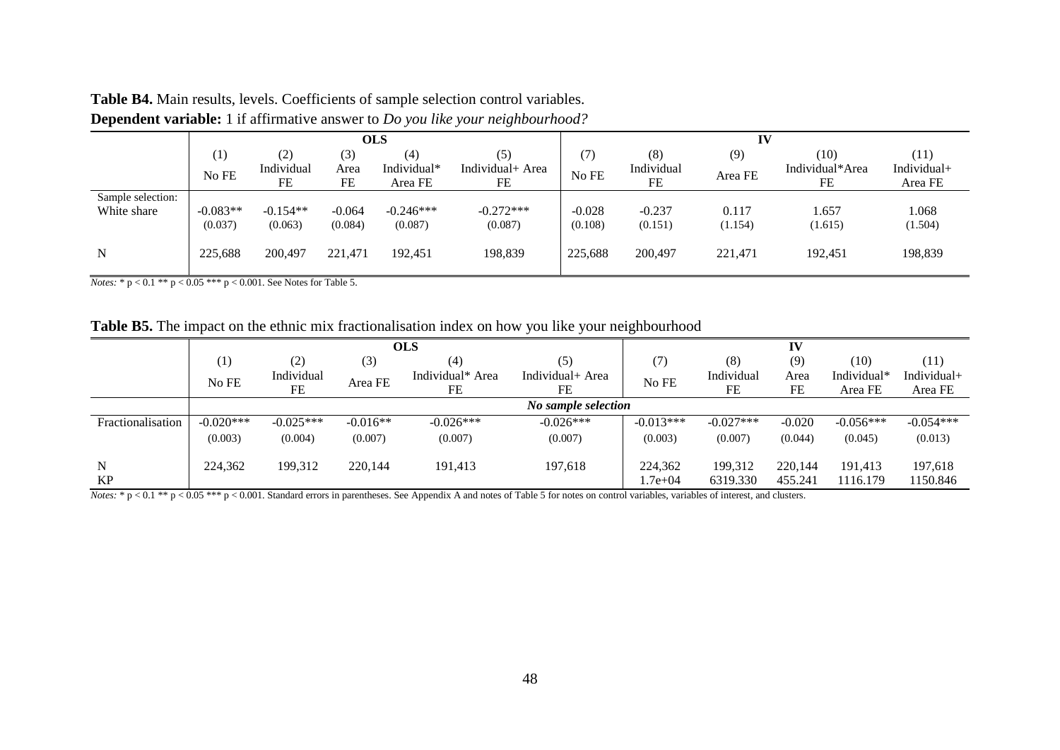**Table B4.** Main results, levels. Coefficients of sample selection control variables.
**Dependent variable:** 1 if affirmative answer to *Do you like your neighbourhood?*

| | OLS | | | | | IV | | | | |
|---|---|---|---|---|---|---|---|---|---|---|
| | (1) | (2) | (3) | (4) | (5) | (7) | (8) | (9) | (10) | (11) |
| | No FE | Individual FE | Area FE | Individual* Area FE | Individual+ Area FE | No FE | Individual FE | Area FE | Individual*Area FE | Individual+ Area FE |
| Sample selection: | | | | | | | | | | |
| White share | -0.083** | -0.154** | -0.064 | -0.246*** | -0.272*** | -0.028 | -0.237 | 0.117 | 1.657 | 1.068 |
| | (0.037) | (0.063) | (0.084) | (0.087) | (0.087) | (0.108) | (0.151) | (1.154) | (1.615) | (1.504) |
| N | 225,688 | 200,497 | 221,471 | 192,451 | 198,839 | 225,688 | 200,497 | 221,471 | 192,451 | 198,839 |

*Notes:* * p < 0.1 ** p < 0.05 *** p < 0.001. See Notes for Table 5.

**Table B5.** The impact on the ethnic mix fractionalisation index on how you like your neighbourhood

| | OLS | | | | | IV | | | | |
|---|---|---|---|---|---|---|---|---|---|---|
| | (1) | (2) | (3) | (4) | (5) | (7) | (8) | (9) | (10) | (11) |
| | No FE | Individual FE | Area FE | Individual* Area FE | Individual+ Area FE | No FE | Individual FE | Area FE | Individual* Area FE | Individual+ Area FE |
| | *No sample selection* | | | | | | | | | |
| Fractionalisation | -0.020*** | -0.025*** | -0.016** | -0.026*** | -0.026*** | -0.013*** | -0.027*** | -0.020 | -0.056*** | -0.054*** |
| | (0.003) | (0.004) | (0.007) | (0.007) | (0.007) | (0.003) | (0.007) | (0.044) | (0.045) | (0.013) |
| N | 224,362 | 199,312 | 220,144 | 191,413 | 197,618 | 224,362 | 199,312 | 220,144 | 191,413 | 197,618 |
| KP | | | | | | 1.7e+04 | 6319.330 | 455.241 | 1116.179 | 1150.846 |

*Notes:* * p < 0.1 ** p < 0.05 *** p < 0.001. Standard errors in parentheses. See Appendix A and notes of Table 5 for notes on control variables, variables of interest, and clusters.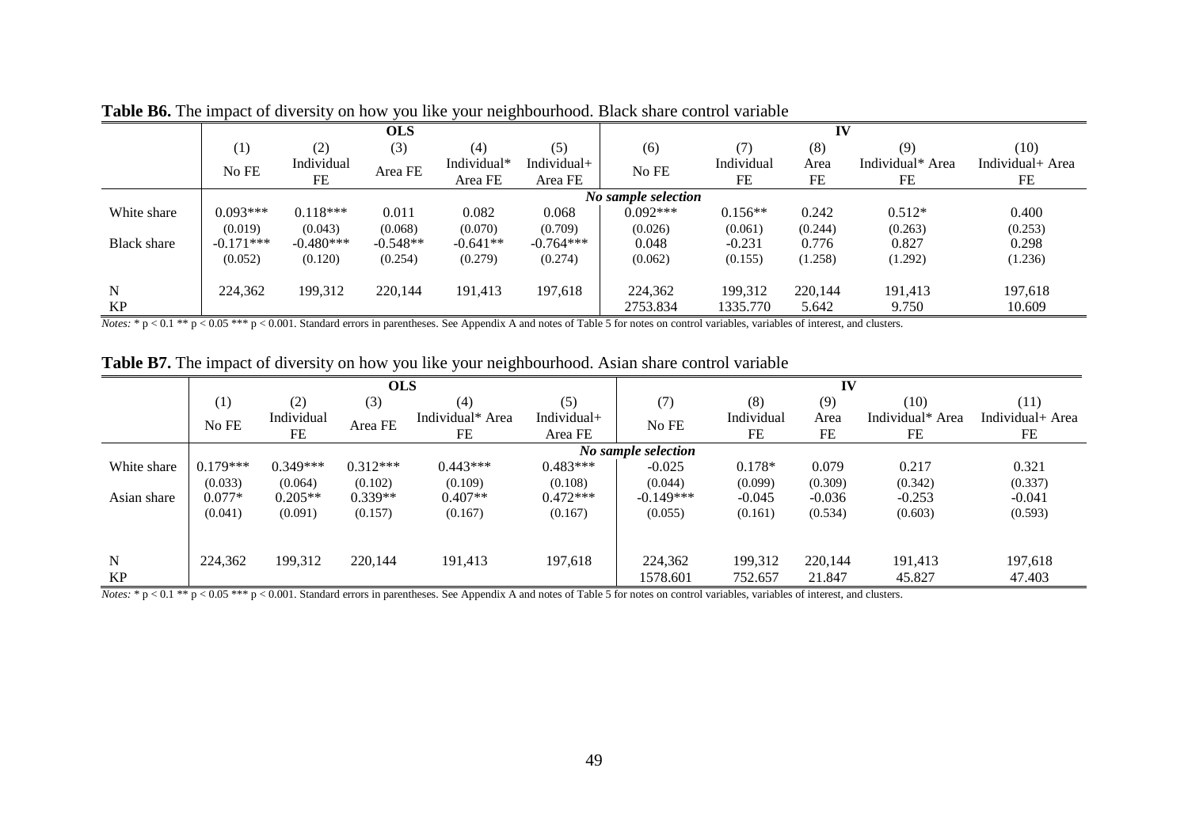**Table B6.** The impact of diversity on how you like your neighbourhood. Black share control variable

| | OLS | | | | | IV | | | | |
|---|---|---|---|---|---|---|---|---|---|---|
| | (1) | (2) | (3) | (4) | (5) | (6) | (7) | (8) | (9) | (10) |
| | No FE | Individual FE | Area FE | Individual* Area FE | Individual+ Area FE | No FE | Individual FE | Area FE | Individual* Area FE | Individual+ Area FE |
| | *No sample selection* | | | | | | | | | |
| White share | 0.093*** | 0.118*** | 0.011 | 0.082 | 0.068 | 0.092*** | 0.156** | 0.242 | 0.512* | 0.400 |
| | (0.019) | (0.043) | (0.068) | (0.070) | (0.709) | (0.026) | (0.061) | (0.244) | (0.263) | (0.253) |
| Black share | -0.171*** | -0.480*** | -0.548** | -0.641** | -0.764*** | 0.048 | -0.231 | 0.776 | 0.827 | 0.298 |
| | (0.052) | (0.120) | (0.254) | (0.279) | (0.274) | (0.062) | (0.155) | (1.258) | (1.292) | (1.236) |
| N | 224,362 | 199,312 | 220,144 | 191,413 | 197,618 | 224,362 | 199,312 | 220,144 | 191,413 | 197,618 |
| KP | | | | | | 2753.834 | 1335.770 | 5.642 | 9.750 | 10.609 |

*Notes:* * p < 0.1 ** p < 0.05 *** p < 0.001. Standard errors in parentheses. See Appendix A and notes of Table 5 for notes on control variables, variables of interest, and clusters.

**Table B7.** The impact of diversity on how you like your neighbourhood. Asian share control variable

| | OLS | | | | | IV | | | | |
|---|---|---|---|---|---|---|---|---|---|---|
| | (1) | (2) | (3) | (4) | (5) | (7) | (8) | (9) | (10) | (11) |
| | No FE | Individual FE | Area FE | Individual* Area FE | Individual+ Area FE | No FE | Individual FE | Area FE | Individual* Area FE | Individual+ Area FE |
| | *No sample selection* | | | | | | | | | |
| White share | 0.179*** | 0.349*** | 0.312*** | 0.443*** | 0.483*** | -0.025 | 0.178* | 0.079 | 0.217 | 0.321 |
| | (0.033) | (0.064) | (0.102) | (0.109) | (0.108) | (0.044) | (0.099) | (0.309) | (0.342) | (0.337) |
| Asian share | 0.077* | 0.205** | 0.339** | 0.407** | 0.472*** | -0.149*** | -0.045 | -0.036 | -0.253 | -0.041 |
| | (0.041) | (0.091) | (0.157) | (0.167) | (0.167) | (0.055) | (0.161) | (0.534) | (0.603) | (0.593) |
| N | 224,362 | 199,312 | 220,144 | 191,413 | 197,618 | 224,362 | 199,312 | 220,144 | 191,413 | 197,618 |
| KP | | | | | | 1578.601 | 752.657 | 21.847 | 45.827 | 47.403 |

*Notes:* * p < 0.1 ** p < 0.05 *** p < 0.001. Standard errors in parentheses. See Appendix A and notes of Table 5 for notes on control variables, variables of interest, and clusters.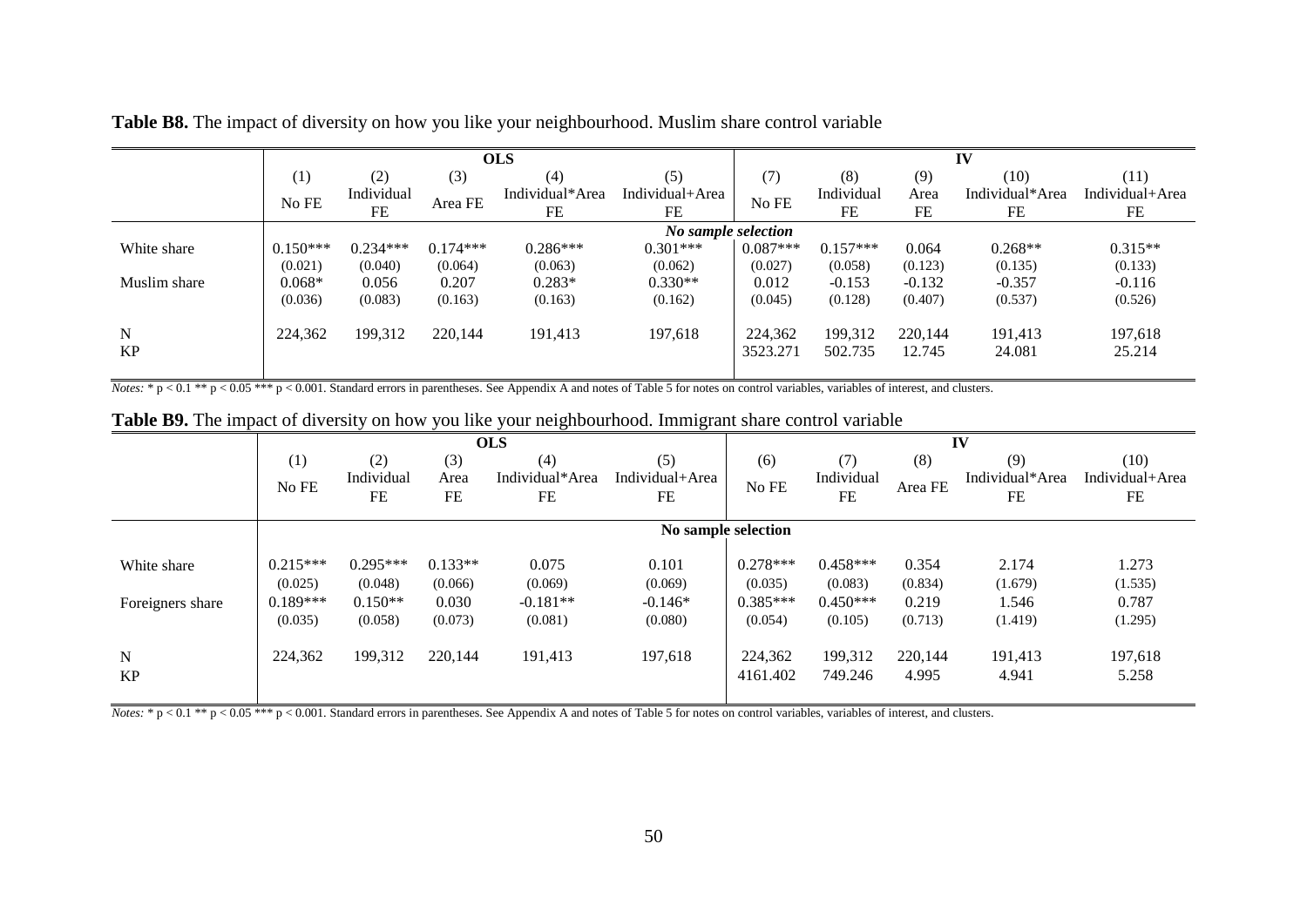**Table B8.** The impact of diversity on how you like your neighbourhood. Muslim share control variable

| | OLS | | | | | IV | | | | |
|---|---|---|---|---|---|---|---|---|---|---|
| | (1) | (2) | (3) | (4) | (5) | (7) | (8) | (9) | (10) | (11) |
| | No FE | Individual FE | Area FE | Individual*Area FE | Individual+Area FE | No FE | Individual FE | Area FE | Individual*Area FE | Individual+Area FE |
| | *No sample selection* | | | | | | | | | |
| White share | 0.150*** | 0.234*** | 0.174*** | 0.286*** | 0.301*** | 0.087*** | 0.157*** | 0.064 | 0.268** | 0.315** |
| | (0.021) | (0.040) | (0.064) | (0.063) | (0.062) | (0.027) | (0.058) | (0.123) | (0.135) | (0.133) |
| Muslim share | 0.068* | 0.056 | 0.207 | 0.283* | 0.330** | 0.012 | -0.153 | -0.132 | -0.357 | -0.116 |
| | (0.036) | (0.083) | (0.163) | (0.163) | (0.162) | (0.045) | (0.128) | (0.407) | (0.537) | (0.526) |
| N | 224,362 | 199,312 | 220,144 | 191,413 | 197,618 | 224,362 | 199,312 | 220,144 | 191,413 | 197,618 |
| KP | | | | | | 3523.271 | 502.735 | 12.745 | 24.081 | 25.214 |

*Notes:* * p < 0.1 ** p < 0.05 *** p < 0.001. Standard errors in parentheses. See Appendix A and notes of Table 5 for notes on control variables, variables of interest, and clusters.

**Table B9.** The impact of diversity on how you like your neighbourhood. Immigrant share control variable

| | OLS | | | | | IV | | | | |
|---|---|---|---|---|---|---|---|---|---|---|
| | (1) | (2) | (3) | (4) | (5) | (6) | (7) | (8) | (9) | (10) |
| | No FE | Individual FE | Area FE | Individual*Area FE | Individual+Area FE | No FE | Individual FE | Area FE | Individual*Area FE | Individual+Area FE |
| | **No sample selection** | | | | | | | | | |
| White share | 0.215*** | 0.295*** | 0.133** | 0.075 | 0.101 | 0.278*** | 0.458*** | 0.354 | 2.174 | 1.273 |
| | (0.025) | (0.048) | (0.066) | (0.069) | (0.069) | (0.035) | (0.083) | (0.834) | (1.679) | (1.535) |
| Foreigners share | 0.189*** | 0.150** | 0.030 | -0.181** | -0.146* | 0.385*** | 0.450*** | 0.219 | 1.546 | 0.787 |
| | (0.035) | (0.058) | (0.073) | (0.081) | (0.080) | (0.054) | (0.105) | (0.713) | (1.419) | (1.295) |
| N | 224,362 | 199,312 | 220,144 | 191,413 | 197,618 | 224,362 | 199,312 | 220,144 | 191,413 | 197,618 |
| KP | | | | | | 4161.402 | 749.246 | 4.995 | 4.941 | 5.258 |

*Notes:* * p < 0.1 ** p < 0.05 *** p < 0.001. Standard errors in parentheses. See Appendix A and notes of Table 5 for notes on control variables, variables of interest, and clusters.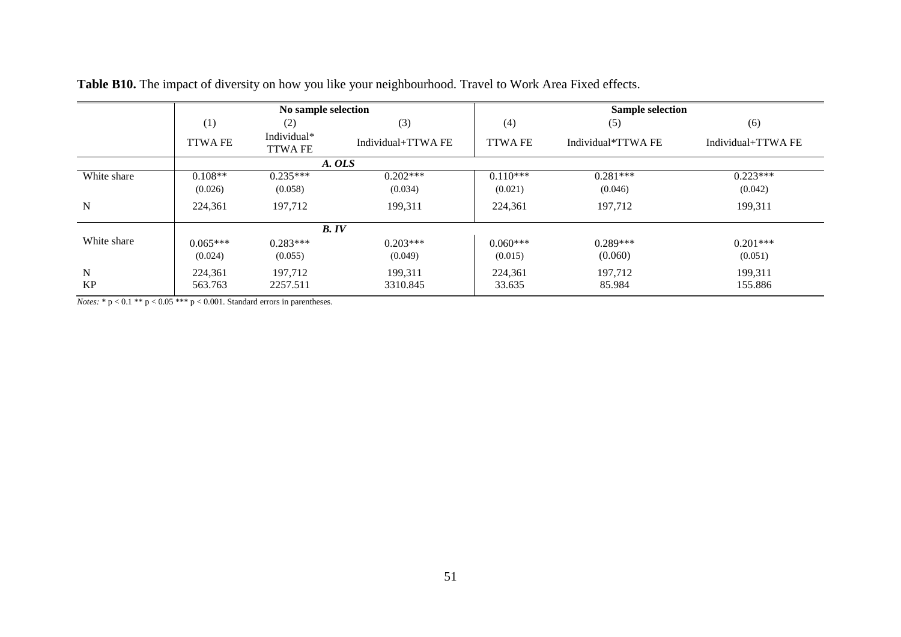**Table B10.** The impact of diversity on how you like your neighbourhood. Travel to Work Area Fixed effects.

| | No sample selection | | | Sample selection | | |
|---|---|---|---|---|---|---|
| | (1) | (2) | (3) | (4) | (5) | (6) |
| | TTWA FE | Individual* TTWA FE | Individual+TTWA FE | TTWA FE | Individual*TTWA FE | Individual+TTWA FE |
| | *A. OLS* | | | | | |
| White share | 0.108** | 0.235*** | 0.202*** | 0.110*** | 0.281*** | 0.223*** |
| | (0.026) | (0.058) | (0.034) | (0.021) | (0.046) | (0.042) |
| N | 224,361 | 197,712 | 199,311 | 224,361 | 197,712 | 199,311 |
| | *B. IV* | | | | | |
| White share | 0.065*** | 0.283*** | 0.203*** | 0.060*** | 0.289*** | 0.201*** |
| | (0.024) | (0.055) | (0.049) | (0.015) | (0.060) | (0.051) |
| N | 224,361 | 197,712 | 199,311 | 224,361 | 197,712 | 199,311 |
| KP | 563.763 | 2257.511 | 3310.845 | 33.635 | 85.984 | 155.886 |

*Notes:* * $p < 0.1$ ** $p < 0.05$ *** $p < 0.001$. Standard errors in parentheses.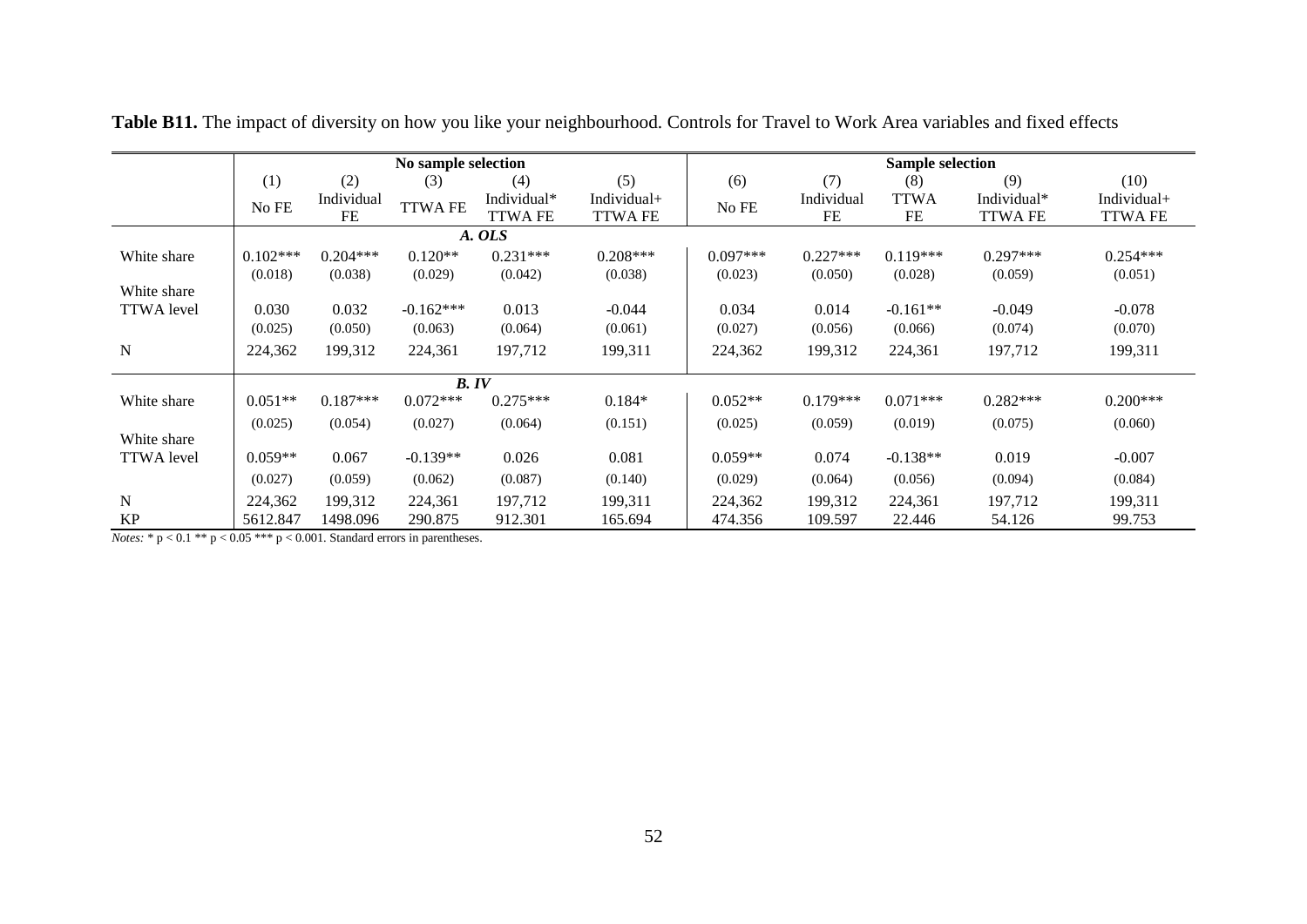**Table B11.** The impact of diversity on how you like your neighbourhood. Controls for Travel to Work Area variables and fixed effects

| | No sample selection | | | | | Sample selection | | | | |
|---|---|---|---|---|---|---|---|---|---|---|
| | (1) | (2) | (3) | (4) | (5) | (6) | (7) | (8) | (9) | (10) |
| | No FE | Individual FE | TTWA FE | Individual* TTWA FE | Individual+ TTWA FE | No FE | Individual FE | TTWA FE | Individual* TTWA FE | Individual+ TTWA FE |
| | ***A. OLS*** | | | | | | | | | |
| White share | 0.102*** | 0.204*** | 0.120** | 0.231*** | 0.208*** | 0.097*** | 0.227*** | 0.119*** | 0.297*** | 0.254*** |
| | (0.018) | (0.038) | (0.029) | (0.042) | (0.038) | (0.023) | (0.050) | (0.028) | (0.059) | (0.051) |
| White share TTWA level | 0.030 | 0.032 | -0.162*** | 0.013 | -0.044 | 0.034 | 0.014 | -0.161** | -0.049 | -0.078 |
| | (0.025) | (0.050) | (0.063) | (0.064) | (0.061) | (0.027) | (0.056) | (0.066) | (0.074) | (0.070) |
| N | 224,362 | 199,312 | 224,361 | 197,712 | 199,311 | 224,362 | 199,312 | 224,361 | 197,712 | 199,311 |
| | ***B. IV*** | | | | | | | | | |
| White share | 0.051** | 0.187*** | 0.072*** | 0.275*** | 0.184* | 0.052** | 0.179*** | 0.071*** | 0.282*** | 0.200*** |
| | (0.025) | (0.054) | (0.027) | (0.064) | (0.151) | (0.025) | (0.059) | (0.019) | (0.075) | (0.060) |
| White share TTWA level | 0.059** | 0.067 | -0.139** | 0.026 | 0.081 | 0.059** | 0.074 | -0.138** | 0.019 | -0.007 |
| | (0.027) | (0.059) | (0.062) | (0.087) | (0.140) | (0.029) | (0.064) | (0.056) | (0.094) | (0.084) |
| N | 224,362 | 199,312 | 224,361 | 197,712 | 199,311 | 224,362 | 199,312 | 224,361 | 197,712 | 199,311 |
| KP | 5612.847 | 1498.096 | 290.875 | 912.301 | 165.694 | 474.356 | 109.597 | 22.446 | 54.126 | 99.753 |

*Notes:* * $p < 0.1$ ** $p < 0.05$ *** $p < 0.001$. Standard errors in parentheses.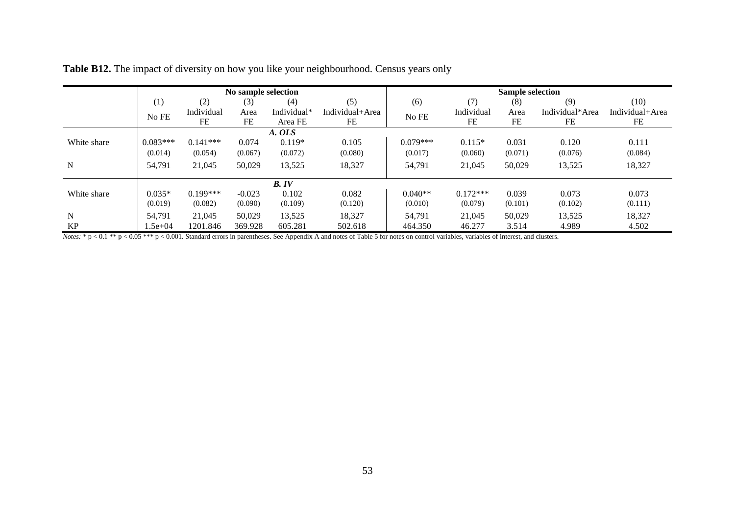**Table B12.** The impact of diversity on how you like your neighbourhood. Census years only

| | No sample selection | | | | | Sample selection | | | | |
|---|---|---|---|---|---|---|---|---|---|---|
| | (1) | (2) | (3) | (4) | (5) | (6) | (7) | (8) | (9) | (10) |
| | No FE | Individual FE | Area FE | Individual* Area FE | Individual+Area FE | No FE | Individual FE | Area FE | Individual*Area FE | Individual+Area FE |
| | *A. OLS* | | | | | | | | | |
| White share | 0.083*** | 0.141*** | 0.074 | 0.119* | 0.105 | 0.079*** | 0.115* | 0.031 | 0.120 | 0.111 |
| | (0.014) | (0.054) | (0.067) | (0.072) | (0.080) | (0.017) | (0.060) | (0.071) | (0.076) | (0.084) |
| N | 54,791 | 21,045 | 50,029 | 13,525 | 18,327 | 54,791 | 21,045 | 50,029 | 13,525 | 18,327 |
| | *B. IV* | | | | | | | | | |
| White share | 0.035* | 0.199*** | -0.023 | 0.102 | 0.082 | 0.040** | 0.172*** | 0.039 | 0.073 | 0.073 |
| | (0.019) | (0.082) | (0.090) | (0.109) | (0.120) | (0.010) | (0.079) | (0.101) | (0.102) | (0.111) |
| N | 54,791 | 21,045 | 50,029 | 13,525 | 18,327 | 54,791 | 21,045 | 50,029 | 13,525 | 18,327 |
| KP | 1.5e+04 | 1201.846 | 369.928 | 605.281 | 502.618 | 464.350 | 46.277 | 3.514 | 4.989 | 4.502 |

*Notes:* * p < 0.1 ** p < 0.05 *** p < 0.001. Standard errors in parentheses. See Appendix A and notes of Table 5 for notes on control variables, variables of interest, and clusters.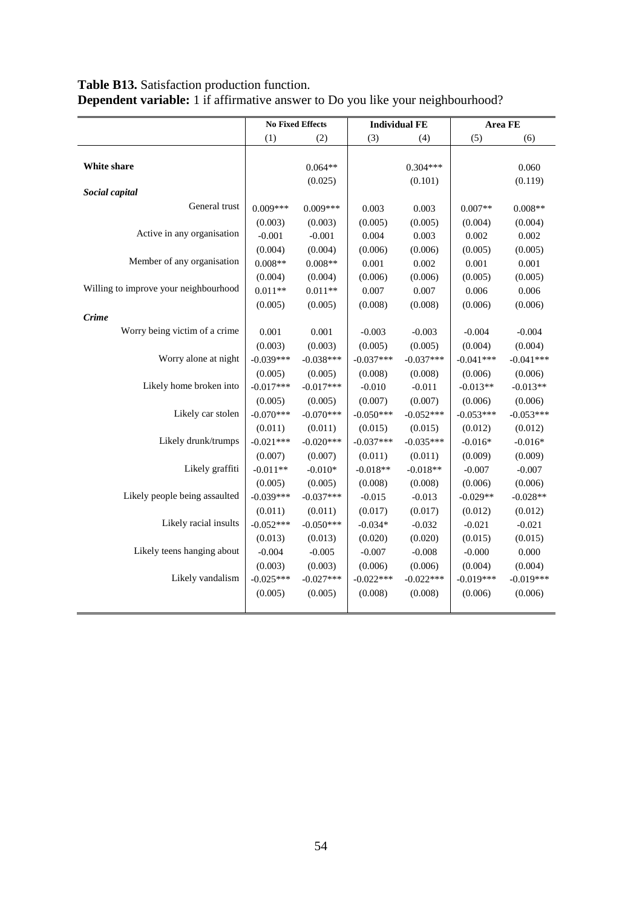**Table B13.** Satisfaction production function.
**Dependent variable:** 1 if affirmative answer to Do you like your neighbourhood?

| | No Fixed Effects | | Individual FE | | Area FE | |
|---|---|---|---|---|---|---|
| | (1) | (2) | (3) | (4) | (5) | (6) |
| **White share** | | 0.064** | | 0.304*** | | 0.060 |
| | | (0.025) | | (0.101) | | (0.119) |
| ***Social capital*** | | | | | | |
| General trust | 0.009*** | 0.009*** | 0.003 | 0.003 | 0.007** | 0.008** |
| | (0.003) | (0.003) | (0.005) | (0.005) | (0.004) | (0.004) |
| Active in any organisation | -0.001 | -0.001 | 0.004 | 0.003 | 0.002 | 0.002 |
| | (0.004) | (0.004) | (0.006) | (0.006) | (0.005) | (0.005) |
| Member of any organisation | 0.008** | 0.008** | 0.001 | 0.002 | 0.001 | 0.001 |
| | (0.004) | (0.004) | (0.006) | (0.006) | (0.005) | (0.005) |
| Willing to improve your neighbourhood | 0.011** | 0.011** | 0.007 | 0.007 | 0.006 | 0.006 |
| | (0.005) | (0.005) | (0.008) | (0.008) | (0.006) | (0.006) |
| ***Crime*** | | | | | | |
| Worry being victim of a crime | 0.001 | 0.001 | -0.003 | -0.003 | -0.004 | -0.004 |
| | (0.003) | (0.003) | (0.005) | (0.005) | (0.004) | (0.004) |
| Worry alone at night | -0.039*** | -0.038*** | -0.037*** | -0.037*** | -0.041*** | -0.041*** |
| | (0.005) | (0.005) | (0.008) | (0.008) | (0.006) | (0.006) |
| Likely home broken into | -0.017*** | -0.017*** | -0.010 | -0.011 | -0.013** | -0.013** |
| | (0.005) | (0.005) | (0.007) | (0.007) | (0.006) | (0.006) |
| Likely car stolen | -0.070*** | -0.070*** | -0.050*** | -0.052*** | -0.053*** | -0.053*** |
| | (0.011) | (0.011) | (0.015) | (0.015) | (0.012) | (0.012) |
| Likely drunk/trumps | -0.021*** | -0.020*** | -0.037*** | -0.035*** | -0.016* | -0.016* |
| | (0.007) | (0.007) | (0.011) | (0.011) | (0.009) | (0.009) |
| Likely graffiti | -0.011** | -0.010* | -0.018** | -0.018** | -0.007 | -0.007 |
| | (0.005) | (0.005) | (0.008) | (0.008) | (0.006) | (0.006) |
| Likely people being assaulted | -0.039*** | -0.037*** | -0.015 | -0.013 | -0.029** | -0.028** |
| | (0.011) | (0.011) | (0.017) | (0.017) | (0.012) | (0.012) |
| Likely racial insults | -0.052*** | -0.050*** | -0.034* | -0.032 | -0.021 | -0.021 |
| | (0.013) | (0.013) | (0.020) | (0.020) | (0.015) | (0.015) |
| Likely teens hanging about | -0.004 | -0.005 | -0.007 | -0.008 | -0.000 | 0.000 |
| | (0.003) | (0.003) | (0.006) | (0.006) | (0.004) | (0.004) |
| Likely vandalism | -0.025*** | -0.027*** | -0.022*** | -0.022*** | -0.019*** | -0.019*** |
| | (0.005) | (0.005) | (0.008) | (0.008) | (0.006) | (0.006) |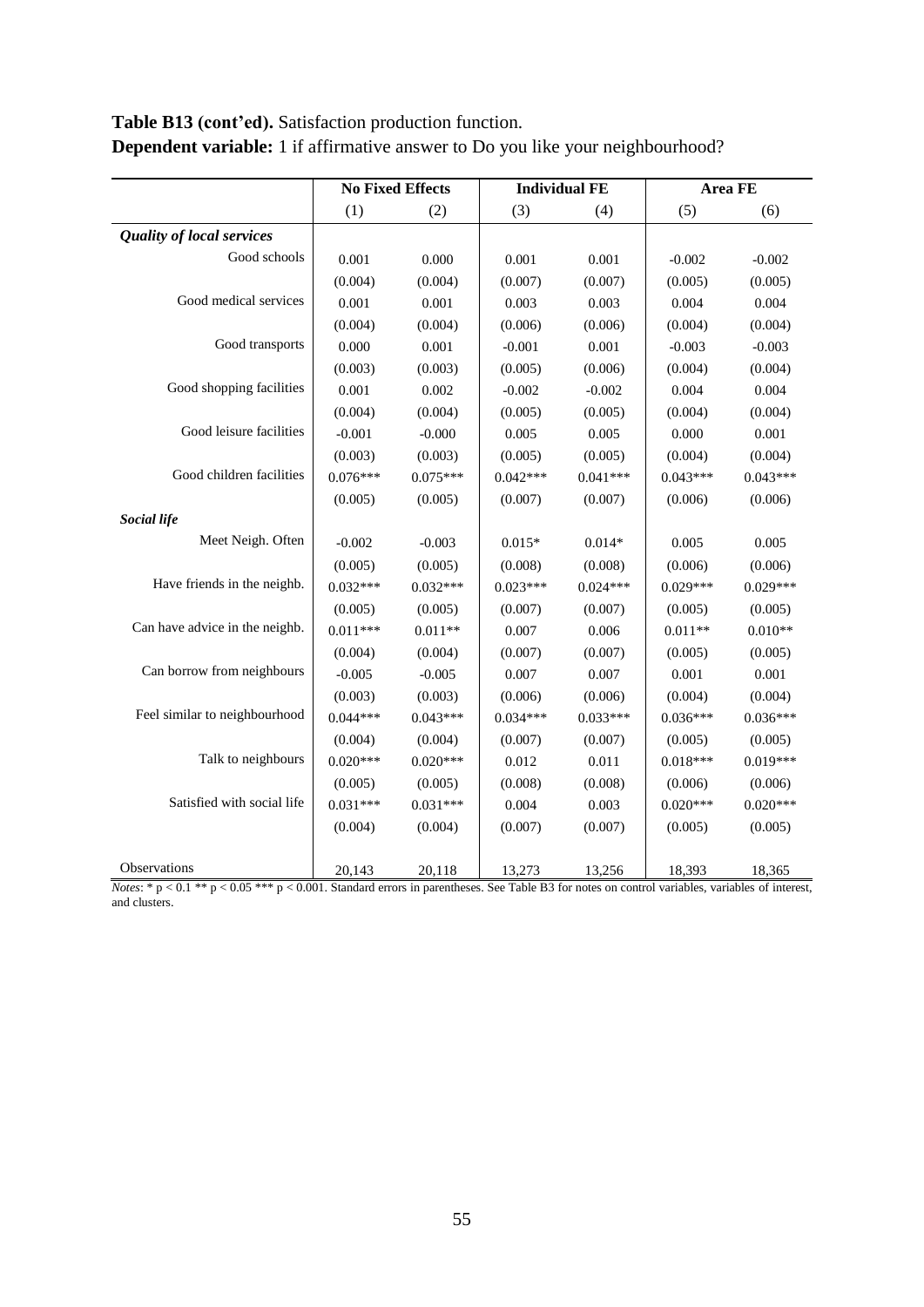**Table B13 (cont'ed).** Satisfaction production function.
**Dependent variable:** 1 if affirmative answer to Do you like your neighbourhood?

| | No Fixed Effects | | Individual FE | | Area FE | |
|---|---|---|---|---|---|---|
| | (1) | (2) | (3) | (4) | (5) | (6) |
| ***Quality of local services*** | | | | | | |
| Good schools | 0.001 | 0.000 | 0.001 | 0.001 | -0.002 | -0.002 |
| | (0.004) | (0.004) | (0.007) | (0.007) | (0.005) | (0.005) |
| Good medical services | 0.001 | 0.001 | 0.003 | 0.003 | 0.004 | 0.004 |
| | (0.004) | (0.004) | (0.006) | (0.006) | (0.004) | (0.004) |
| Good transports | 0.000 | 0.001 | -0.001 | 0.001 | -0.003 | -0.003 |
| | (0.003) | (0.003) | (0.005) | (0.006) | (0.004) | (0.004) |
| Good shopping facilities | 0.001 | 0.002 | -0.002 | -0.002 | 0.004 | 0.004 |
| | (0.004) | (0.004) | (0.005) | (0.005) | (0.004) | (0.004) |
| Good leisure facilities | -0.001 | -0.000 | 0.005 | 0.005 | 0.000 | 0.001 |
| | (0.003) | (0.003) | (0.005) | (0.005) | (0.004) | (0.004) |
| Good children facilities | 0.076*** | 0.075*** | 0.042*** | 0.041*** | 0.043*** | 0.043*** |
| | (0.005) | (0.005) | (0.007) | (0.007) | (0.006) | (0.006) |
| ***Social life*** | | | | | | |
| Meet Neigh. Often | -0.002 | -0.003 | 0.015* | 0.014* | 0.005 | 0.005 |
| | (0.005) | (0.005) | (0.008) | (0.008) | (0.006) | (0.006) |
| Have friends in the neighb. | 0.032*** | 0.032*** | 0.023*** | 0.024*** | 0.029*** | 0.029*** |
| | (0.005) | (0.005) | (0.007) | (0.007) | (0.005) | (0.005) |
| Can have advice in the neighb. | 0.011*** | 0.011** | 0.007 | 0.006 | 0.011** | 0.010** |
| | (0.004) | (0.004) | (0.007) | (0.007) | (0.005) | (0.005) |
| Can borrow from neighbours | -0.005 | -0.005 | 0.007 | 0.007 | 0.001 | 0.001 |
| | (0.003) | (0.003) | (0.006) | (0.006) | (0.004) | (0.004) |
| Feel similar to neighbourhood | 0.044*** | 0.043*** | 0.034*** | 0.033*** | 0.036*** | 0.036*** |
| | (0.004) | (0.004) | (0.007) | (0.007) | (0.005) | (0.005) |
| Talk to neighbours | 0.020*** | 0.020*** | 0.012 | 0.011 | 0.018*** | 0.019*** |
| | (0.005) | (0.005) | (0.008) | (0.008) | (0.006) | (0.006) |
| Satisfied with social life | 0.031*** | 0.031*** | 0.004 | 0.003 | 0.020*** | 0.020*** |
| | (0.004) | (0.004) | (0.007) | (0.007) | (0.005) | (0.005) |
| Observations | 20,143 | 20,118 | 13,273 | 13,256 | 18,393 | 18,365 |

*Notes*: * $p < 0.1$ ** $p < 0.05$ *** $p < 0.001$. Standard errors in parentheses. See Table B3 for notes on control variables, variables of interest, and clusters.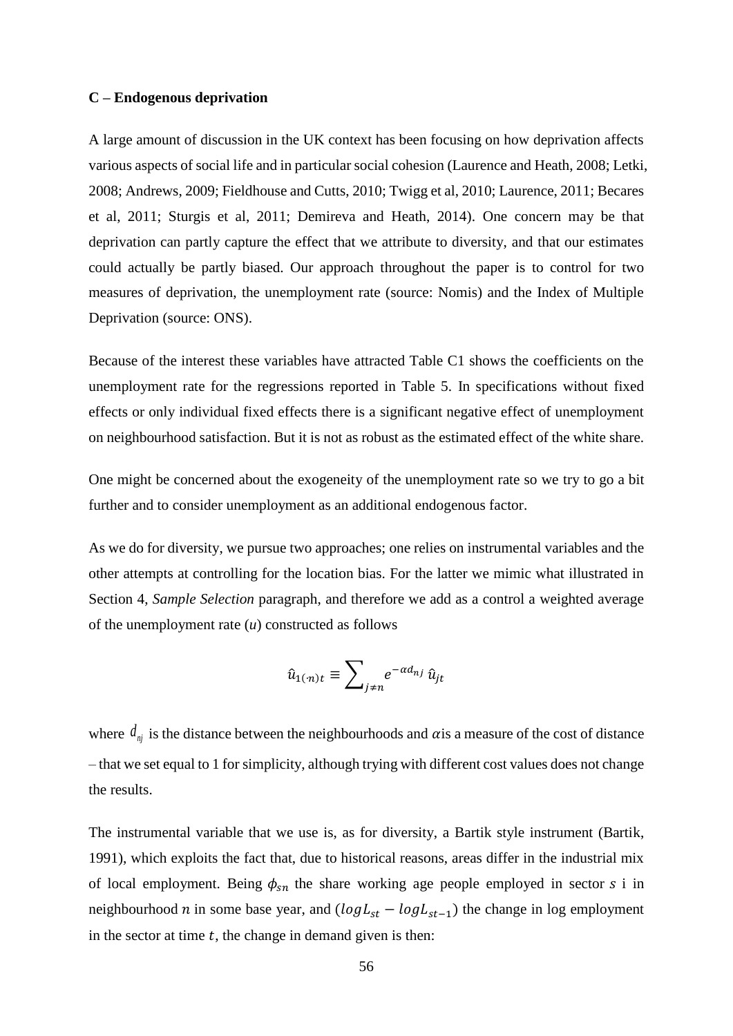**C – Endogenous deprivation**

A large amount of discussion in the UK context has been focusing on how deprivation affects various aspects of social life and in particular social cohesion (Laurence and Heath, 2008; Letki, 2008; Andrews, 2009; Fieldhouse and Cutts, 2010; Twigg et al, 2010; Laurence, 2011; Becares et al, 2011; Sturgis et al, 2011; Demireva and Heath, 2014). One concern may be that deprivation can partly capture the effect that we attribute to diversity, and that our estimates could actually be partly biased. Our approach throughout the paper is to control for two measures of deprivation, the unemployment rate (source: Nomis) and the Index of Multiple Deprivation (source: ONS).

Because of the interest these variables have attracted Table C1 shows the coefficients on the unemployment rate for the regressions reported in Table 5. In specifications without fixed effects or only individual fixed effects there is a significant negative effect of unemployment on neighbourhood satisfaction. But it is not as robust as the estimated effect of the white share.

One might be concerned about the exogeneity of the unemployment rate so we try to go a bit further and to consider unemployment as an additional endogenous factor.

As we do for diversity, we pursue two approaches; one relies on instrumental variables and the other attempts at controlling for the location bias. For the latter we mimic what illustrated in Section 4, *Sample Selection* paragraph, and therefore we add as a control a weighted average of the unemployment rate ($u$) constructed as follows

$$\hat{u}_{1(\cdot n)t} \equiv \sum_{j \neq n} e^{-\alpha d_{nj}} \, \hat{u}_{jt}$$

where $d_{nj}$ is the distance between the neighbourhoods and $\alpha$is a measure of the cost of distance – that we set equal to 1 for simplicity, although trying with different cost values does not change the results.

The instrumental variable that we use is, as for diversity, a Bartik style instrument (Bartik, 1991), which exploits the fact that, due to historical reasons, areas differ in the industrial mix of local employment. Being $\phi_{sn}$ the share working age people employed in sector $s$ i in neighbourhood $n$ in some base year, and $(logL_{st} - logL_{st-1})$ the change in log employment in the sector at time $t$, the change in demand given is then: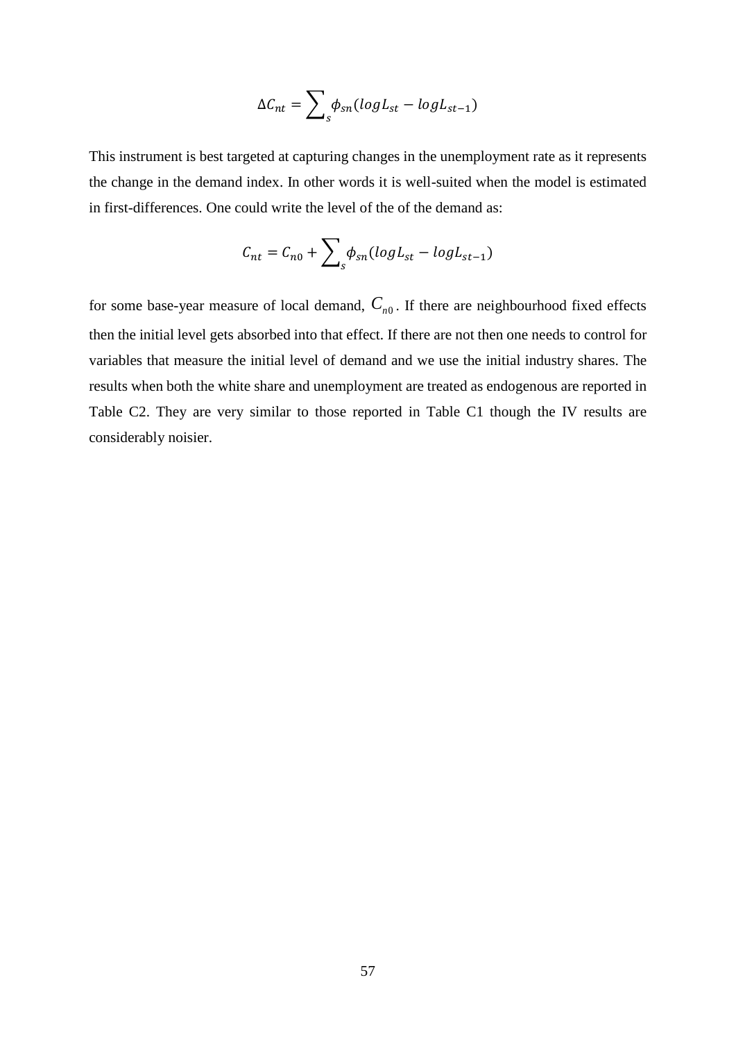$$\Delta C_{nt} = \sum_{s} \phi_{sn}(logL_{st} - logL_{st-1})$$

This instrument is best targeted at capturing changes in the unemployment rate as it represents the change in the demand index. In other words it is well-suited when the model is estimated in first-differences. One could write the level of the of the demand as:

$$C_{nt} = C_{n0} + \sum_{s} \phi_{sn}(logL_{st} - logL_{st-1})$$

for some base-year measure of local demand, $C_{n0}$. If there are neighbourhood fixed effects then the initial level gets absorbed into that effect. If there are not then one needs to control for variables that measure the initial level of demand and we use the initial industry shares. The results when both the white share and unemployment are treated as endogenous are reported in Table C2. They are very similar to those reported in Table C1 though the IV results are considerably noisier.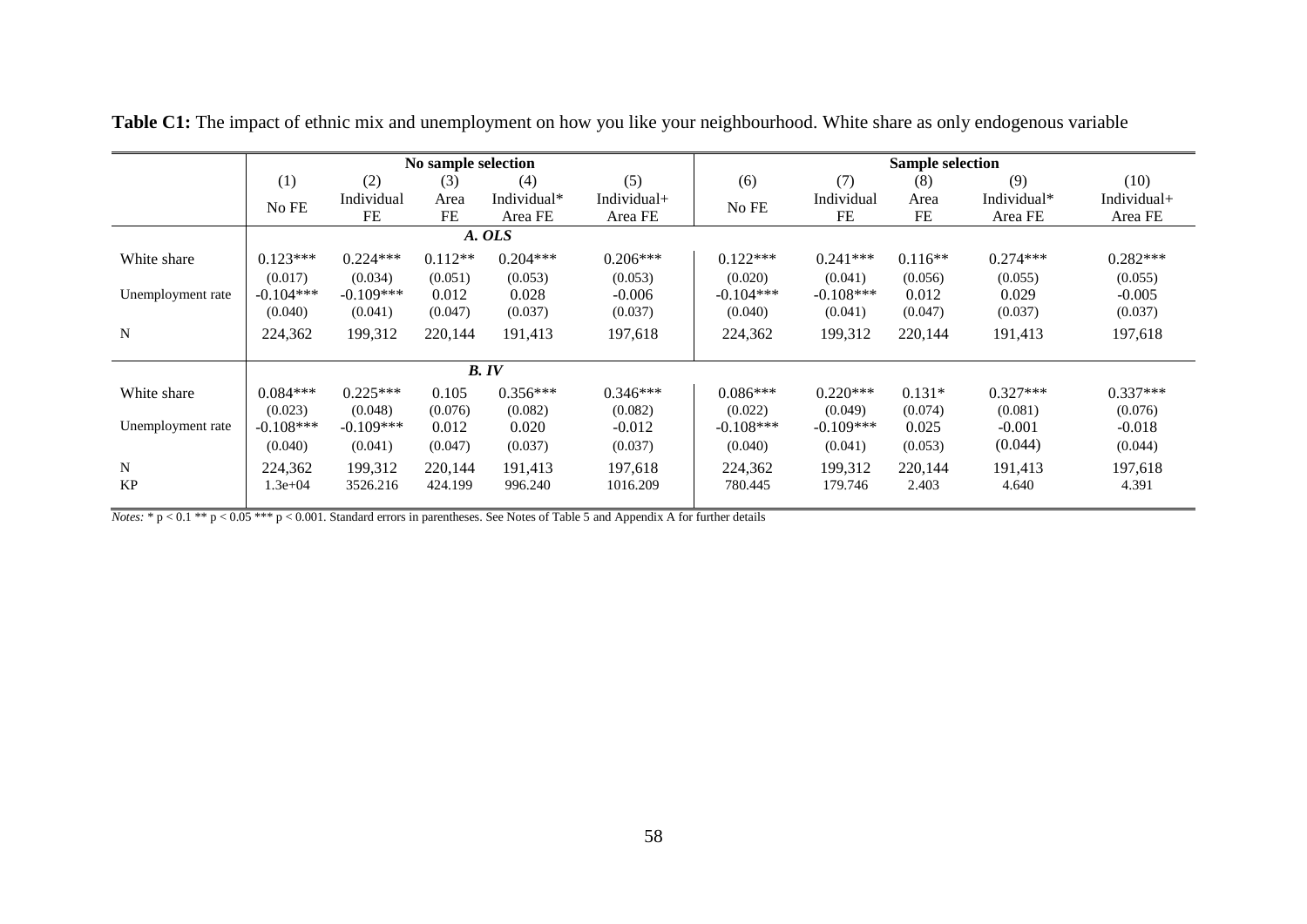**Table C1:** The impact of ethnic mix and unemployment on how you like your neighbourhood. White share as only endogenous variable

| | No sample selection | | | | | Sample selection | | | | |
|---|---|---|---|---|---|---|---|---|---|---|
| | (1) | (2) | (3) | (4) | (5) | (6) | (7) | (8) | (9) | (10) |
| | No FE | Individual FE | Area FE | Individual* Area FE | Individual+ Area FE | No FE | Individual FE | Area FE | Individual* Area FE | Individual+ Area FE |
| | ***A. OLS*** | | | | | | | | | |
| White share | 0.123*** | 0.224*** | 0.112** | 0.204*** | 0.206*** | 0.122*** | 0.241*** | 0.116** | 0.274*** | 0.282*** |
| | (0.017) | (0.034) | (0.051) | (0.053) | (0.053) | (0.020) | (0.041) | (0.056) | (0.055) | (0.055) |
| Unemployment rate | -0.104*** | -0.109*** | 0.012 | 0.028 | -0.006 | -0.104*** | -0.108*** | 0.012 | 0.029 | -0.005 |
| | (0.040) | (0.041) | (0.047) | (0.037) | (0.037) | (0.040) | (0.041) | (0.047) | (0.037) | (0.037) |
| N | 224,362 | 199,312 | 220,144 | 191,413 | 197,618 | 224,362 | 199,312 | 220,144 | 191,413 | 197,618 |
| | ***B. IV*** | | | | | | | | | |
| White share | 0.084*** | 0.225*** | 0.105 | 0.356*** | 0.346*** | 0.086*** | 0.220*** | 0.131* | 0.327*** | 0.337*** |
| | (0.023) | (0.048) | (0.076) | (0.082) | (0.082) | (0.022) | (0.049) | (0.074) | (0.081) | (0.076) |
| Unemployment rate | -0.108*** | -0.109*** | 0.012 | 0.020 | -0.012 | -0.108*** | -0.109*** | 0.025 | -0.001 | -0.018 |
| | (0.040) | (0.041) | (0.047) | (0.037) | (0.037) | (0.040) | (0.041) | (0.053) | (0.044) | (0.044) |
| N | 224,362 | 199,312 | 220,144 | 191,413 | 197,618 | 224,362 | 199,312 | 220,144 | 191,413 | 197,618 |
| KP | 1.3e+04 | 3526.216 | 424.199 | 996.240 | 1016.209 | 780.445 | 179.746 | 2.403 | 4.640 | 4.391 |

*Notes:* * p < 0.1 ** p < 0.05 *** p < 0.001. Standard errors in parentheses. See Notes of Table 5 and Appendix A for further details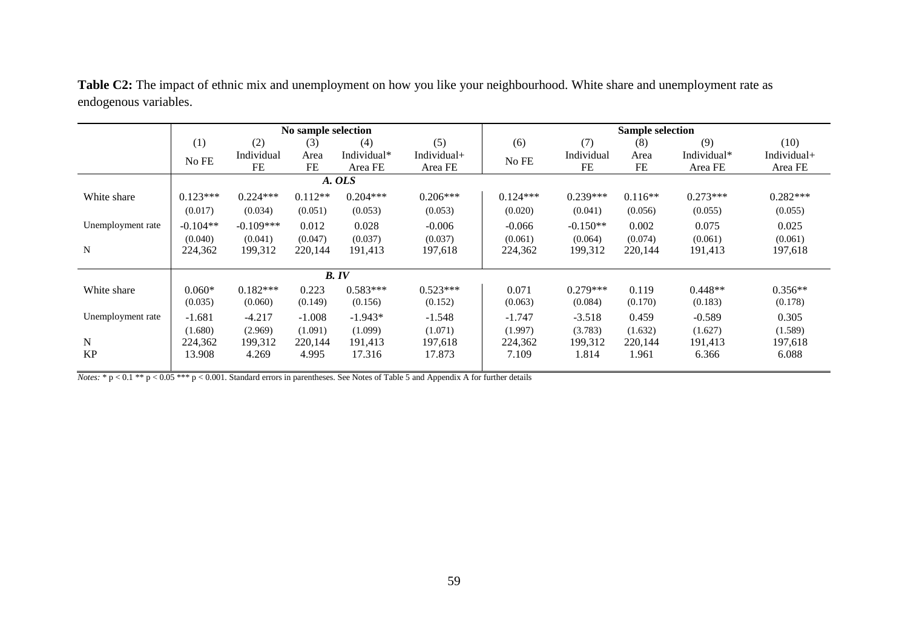**Table C2:** The impact of ethnic mix and unemployment on how you like your neighbourhood. White share and unemployment rate as endogenous variables.

| | No sample selection | | | | | Sample selection | | | | |
|---|---|---|---|---|---|---|---|---|---|---|
| | (1) | (2) | (3) | (4) | (5) | (6) | (7) | (8) | (9) | (10) |
| | No FE | Individual FE | Area FE | Individual* Area FE | Individual+ Area FE | No FE | Individual FE | Area FE | Individual* Area FE | Individual+ Area FE |
| | | | | *A. OLS* | | | | | | |
| White share | 0.123*** | 0.224*** | 0.112** | 0.204*** | 0.206*** | 0.124*** | 0.239*** | 0.116** | 0.273*** | 0.282*** |
| | (0.017) | (0.034) | (0.051) | (0.053) | (0.053) | (0.020) | (0.041) | (0.056) | (0.055) | (0.055) |
| Unemployment rate | -0.104** | -0.109*** | 0.012 | 0.028 | -0.006 | -0.066 | -0.150** | 0.002 | 0.075 | 0.025 |
| | (0.040) | (0.041) | (0.047) | (0.037) | (0.037) | (0.061) | (0.064) | (0.074) | (0.061) | (0.061) |
| N | 224,362 | 199,312 | 220,144 | 191,413 | 197,618 | 224,362 | 199,312 | 220,144 | 191,413 | 197,618 |
| | | | | *B. IV* | | | | | | |
| White share | 0.060* | 0.182*** | 0.223 | 0.583*** | 0.523*** | 0.071 | 0.279*** | 0.119 | 0.448** | 0.356** |
| | (0.035) | (0.060) | (0.149) | (0.156) | (0.152) | (0.063) | (0.084) | (0.170) | (0.183) | (0.178) |
| Unemployment rate | -1.681 | -4.217 | -1.008 | -1.943* | -1.548 | -1.747 | -3.518 | 0.459 | -0.589 | 0.305 |
| | (1.680) | (2.969) | (1.091) | (1.099) | (1.071) | (1.997) | (3.783) | (1.632) | (1.627) | (1.589) |
| N | 224,362 | 199,312 | 220,144 | 191,413 | 197,618 | 224,362 | 199,312 | 220,144 | 191,413 | 197,618 |
| KP | 13.908 | 4.269 | 4.995 | 17.316 | 17.873 | 7.109 | 1.814 | 1.961 | 6.366 | 6.088 |

*Notes:* * $p < 0.1$ ** $p < 0.05$ *** $p < 0.001$. Standard errors in parentheses. See Notes of Table 5 and Appendix A for further details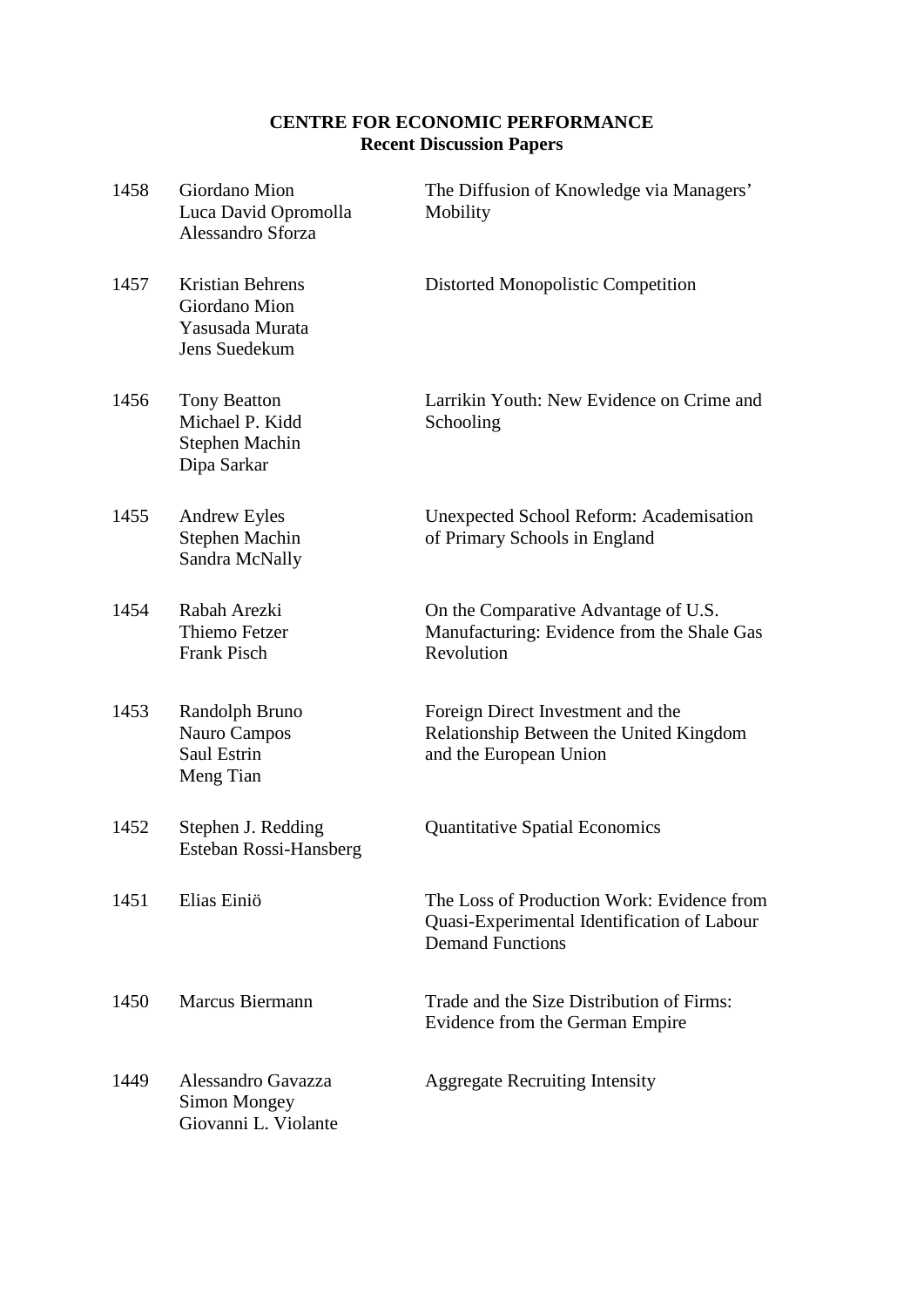**CENTRE FOR ECONOMIC PERFORMANCE**
**Recent Discussion Papers**

| | | |
|---|---|---|
| 1458 | Giordano Mion<br>Luca David Opromolla<br>Alessandro Sforza | The Diffusion of Knowledge via Managers' Mobility |
| 1457 | Kristian Behrens<br>Giordano Mion<br>Yasusada Murata<br>Jens Suedekum | Distorted Monopolistic Competition |
| 1456 | Tony Beatton<br>Michael P. Kidd<br>Stephen Machin<br>Dipa Sarkar | Larrikin Youth: New Evidence on Crime and Schooling |
| 1455 | Andrew Eyles<br>Stephen Machin<br>Sandra McNally | Unexpected School Reform: Academisation of Primary Schools in England |
| 1454 | Rabah Arezki<br>Thiemo Fetzer<br>Frank Pisch | On the Comparative Advantage of U.S. Manufacturing: Evidence from the Shale Gas Revolution |
| 1453 | Randolph Bruno<br>Nauro Campos<br>Saul Estrin<br>Meng Tian | Foreign Direct Investment and the Relationship Between the United Kingdom and the European Union |
| 1452 | Stephen J. Redding<br>Esteban Rossi-Hansberg | Quantitative Spatial Economics |
| 1451 | Elias Einiö | The Loss of Production Work: Evidence from Quasi-Experimental Identification of Labour Demand Functions |
| 1450 | Marcus Biermann | Trade and the Size Distribution of Firms: Evidence from the German Empire |
| 1449 | Alessandro Gavazza<br>Simon Mongey<br>Giovanni L. Violante | Aggregate Recruiting Intensity |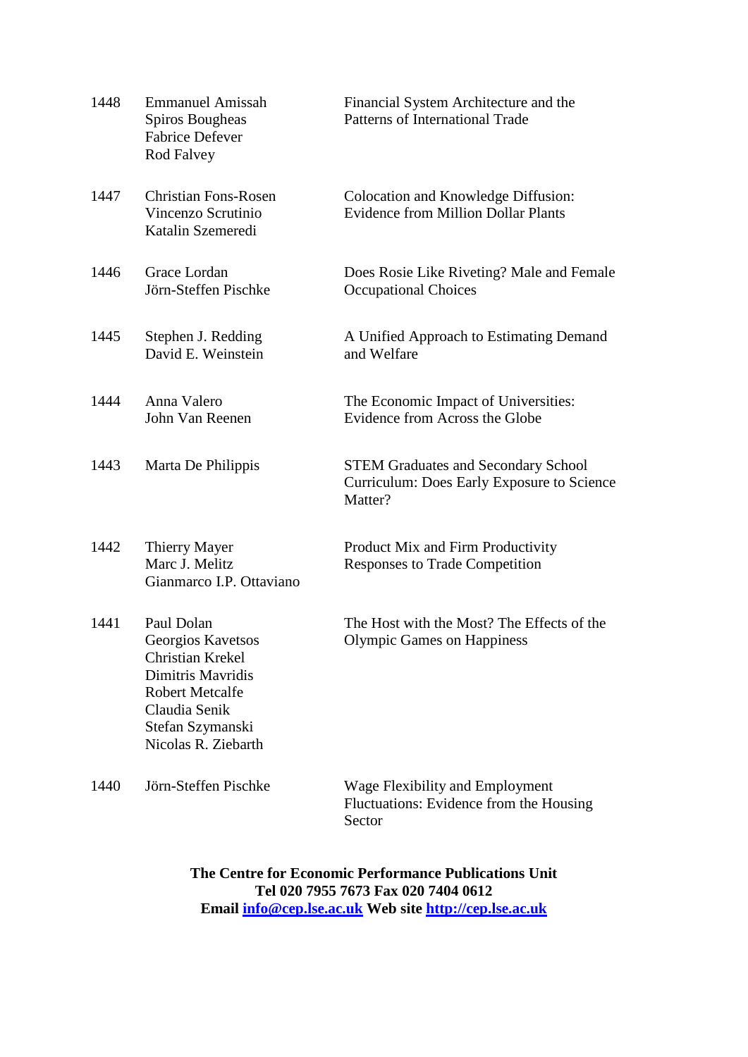| | | |
|---|---|---|
| 1448 | Emmanuel Amissah<br>Spiros Bougheas<br>Fabrice Defever<br>Rod Falvey | Financial System Architecture and the Patterns of International Trade |
| 1447 | Christian Fons-Rosen<br>Vincenzo Scrutinio<br>Katalin Szemeredi | Colocation and Knowledge Diffusion: Evidence from Million Dollar Plants |
| 1446 | Grace Lordan<br>Jörn-Steffen Pischke | Does Rosie Like Riveting? Male and Female Occupational Choices |
| 1445 | Stephen J. Redding<br>David E. Weinstein | A Unified Approach to Estimating Demand and Welfare |
| 1444 | Anna Valero<br>John Van Reenen | The Economic Impact of Universities: Evidence from Across the Globe |
| 1443 | Marta De Philippis | STEM Graduates and Secondary School Curriculum: Does Early Exposure to Science Matter? |
| 1442 | Thierry Mayer<br>Marc J. Melitz<br>Gianmarco I.P. Ottaviano | Product Mix and Firm Productivity Responses to Trade Competition |
| 1441 | Paul Dolan<br>Georgios Kavetsos<br>Christian Krekel<br>Dimitris Mavridis<br>Robert Metcalfe<br>Claudia Senik<br>Stefan Szymanski<br>Nicolas R. Ziebarth | The Host with the Most? The Effects of the Olympic Games on Happiness |
| 1440 | Jörn-Steffen Pischke | Wage Flexibility and Employment Fluctuations: Evidence from the Housing Sector |

**The Centre for Economic Performance Publications Unit**
**Tel 020 7955 7673 Fax 020 7404 0612**
**Email info@cep.lse.ac.uk Web site http://cep.lse.ac.uk**